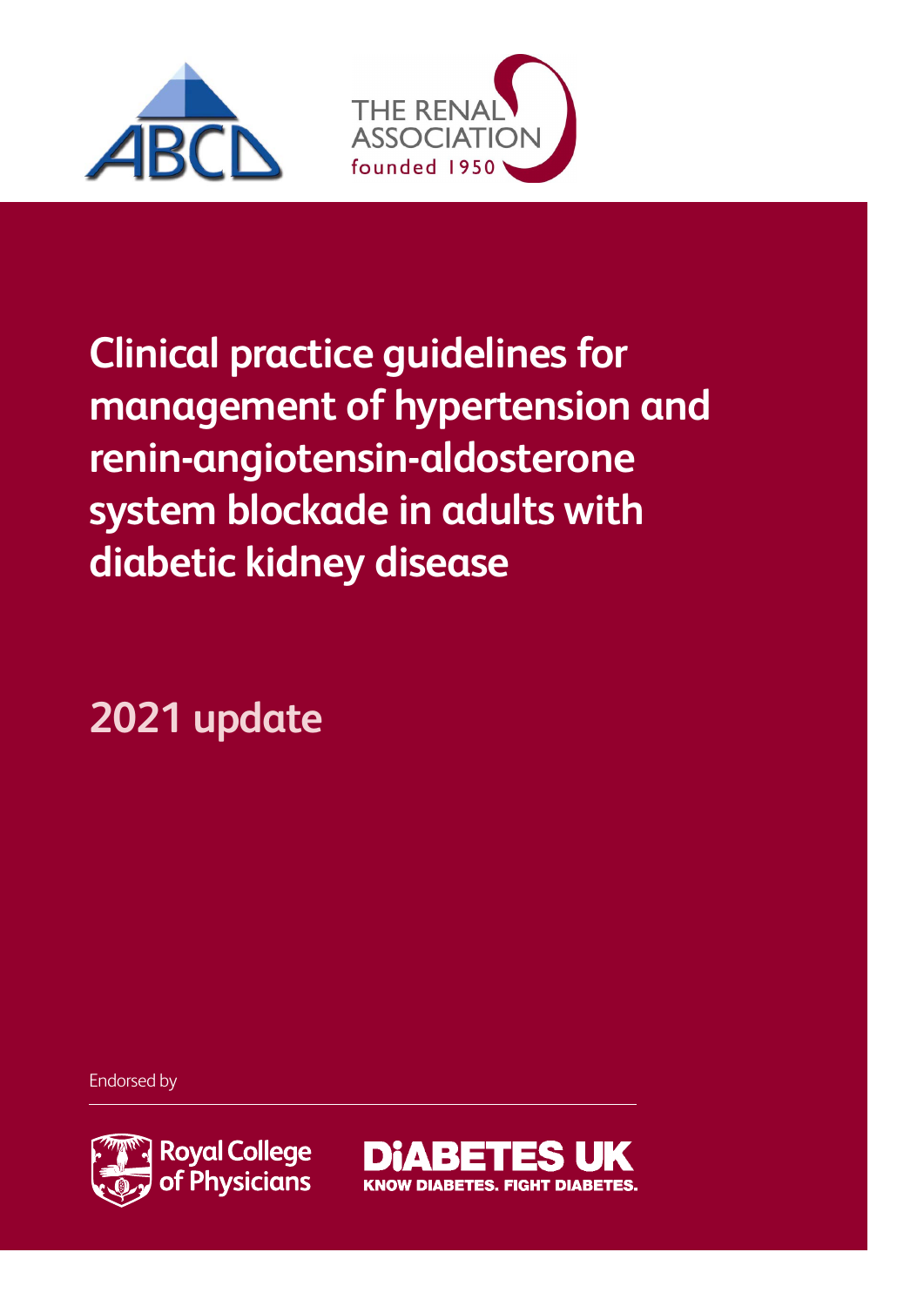ABCD

THE RENAL ASSOCIATION
founded 1950

# Clinical practice guidelines for management of hypertension and renin-angiotensin-aldosterone system blockade in adults with diabetic kidney disease

## 2021 update

Endorsed by

Royal College of Physicians

DiABETES UK
KNOW DIABETES. FIGHT DIABETES.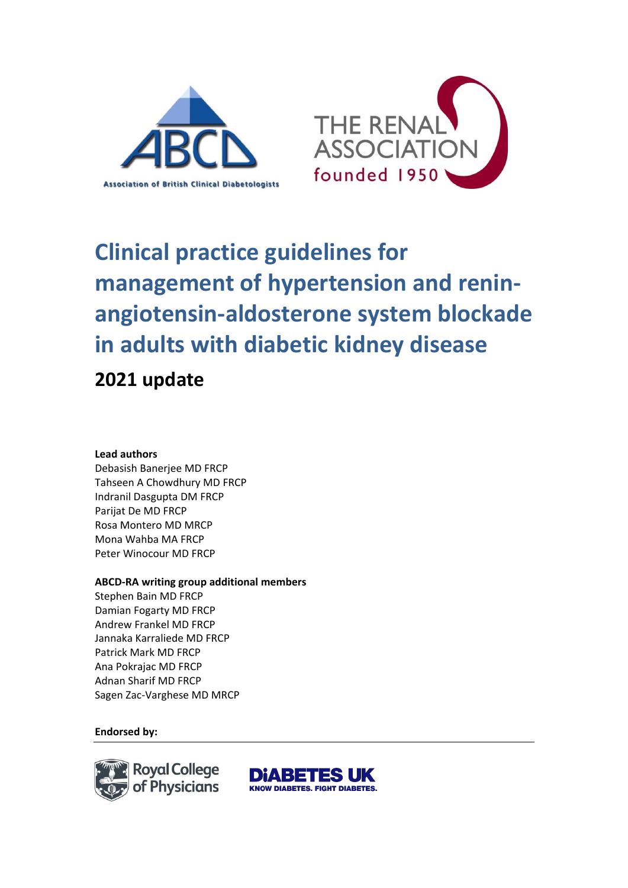# Clinical practice guidelines for management of hypertension and renin-angiotensin-aldosterone system blockade in adults with diabetic kidney disease

## 2021 update

**Lead authors**
Debasish Banerjee MD FRCP
Tahseen A Chowdhury MD FRCP
Indranil Dasgupta DM FRCP
Parijat De MD FRCP
Rosa Montero MD MRCP
Mona Wahba MA FRCP
Peter Winocour MD FRCP

**ABCD-RA writing group additional members**
Stephen Bain MD FRCP
Damian Fogarty MD FRCP
Andrew Frankel MD FRCP
Jannaka Karraliede MD FRCP
Patrick Mark MD FRCP
Ana Pokrajac MD FRCP
Adnan Sharif MD FRCP
Sagen Zac-Varghese MD MRCP

**Endorsed by:**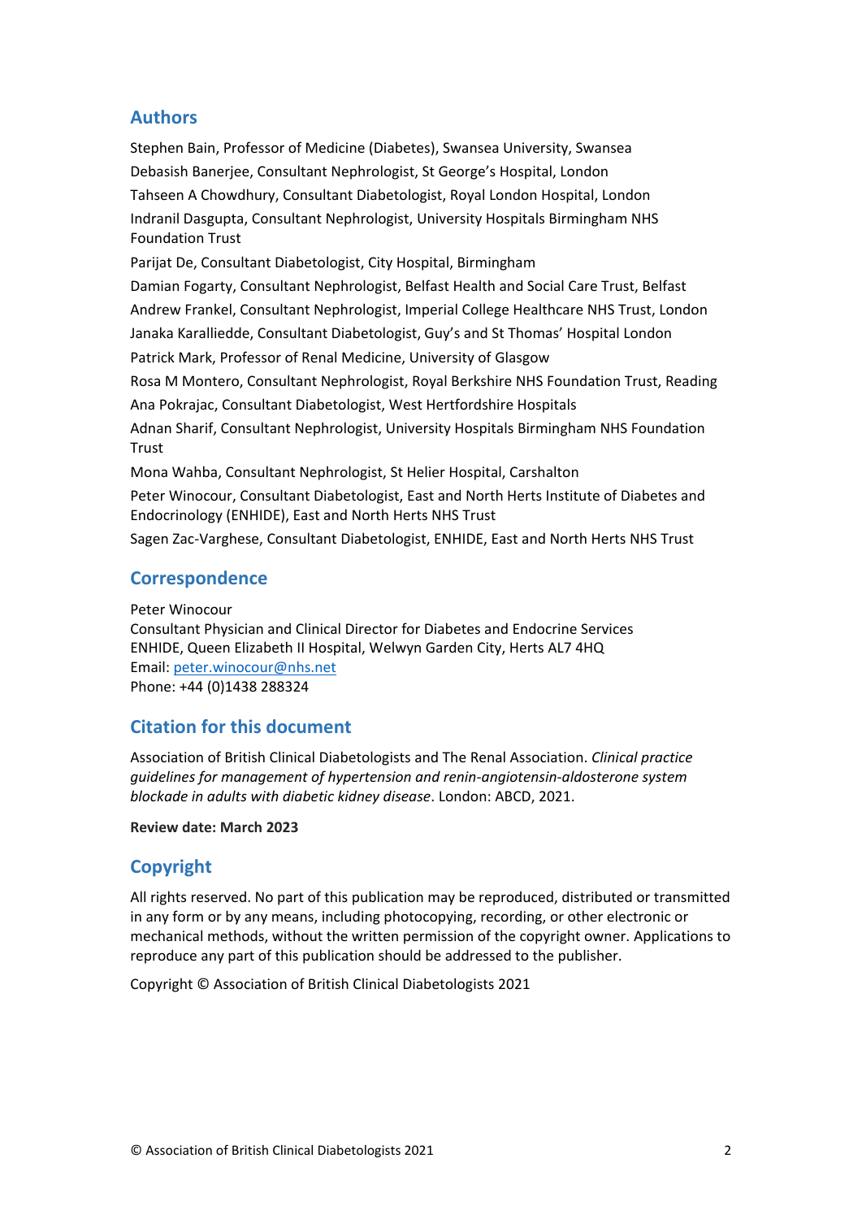## Authors

Stephen Bain, Professor of Medicine (Diabetes), Swansea University, Swansea

Debasish Banerjee, Consultant Nephrologist, St George's Hospital, London

Tahseen A Chowdhury, Consultant Diabetologist, Royal London Hospital, London

Indranil Dasgupta, Consultant Nephrologist, University Hospitals Birmingham NHS Foundation Trust

Parijat De, Consultant Diabetologist, City Hospital, Birmingham

Damian Fogarty, Consultant Nephrologist, Belfast Health and Social Care Trust, Belfast

Andrew Frankel, Consultant Nephrologist, Imperial College Healthcare NHS Trust, London

Janaka Karalliedde, Consultant Diabetologist, Guy's and St Thomas' Hospital London

Patrick Mark, Professor of Renal Medicine, University of Glasgow

Rosa M Montero, Consultant Nephrologist, Royal Berkshire NHS Foundation Trust, Reading

Ana Pokrajac, Consultant Diabetologist, West Hertfordshire Hospitals

Adnan Sharif, Consultant Nephrologist, University Hospitals Birmingham NHS Foundation Trust

Mona Wahba, Consultant Nephrologist, St Helier Hospital, Carshalton

Peter Winocour, Consultant Diabetologist, East and North Herts Institute of Diabetes and Endocrinology (ENHIDE), East and North Herts NHS Trust

Sagen Zac-Varghese, Consultant Diabetologist, ENHIDE, East and North Herts NHS Trust

## Correspondence

Peter Winocour
Consultant Physician and Clinical Director for Diabetes and Endocrine Services
ENHIDE, Queen Elizabeth II Hospital, Welwyn Garden City, Herts AL7 4HQ
Email: peter.winocour@nhs.net
Phone: +44 (0)1438 288324

## Citation for this document

Association of British Clinical Diabetologists and The Renal Association. *Clinical practice guidelines for management of hypertension and renin-angiotensin-aldosterone system blockade in adults with diabetic kidney disease*. London: ABCD, 2021.

**Review date: March 2023**

## Copyright

All rights reserved. No part of this publication may be reproduced, distributed or transmitted in any form or by any means, including photocopying, recording, or other electronic or mechanical methods, without the written permission of the copyright owner. Applications to reproduce any part of this publication should be addressed to the publisher.

Copyright © Association of British Clinical Diabetologists 2021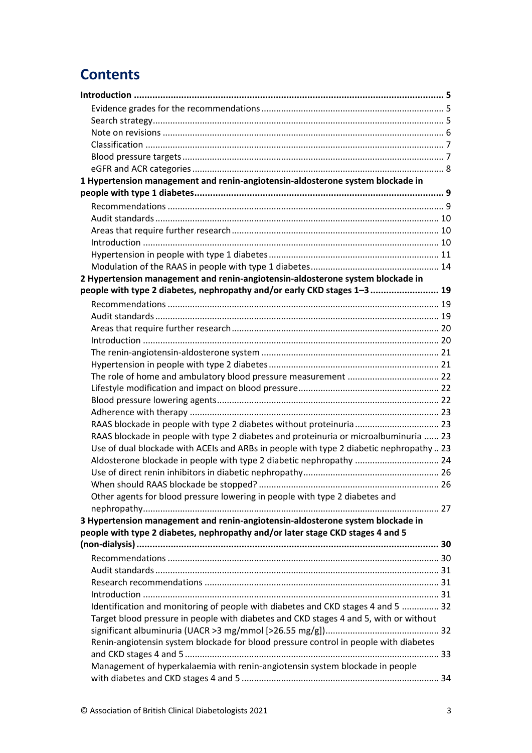# Contents

**Introduction** ..... **5**

- Evidence grades for the recommendations ..... 5
- Search strategy ..... 5
- Note on revisions ..... 6
- Classification ..... 7
- Blood pressure targets ..... 7
- eGFR and ACR categories ..... 8

**1 Hypertension management and renin-angiotensin-aldosterone system blockade in people with type 1 diabetes** ..... **9**

- Recommendations ..... 9
- Audit standards ..... 10
- Areas that require further research ..... 10
- Introduction ..... 10
- Hypertension in people with type 1 diabetes ..... 11
- Modulation of the RAAS in people with type 1 diabetes ..... 14

**2 Hypertension management and renin-angiotensin-aldosterone system blockade in people with type 2 diabetes, nephropathy and/or early CKD stages 1–3** ..... **19**

- Recommendations ..... 19
- Audit standards ..... 19
- Areas that require further research ..... 20
- Introduction ..... 20
- The renin-angiotensin-aldosterone system ..... 21
- Hypertension in people with type 2 diabetes ..... 21
- The role of home and ambulatory blood pressure measurement ..... 22
- Lifestyle modification and impact on blood pressure ..... 22
- Blood pressure lowering agents ..... 22
- Adherence with therapy ..... 23
- RAAS blockade in people with type 2 diabetes without proteinuria ..... 23
- RAAS blockade in people with type 2 diabetes and proteinuria or microalbuminuria ..... 23
- Use of dual blockade with ACEIs and ARBs in people with type 2 diabetic nephropathy ..... 23
- Aldosterone blockade in people with type 2 diabetic nephropathy ..... 24
- Use of direct renin inhibitors in diabetic nephropathy ..... 26
- When should RAAS blockade be stopped? ..... 26
- Other agents for blood pressure lowering in people with type 2 diabetes and nephropathy ..... 27

**3 Hypertension management and renin-angiotensin-aldosterone system blockade in people with type 2 diabetes, nephropathy and/or later stage CKD stages 4 and 5 (non-dialysis)** ..... **30**

- Recommendations ..... 30
- Audit standards ..... 31
- Research recommendations ..... 31
- Introduction ..... 31
- Identification and monitoring of people with diabetes and CKD stages 4 and 5 ..... 32
- Target blood pressure in people with diabetes and CKD stages 4 and 5, with or without significant albuminuria (UACR >3 mg/mmol [>26.55 mg/g]) ..... 32
- Renin-angiotensin system blockade for blood pressure control in people with diabetes and CKD stages 4 and 5 ..... 33
- Management of hyperkalaemia with renin-angiotensin system blockade in people with diabetes and CKD stages 4 and 5 ..... 34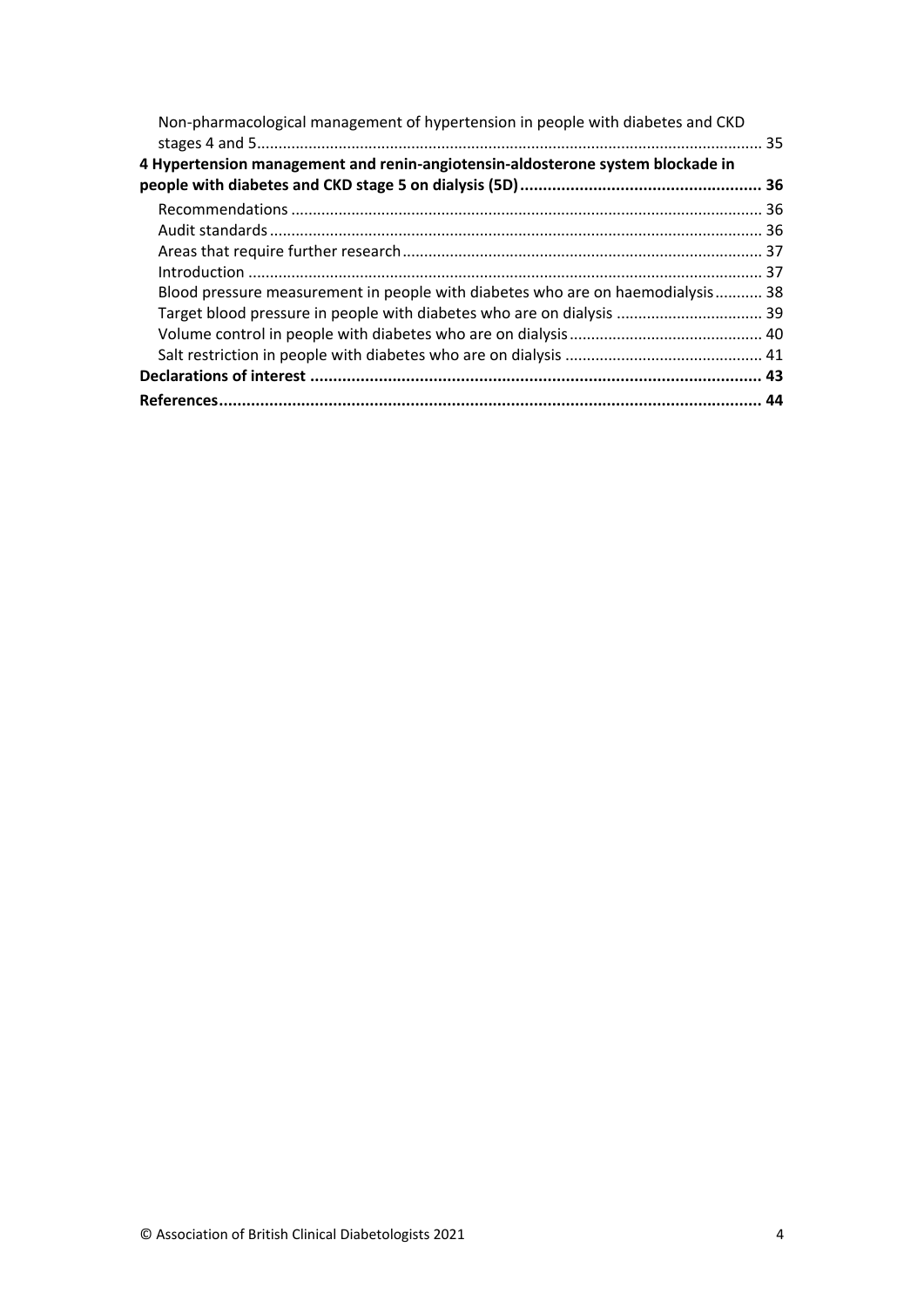Non-pharmacological management of hypertension in people with diabetes and CKD stages 4 and 5 ........ 35

**4 Hypertension management and renin-angiotensin-aldosterone system blockade in people with diabetes and CKD stage 5 on dialysis (5D) ........ 36**

Recommendations ........ 36

Audit standards ........ 36

Areas that require further research ........ 37

Introduction ........ 37

Blood pressure measurement in people with diabetes who are on haemodialysis ........ 38

Target blood pressure in people with diabetes who are on dialysis ........ 39

Volume control in people with diabetes who are on dialysis ........ 40

Salt restriction in people with diabetes who are on dialysis ........ 41

**Declarations of interest ........ 43**

**References ........ 44**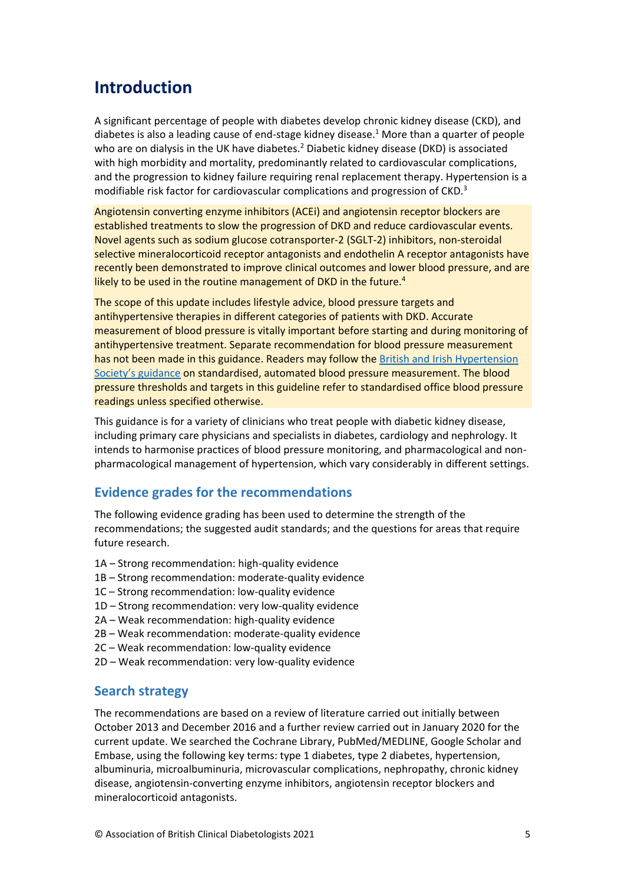# Introduction

A significant percentage of people with diabetes develop chronic kidney disease (CKD), and diabetes is also a leading cause of end-stage kidney disease.[1] More than a quarter of people who are on dialysis in the UK have diabetes.[2] Diabetic kidney disease (DKD) is associated with high morbidity and mortality, predominantly related to cardiovascular complications, and the progression to kidney failure requiring renal replacement therapy. Hypertension is a modifiable risk factor for cardiovascular complications and progression of CKD.[3]

Angiotensin converting enzyme inhibitors (ACEi) and angiotensin receptor blockers are established treatments to slow the progression of DKD and reduce cardiovascular events. Novel agents such as sodium glucose cotransporter-2 (SGLT-2) inhibitors, non-steroidal selective mineralocorticoid receptor antagonists and endothelin A receptor antagonists have recently been demonstrated to improve clinical outcomes and lower blood pressure, and are likely to be used in the routine management of DKD in the future.[4]

The scope of this update includes lifestyle advice, blood pressure targets and antihypertensive therapies in different categories of patients with DKD. Accurate measurement of blood pressure is vitally important before starting and during monitoring of antihypertensive treatment. Separate recommendation for blood pressure measurement has not been made in this guidance. Readers may follow the British and Irish Hypertension Society's guidance on standardised, automated blood pressure measurement. The blood pressure thresholds and targets in this guideline refer to standardised office blood pressure readings unless specified otherwise.

This guidance is for a variety of clinicians who treat people with diabetic kidney disease, including primary care physicians and specialists in diabetes, cardiology and nephrology. It intends to harmonise practices of blood pressure monitoring, and pharmacological and non-pharmacological management of hypertension, which vary considerably in different settings.

## Evidence grades for the recommendations

The following evidence grading has been used to determine the strength of the recommendations; the suggested audit standards; and the questions for areas that require future research.

1A – Strong recommendation: high-quality evidence
1B – Strong recommendation: moderate-quality evidence
1C – Strong recommendation: low-quality evidence
1D – Strong recommendation: very low-quality evidence
2A – Weak recommendation: high-quality evidence
2B – Weak recommendation: moderate-quality evidence
2C – Weak recommendation: low-quality evidence
2D – Weak recommendation: very low-quality evidence

## Search strategy

The recommendations are based on a review of literature carried out initially between October 2013 and December 2016 and a further review carried out in January 2020 for the current update. We searched the Cochrane Library, PubMed/MEDLINE, Google Scholar and Embase, using the following key terms: type 1 diabetes, type 2 diabetes, hypertension, albuminuria, microalbuminuria, microvascular complications, nephropathy, chronic kidney disease, angiotensin-converting enzyme inhibitors, angiotensin receptor blockers and mineralocorticoid antagonists.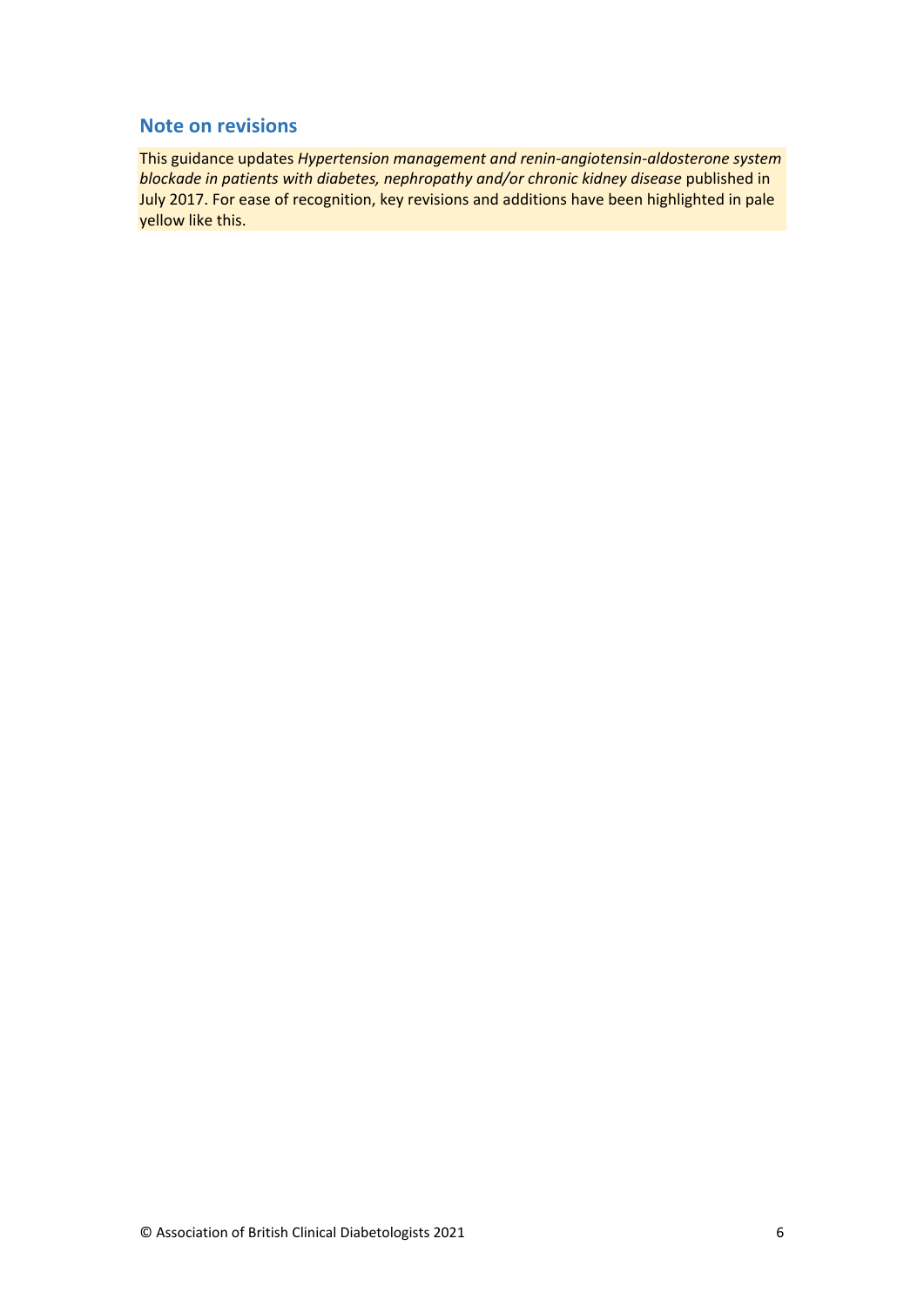## Note on revisions

This guidance updates *Hypertension management and renin-angiotensin-aldosterone system blockade in patients with diabetes, nephropathy and/or chronic kidney disease* published in July 2017. For ease of recognition, key revisions and additions have been highlighted in pale yellow like this.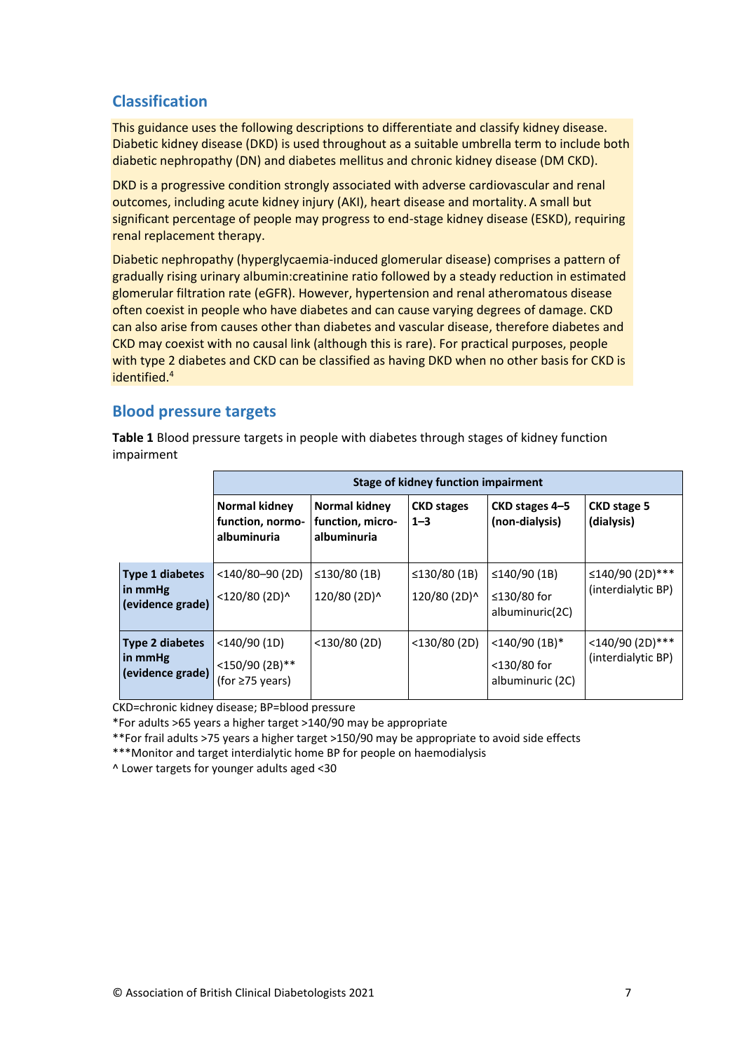## Classification

This guidance uses the following descriptions to differentiate and classify kidney disease. Diabetic kidney disease (DKD) is used throughout as a suitable umbrella term to include both diabetic nephropathy (DN) and diabetes mellitus and chronic kidney disease (DM CKD).

DKD is a progressive condition strongly associated with adverse cardiovascular and renal outcomes, including acute kidney injury (AKI), heart disease and mortality. A small but significant percentage of people may progress to end-stage kidney disease (ESKD), requiring renal replacement therapy.

Diabetic nephropathy (hyperglycaemia-induced glomerular disease) comprises a pattern of gradually rising urinary albumin:creatinine ratio followed by a steady reduction in estimated glomerular filtration rate (eGFR). However, hypertension and renal atheromatous disease often coexist in people who have diabetes and can cause varying degrees of damage. CKD can also arise from causes other than diabetes and vascular disease, therefore diabetes and CKD may coexist with no causal link (although this is rare). For practical purposes, people with type 2 diabetes and CKD can be classified as having DKD when no other basis for CKD is identified.[4]

## Blood pressure targets

**Table 1** Blood pressure targets in people with diabetes through stages of kidney function impairment

| | Stage of kidney function impairment | | | | |
|---|---|---|---|---|---|
| | **Normal kidney function, normo-albuminuria** | **Normal kidney function, micro-albuminuria** | **CKD stages 1–3** | **CKD stages 4–5 (non-dialysis)** | **CKD stage 5 (dialysis)** |
| **Type 1 diabetes in mmHg (evidence grade)** | <140/80–90 (2D)<br><120/80 (2D)^ | ≤130/80 (1B)<br>120/80 (2D)^ | ≤130/80 (1B)<br>120/80 (2D)^ | ≤140/90 (1B)<br>≤130/80 for albuminuric(2C) | ≤140/90 (2D)***<br>(interdialytic BP) |
| **Type 2 diabetes in mmHg (evidence grade)** | <140/90 (1D)<br><150/90 (2B)** (for ≥75 years) | <130/80 (2D) | <130/80 (2D) | <140/90 (1B)*<br><130/80 for albuminuric (2C) | <140/90 (2D)***<br>(interdialytic BP) |

CKD=chronic kidney disease; BP=blood pressure

*For adults >65 years a higher target >140/90 may be appropriate

**For frail adults >75 years a higher target >150/90 may be appropriate to avoid side effects

***Monitor and target interdialytic home BP for people on haemodialysis

^ Lower targets for younger adults aged <30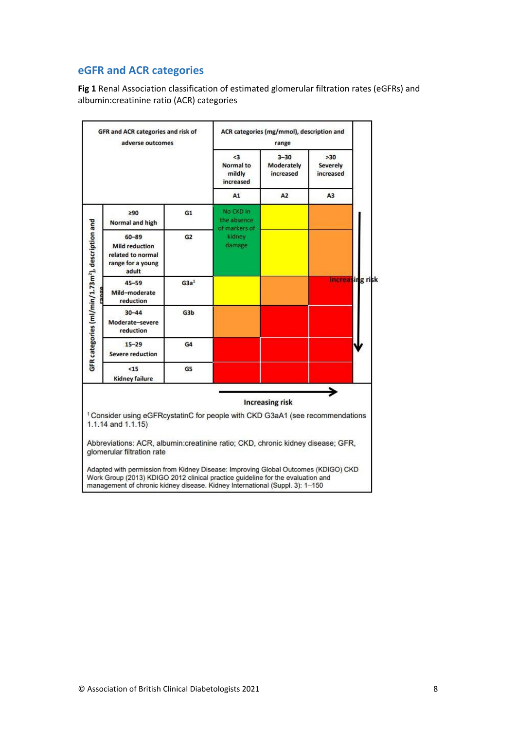## eGFR and ACR categories

**Fig 1** Renal Association classification of estimated glomerular filtration rates (eGFRs) and albumin:creatinine ratio (ACR) categories

| GFR and ACR categories and risk of adverse outcomes | | | ACR categories (mg/mmol), description and range | | |
|---|---|---|---|---|---|
| | | | <3 Normal to mildly increased | 3–30 Moderately increased | >30 Severely increased |
| | | | A1 | A2 | A3 |
| GFR categories (ml/min/1.73m²), description and range | ≥90 Normal and high | G1 | No CKD in the absence of markers of kidney damage | | |
| | 60–89 Mild reduction related to normal range for a young adult | G2 | | | |
| | 45–59 Mild–moderate reduction | G3a[1] | | | |
| | 30–44 Moderate–severe reduction | G3b | | | |
| | 15–29 Severe reduction | G4 | | | |
| | <15 Kidney failure | G5 | | | |

Increasing risk

Increasing risk

[1] Consider using eGFRcystatinC for people with CKD G3aA1 (see recommendations 1.1.14 and 1.1.15)

Abbreviations: ACR, albumin:creatinine ratio; CKD, chronic kidney disease; GFR, glomerular filtration rate

Adapted with permission from Kidney Disease: Improving Global Outcomes (KDIGO) CKD Work Group (2013) KDIGO 2012 clinical practice guideline for the evaluation and management of chronic kidney disease. Kidney International (Suppl. 3): 1–150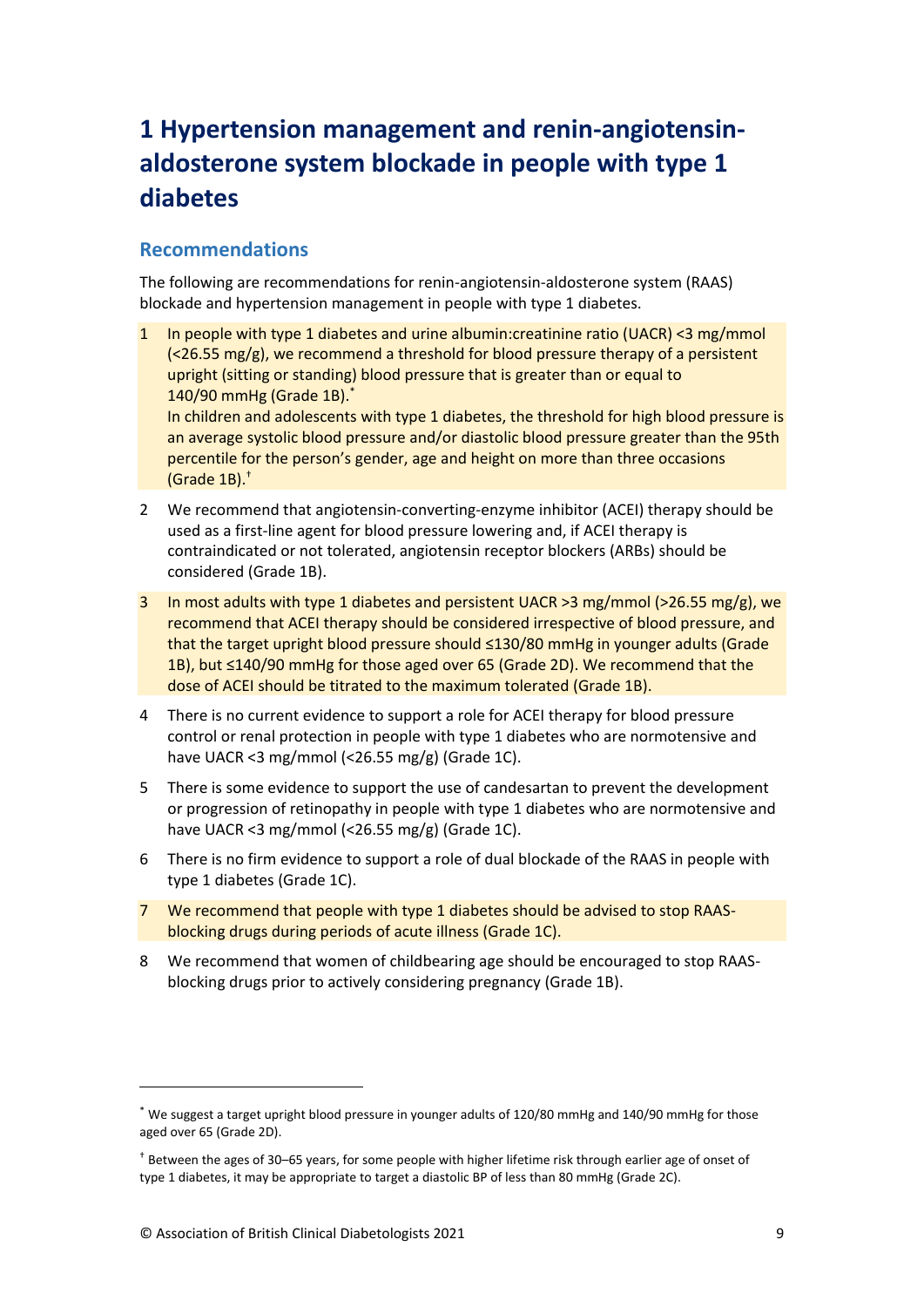# 1 Hypertension management and renin-angiotensin-aldosterone system blockade in people with type 1 diabetes

## Recommendations

The following are recommendations for renin-angiotensin-aldosterone system (RAAS) blockade and hypertension management in people with type 1 diabetes.

1. In people with type 1 diabetes and urine albumin:creatinine ratio (UACR) <3 mg/mmol (<26.55 mg/g), we recommend a threshold for blood pressure therapy of a persistent upright (sitting or standing) blood pressure that is greater than or equal to 140/90 mmHg (Grade 1B).*
   In children and adolescents with type 1 diabetes, the threshold for high blood pressure is an average systolic blood pressure and/or diastolic blood pressure greater than the 95th percentile for the person's gender, age and height on more than three occasions (Grade 1B).†
2. We recommend that angiotensin-converting-enzyme inhibitor (ACEI) therapy should be used as a first-line agent for blood pressure lowering and, if ACEI therapy is contraindicated or not tolerated, angiotensin receptor blockers (ARBs) should be considered (Grade 1B).
3. In most adults with type 1 diabetes and persistent UACR >3 mg/mmol (>26.55 mg/g), we recommend that ACEI therapy should be considered irrespective of blood pressure, and that the target upright blood pressure should ≤130/80 mmHg in younger adults (Grade 1B), but ≤140/90 mmHg for those aged over 65 (Grade 2D). We recommend that the dose of ACEI should be titrated to the maximum tolerated (Grade 1B).
4. There is no current evidence to support a role for ACEI therapy for blood pressure control or renal protection in people with type 1 diabetes who are normotensive and have UACR <3 mg/mmol (<26.55 mg/g) (Grade 1C).
5. There is some evidence to support the use of candesartan to prevent the development or progression of retinopathy in people with type 1 diabetes who are normotensive and have UACR <3 mg/mmol (<26.55 mg/g) (Grade 1C).
6. There is no firm evidence to support a role of dual blockade of the RAAS in people with type 1 diabetes (Grade 1C).
7. We recommend that people with type 1 diabetes should be advised to stop RAAS-blocking drugs during periods of acute illness (Grade 1C).
8. We recommend that women of childbearing age should be encouraged to stop RAAS-blocking drugs prior to actively considering pregnancy (Grade 1B).

---

* We suggest a target upright blood pressure in younger adults of 120/80 mmHg and 140/90 mmHg for those aged over 65 (Grade 2D).

† Between the ages of 30–65 years, for some people with higher lifetime risk through earlier age of onset of type 1 diabetes, it may be appropriate to target a diastolic BP of less than 80 mmHg (Grade 2C).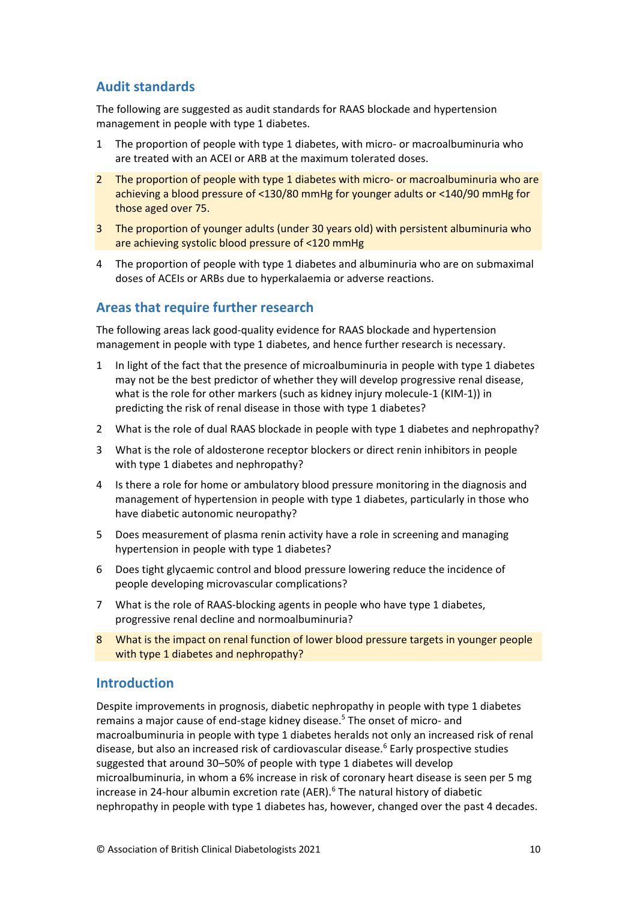## Audit standards

The following are suggested as audit standards for RAAS blockade and hypertension management in people with type 1 diabetes.

1. The proportion of people with type 1 diabetes, with micro- or macroalbuminuria who are treated with an ACEI or ARB at the maximum tolerated doses.
2. The proportion of people with type 1 diabetes with micro- or macroalbuminuria who are achieving a blood pressure of <130/80 mmHg for younger adults or <140/90 mmHg for those aged over 75.
3. The proportion of younger adults (under 30 years old) with persistent albuminuria who are achieving systolic blood pressure of <120 mmHg
4. The proportion of people with type 1 diabetes and albuminuria who are on submaximal doses of ACEIs or ARBs due to hyperkalaemia or adverse reactions.

## Areas that require further research

The following areas lack good-quality evidence for RAAS blockade and hypertension management in people with type 1 diabetes, and hence further research is necessary.

1. In light of the fact that the presence of microalbuminuria in people with type 1 diabetes may not be the best predictor of whether they will develop progressive renal disease, what is the role for other markers (such as kidney injury molecule-1 (KIM-1)) in predicting the risk of renal disease in those with type 1 diabetes?
2. What is the role of dual RAAS blockade in people with type 1 diabetes and nephropathy?
3. What is the role of aldosterone receptor blockers or direct renin inhibitors in people with type 1 diabetes and nephropathy?
4. Is there a role for home or ambulatory blood pressure monitoring in the diagnosis and management of hypertension in people with type 1 diabetes, particularly in those who have diabetic autonomic neuropathy?
5. Does measurement of plasma renin activity have a role in screening and managing hypertension in people with type 1 diabetes?
6. Does tight glycaemic control and blood pressure lowering reduce the incidence of people developing microvascular complications?
7. What is the role of RAAS-blocking agents in people who have type 1 diabetes, progressive renal decline and normoalbuminuria?
8. What is the impact on renal function of lower blood pressure targets in younger people with type 1 diabetes and nephropathy?

## Introduction

Despite improvements in prognosis, diabetic nephropathy in people with type 1 diabetes remains a major cause of end-stage kidney disease.[5] The onset of micro- and macroalbuminuria in people with type 1 diabetes heralds not only an increased risk of renal disease, but also an increased risk of cardiovascular disease.[6] Early prospective studies suggested that around 30–50% of people with type 1 diabetes will develop microalbuminuria, in whom a 6% increase in risk of coronary heart disease is seen per 5 mg increase in 24-hour albumin excretion rate (AER).[6] The natural history of diabetic nephropathy in people with type 1 diabetes has, however, changed over the past 4 decades.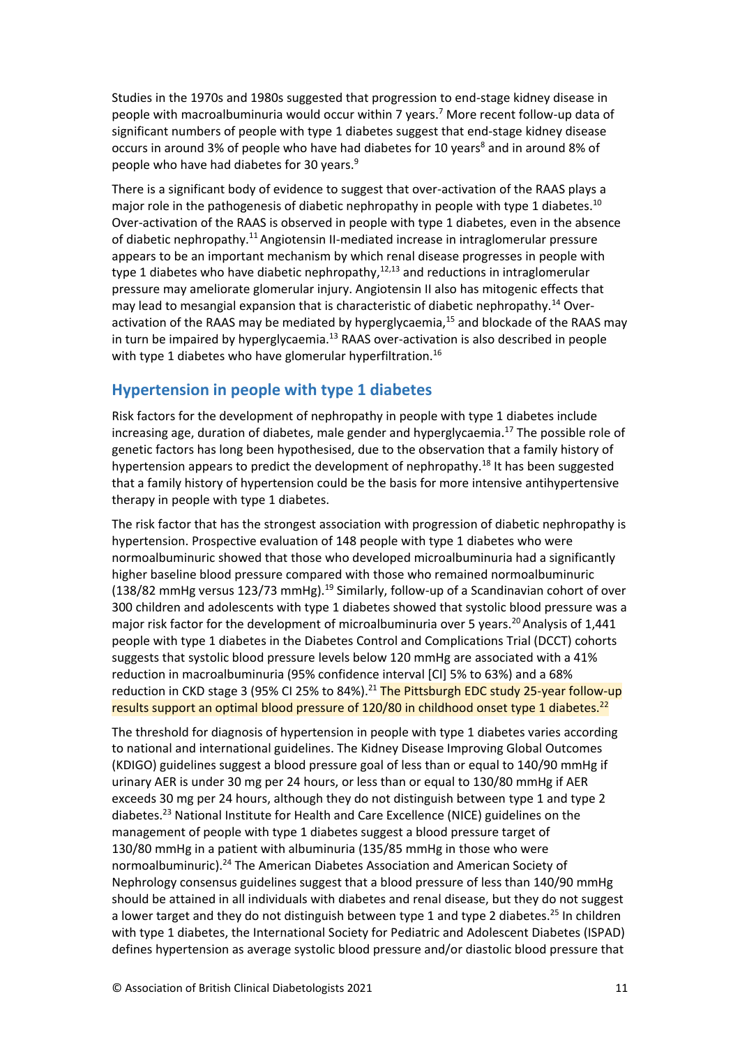Studies in the 1970s and 1980s suggested that progression to end-stage kidney disease in people with macroalbuminuria would occur within 7 years.[7] More recent follow-up data of significant numbers of people with type 1 diabetes suggest that end-stage kidney disease occurs in around 3% of people who have had diabetes for 10 years[8] and in around 8% of people who have had diabetes for 30 years.[9]

There is a significant body of evidence to suggest that over-activation of the RAAS plays a major role in the pathogenesis of diabetic nephropathy in people with type 1 diabetes.[10] Over-activation of the RAAS is observed in people with type 1 diabetes, even in the absence of diabetic nephropathy.[11] Angiotensin II-mediated increase in intraglomerular pressure appears to be an important mechanism by which renal disease progresses in people with type 1 diabetes who have diabetic nephropathy,[12,13] and reductions in intraglomerular pressure may ameliorate glomerular injury. Angiotensin II also has mitogenic effects that may lead to mesangial expansion that is characteristic of diabetic nephropathy.[14] Over-activation of the RAAS may be mediated by hyperglycaemia,[15] and blockade of the RAAS may in turn be impaired by hyperglycaemia.[13] RAAS over-activation is also described in people with type 1 diabetes who have glomerular hyperfiltration.[16]

## Hypertension in people with type 1 diabetes

Risk factors for the development of nephropathy in people with type 1 diabetes include increasing age, duration of diabetes, male gender and hyperglycaemia.[17] The possible role of genetic factors has long been hypothesised, due to the observation that a family history of hypertension appears to predict the development of nephropathy.[18] It has been suggested that a family history of hypertension could be the basis for more intensive antihypertensive therapy in people with type 1 diabetes.

The risk factor that has the strongest association with progression of diabetic nephropathy is hypertension. Prospective evaluation of 148 people with type 1 diabetes who were normoalbuminuric showed that those who developed microalbuminuria had a significantly higher baseline blood pressure compared with those who remained normoalbuminuric (138/82 mmHg versus 123/73 mmHg).[19] Similarly, follow-up of a Scandinavian cohort of over 300 children and adolescents with type 1 diabetes showed that systolic blood pressure was a major risk factor for the development of microalbuminuria over 5 years.[20] Analysis of 1,441 people with type 1 diabetes in the Diabetes Control and Complications Trial (DCCT) cohorts suggests that systolic blood pressure levels below 120 mmHg are associated with a 41% reduction in macroalbuminuria (95% confidence interval [CI] 5% to 63%) and a 68% reduction in CKD stage 3 (95% CI 25% to 84%).[21] The Pittsburgh EDC study 25-year follow-up results support an optimal blood pressure of 120/80 in childhood onset type 1 diabetes.[22]

The threshold for diagnosis of hypertension in people with type 1 diabetes varies according to national and international guidelines. The Kidney Disease Improving Global Outcomes (KDIGO) guidelines suggest a blood pressure goal of less than or equal to 140/90 mmHg if urinary AER is under 30 mg per 24 hours, or less than or equal to 130/80 mmHg if AER exceeds 30 mg per 24 hours, although they do not distinguish between type 1 and type 2 diabetes.[23] National Institute for Health and Care Excellence (NICE) guidelines on the management of people with type 1 diabetes suggest a blood pressure target of 130/80 mmHg in a patient with albuminuria (135/85 mmHg in those who were normoalbuminuric).[24] The American Diabetes Association and American Society of Nephrology consensus guidelines suggest that a blood pressure of less than 140/90 mmHg should be attained in all individuals with diabetes and renal disease, but they do not suggest a lower target and they do not distinguish between type 1 and type 2 diabetes.[25] In children with type 1 diabetes, the International Society for Pediatric and Adolescent Diabetes (ISPAD) defines hypertension as average systolic blood pressure and/or diastolic blood pressure that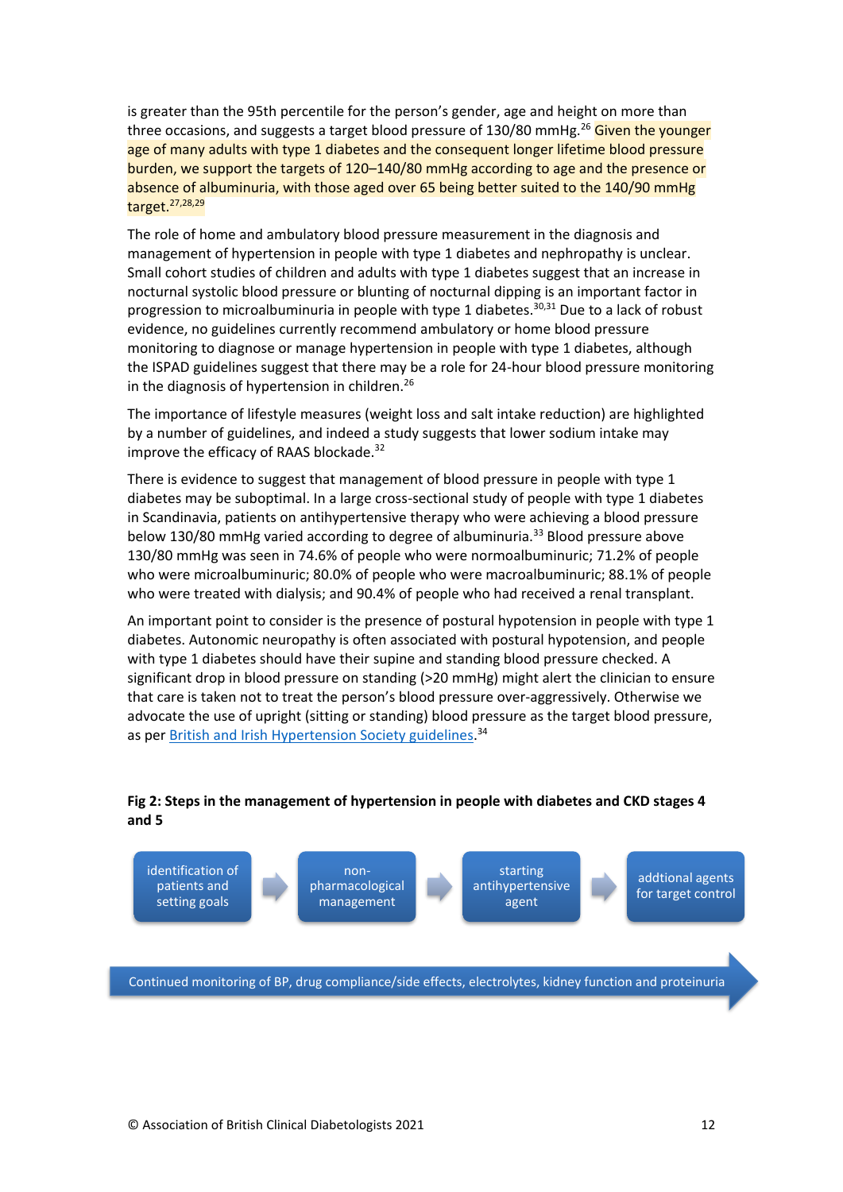is greater than the 95th percentile for the person's gender, age and height on more than three occasions, and suggests a target blood pressure of 130/80 mmHg.[26] Given the younger age of many adults with type 1 diabetes and the consequent longer lifetime blood pressure burden, we support the targets of 120–140/80 mmHg according to age and the presence or absence of albuminuria, with those aged over 65 being better suited to the 140/90 mmHg target.[27,28,29]

The role of home and ambulatory blood pressure measurement in the diagnosis and management of hypertension in people with type 1 diabetes and nephropathy is unclear. Small cohort studies of children and adults with type 1 diabetes suggest that an increase in nocturnal systolic blood pressure or blunting of nocturnal dipping is an important factor in progression to microalbuminuria in people with type 1 diabetes.[30,31] Due to a lack of robust evidence, no guidelines currently recommend ambulatory or home blood pressure monitoring to diagnose or manage hypertension in people with type 1 diabetes, although the ISPAD guidelines suggest that there may be a role for 24-hour blood pressure monitoring in the diagnosis of hypertension in children.[26]

The importance of lifestyle measures (weight loss and salt intake reduction) are highlighted by a number of guidelines, and indeed a study suggests that lower sodium intake may improve the efficacy of RAAS blockade.[32]

There is evidence to suggest that management of blood pressure in people with type 1 diabetes may be suboptimal. In a large cross-sectional study of people with type 1 diabetes in Scandinavia, patients on antihypertensive therapy who were achieving a blood pressure below 130/80 mmHg varied according to degree of albuminuria.[33] Blood pressure above 130/80 mmHg was seen in 74.6% of people who were normoalbuminuric; 71.2% of people who were microalbuminuric; 80.0% of people who were macroalbuminuric; 88.1% of people who were treated with dialysis; and 90.4% of people who had received a renal transplant.

An important point to consider is the presence of postural hypotension in people with type 1 diabetes. Autonomic neuropathy is often associated with postural hypotension, and people with type 1 diabetes should have their supine and standing blood pressure checked. A significant drop in blood pressure on standing (>20 mmHg) might alert the clinician to ensure that care is taken not to treat the person's blood pressure over-aggressively. Otherwise we advocate the use of upright (sitting or standing) blood pressure as the target blood pressure, as per British and Irish Hypertension Society guidelines.[34]

**Fig 2: Steps in the management of hypertension in people with diabetes and CKD stages 4 and 5**

identification of patients and setting goals → non-pharmacological management → starting antihypertensive agent → addtional agents for target control

Continued monitoring of BP, drug compliance/side effects, electrolytes, kidney function and proteinuria

© Association of British Clinical Diabetologists 2021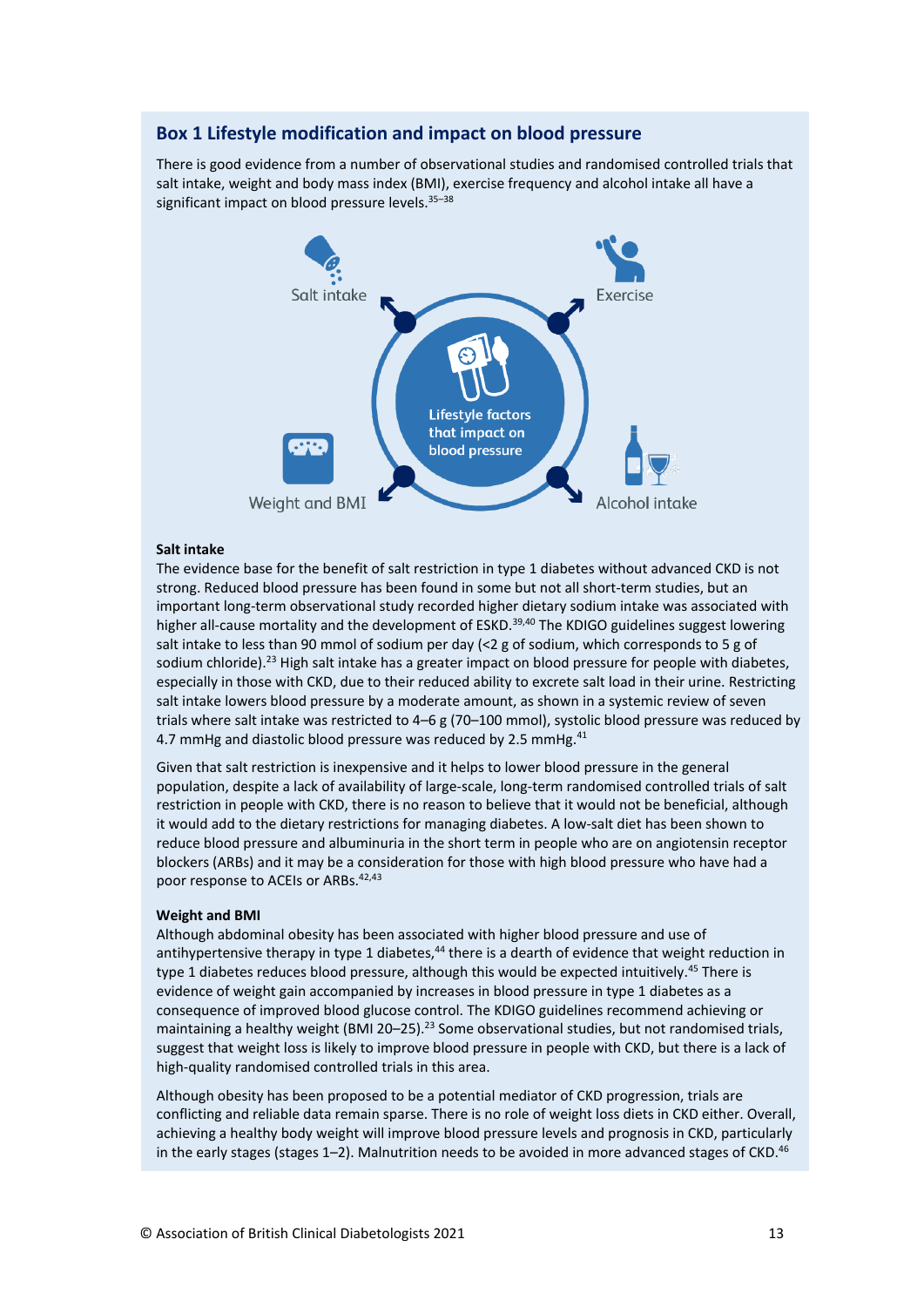## Box 1 Lifestyle modification and impact on blood pressure

There is good evidence from a number of observational studies and randomised controlled trials that salt intake, weight and body mass index (BMI), exercise frequency and alcohol intake all have a significant impact on blood pressure levels.[35–38]

Salt intake

Exercise

Lifestyle factors that impact on blood pressure

Weight and BMI

Alcohol intake

**Salt intake**

The evidence base for the benefit of salt restriction in type 1 diabetes without advanced CKD is not strong. Reduced blood pressure has been found in some but not all short-term studies, but an important long-term observational study recorded higher dietary sodium intake was associated with higher all-cause mortality and the development of ESKD.[39,40] The KDIGO guidelines suggest lowering salt intake to less than 90 mmol of sodium per day (<2 g of sodium, which corresponds to 5 g of sodium chloride).[23] High salt intake has a greater impact on blood pressure for people with diabetes, especially in those with CKD, due to their reduced ability to excrete salt load in their urine. Restricting salt intake lowers blood pressure by a moderate amount, as shown in a systemic review of seven trials where salt intake was restricted to 4–6 g (70–100 mmol), systolic blood pressure was reduced by 4.7 mmHg and diastolic blood pressure was reduced by 2.5 mmHg.[41]

Given that salt restriction is inexpensive and it helps to lower blood pressure in the general population, despite a lack of availability of large-scale, long-term randomised controlled trials of salt restriction in people with CKD, there is no reason to believe that it would not be beneficial, although it would add to the dietary restrictions for managing diabetes. A low-salt diet has been shown to reduce blood pressure and albuminuria in the short term in people who are on angiotensin receptor blockers (ARBs) and it may be a consideration for those with high blood pressure who have had a poor response to ACEIs or ARBs.[42,43]

**Weight and BMI**

Although abdominal obesity has been associated with higher blood pressure and use of antihypertensive therapy in type 1 diabetes,[44] there is a dearth of evidence that weight reduction in type 1 diabetes reduces blood pressure, although this would be expected intuitively.[45] There is evidence of weight gain accompanied by increases in blood pressure in type 1 diabetes as a consequence of improved blood glucose control. The KDIGO guidelines recommend achieving or maintaining a healthy weight (BMI 20–25).[23] Some observational studies, but not randomised trials, suggest that weight loss is likely to improve blood pressure in people with CKD, but there is a lack of high-quality randomised controlled trials in this area.

Although obesity has been proposed to be a potential mediator of CKD progression, trials are conflicting and reliable data remain sparse. There is no role of weight loss diets in CKD either. Overall, achieving a healthy body weight will improve blood pressure levels and prognosis in CKD, particularly in the early stages (stages 1–2). Malnutrition needs to be avoided in more advanced stages of CKD.[46]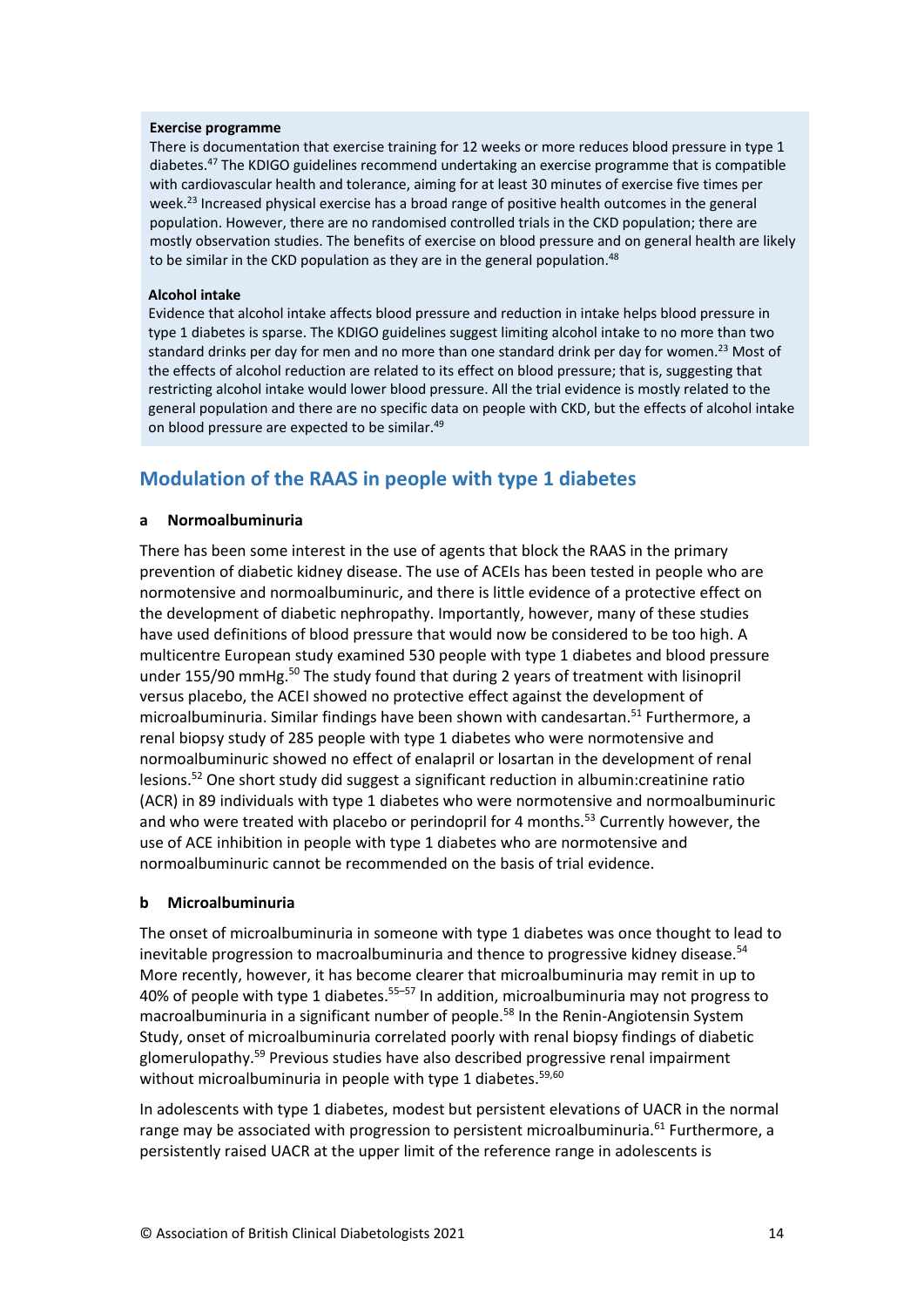**Exercise programme**

There is documentation that exercise training for 12 weeks or more reduces blood pressure in type 1 diabetes.[47] The KDIGO guidelines recommend undertaking an exercise programme that is compatible with cardiovascular health and tolerance, aiming for at least 30 minutes of exercise five times per week.[23] Increased physical exercise has a broad range of positive health outcomes in the general population. However, there are no randomised controlled trials in the CKD population; there are mostly observation studies. The benefits of exercise on blood pressure and on general health are likely to be similar in the CKD population as they are in the general population.[48]

**Alcohol intake**

Evidence that alcohol intake affects blood pressure and reduction in intake helps blood pressure in type 1 diabetes is sparse. The KDIGO guidelines suggest limiting alcohol intake to no more than two standard drinks per day for men and no more than one standard drink per day for women.[23] Most of the effects of alcohol reduction are related to its effect on blood pressure; that is, suggesting that restricting alcohol intake would lower blood pressure. All the trial evidence is mostly related to the general population and there are no specific data on people with CKD, but the effects of alcohol intake on blood pressure are expected to be similar.[49]

## Modulation of the RAAS in people with type 1 diabetes

### a Normoalbuminuria

There has been some interest in the use of agents that block the RAAS in the primary prevention of diabetic kidney disease. The use of ACEIs has been tested in people who are normotensive and normoalbuminuric, and there is little evidence of a protective effect on the development of diabetic nephropathy. Importantly, however, many of these studies have used definitions of blood pressure that would now be considered to be too high. A multicentre European study examined 530 people with type 1 diabetes and blood pressure under 155/90 mmHg.[50] The study found that during 2 years of treatment with lisinopril versus placebo, the ACEI showed no protective effect against the development of microalbuminuria. Similar findings have been shown with candesartan.[51] Furthermore, a renal biopsy study of 285 people with type 1 diabetes who were normotensive and normoalbuminuric showed no effect of enalapril or losartan in the development of renal lesions.[52] One short study did suggest a significant reduction in albumin:creatinine ratio (ACR) in 89 individuals with type 1 diabetes who were normotensive and normoalbuminuric and who were treated with placebo or perindopril for 4 months.[53] Currently however, the use of ACE inhibition in people with type 1 diabetes who are normotensive and normoalbuminuric cannot be recommended on the basis of trial evidence.

### b Microalbuminuria

The onset of microalbuminuria in someone with type 1 diabetes was once thought to lead to inevitable progression to macroalbuminuria and thence to progressive kidney disease.[54] More recently, however, it has become clearer that microalbuminuria may remit in up to 40% of people with type 1 diabetes.[55–57] In addition, microalbuminuria may not progress to macroalbuminuria in a significant number of people.[58] In the Renin-Angiotensin System Study, onset of microalbuminuria correlated poorly with renal biopsy findings of diabetic glomerulopathy.[59] Previous studies have also described progressive renal impairment without microalbuminuria in people with type 1 diabetes.[59,60]

In adolescents with type 1 diabetes, modest but persistent elevations of UACR in the normal range may be associated with progression to persistent microalbuminuria.[61] Furthermore, a persistently raised UACR at the upper limit of the reference range in adolescents is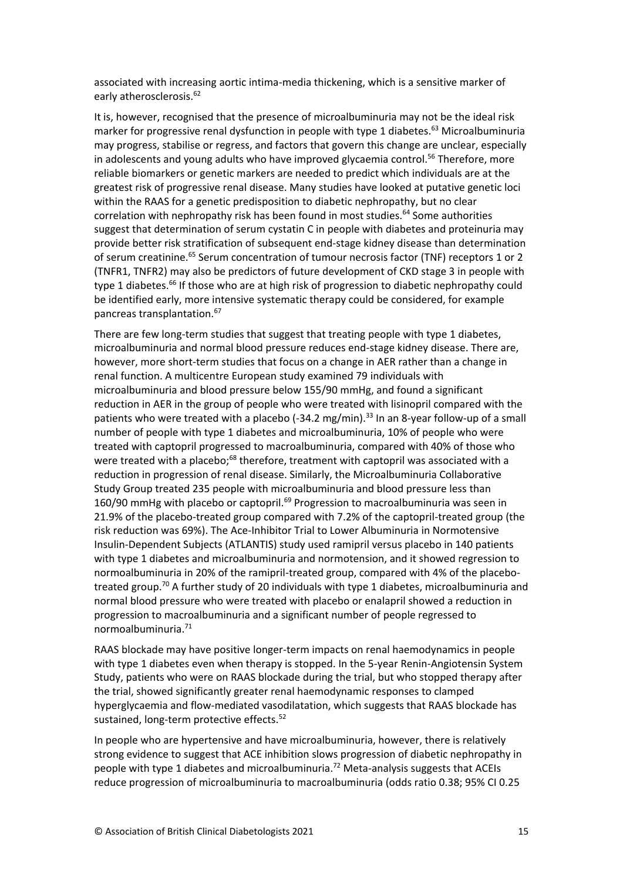associated with increasing aortic intima-media thickening, which is a sensitive marker of early atherosclerosis.[62]

It is, however, recognised that the presence of microalbuminuria may not be the ideal risk marker for progressive renal dysfunction in people with type 1 diabetes.[63] Microalbuminuria may progress, stabilise or regress, and factors that govern this change are unclear, especially in adolescents and young adults who have improved glycaemia control.[56] Therefore, more reliable biomarkers or genetic markers are needed to predict which individuals are at the greatest risk of progressive renal disease. Many studies have looked at putative genetic loci within the RAAS for a genetic predisposition to diabetic nephropathy, but no clear correlation with nephropathy risk has been found in most studies.[64] Some authorities suggest that determination of serum cystatin C in people with diabetes and proteinuria may provide better risk stratification of subsequent end-stage kidney disease than determination of serum creatinine.[65] Serum concentration of tumour necrosis factor (TNF) receptors 1 or 2 (TNFR1, TNFR2) may also be predictors of future development of CKD stage 3 in people with type 1 diabetes.[66] If those who are at high risk of progression to diabetic nephropathy could be identified early, more intensive systematic therapy could be considered, for example pancreas transplantation.[67]

There are few long-term studies that suggest that treating people with type 1 diabetes, microalbuminuria and normal blood pressure reduces end-stage kidney disease. There are, however, more short-term studies that focus on a change in AER rather than a change in renal function. A multicentre European study examined 79 individuals with microalbuminuria and blood pressure below 155/90 mmHg, and found a significant reduction in AER in the group of people who were treated with lisinopril compared with the patients who were treated with a placebo (-34.2 mg/min).[33] In an 8-year follow-up of a small number of people with type 1 diabetes and microalbuminuria, 10% of people who were treated with captopril progressed to macroalbuminuria, compared with 40% of those who were treated with a placebo;[68] therefore, treatment with captopril was associated with a reduction in progression of renal disease. Similarly, the Microalbuminuria Collaborative Study Group treated 235 people with microalbuminuria and blood pressure less than 160/90 mmHg with placebo or captopril.[69] Progression to macroalbuminuria was seen in 21.9% of the placebo-treated group compared with 7.2% of the captopril-treated group (the risk reduction was 69%). The Ace-Inhibitor Trial to Lower Albuminuria in Normotensive Insulin-Dependent Subjects (ATLANTIS) study used ramipril versus placebo in 140 patients with type 1 diabetes and microalbuminuria and normotension, and it showed regression to normoalbuminuria in 20% of the ramipril-treated group, compared with 4% of the placebo-treated group.[70] A further study of 20 individuals with type 1 diabetes, microalbuminuria and normal blood pressure who were treated with placebo or enalapril showed a reduction in progression to macroalbuminuria and a significant number of people regressed to normoalbuminuria.[71]

RAAS blockade may have positive longer-term impacts on renal haemodynamics in people with type 1 diabetes even when therapy is stopped. In the 5-year Renin-Angiotensin System Study, patients who were on RAAS blockade during the trial, but who stopped therapy after the trial, showed significantly greater renal haemodynamic responses to clamped hyperglycaemia and flow-mediated vasodilatation, which suggests that RAAS blockade has sustained, long-term protective effects.[52]

In people who are hypertensive and have microalbuminuria, however, there is relatively strong evidence to suggest that ACE inhibition slows progression of diabetic nephropathy in people with type 1 diabetes and microalbuminuria.[72] Meta-analysis suggests that ACEIs reduce progression of microalbuminuria to macroalbuminuria (odds ratio 0.38; 95% CI 0.25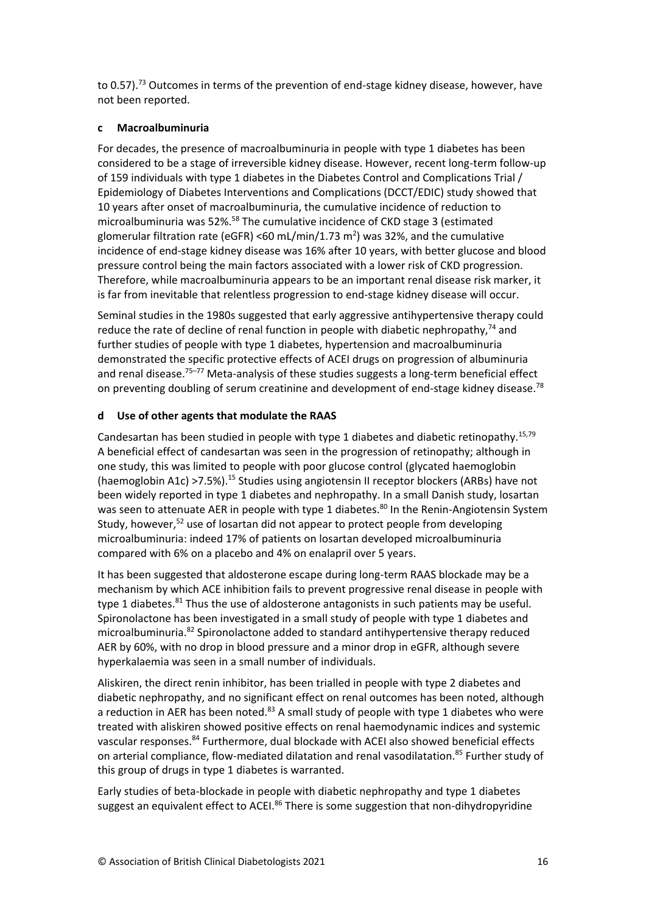to 0.57).[73] Outcomes in terms of the prevention of end-stage kidney disease, however, have not been reported.

### c Macroalbuminuria

For decades, the presence of macroalbuminuria in people with type 1 diabetes has been considered to be a stage of irreversible kidney disease. However, recent long-term follow-up of 159 individuals with type 1 diabetes in the Diabetes Control and Complications Trial / Epidemiology of Diabetes Interventions and Complications (DCCT/EDIC) study showed that 10 years after onset of macroalbuminuria, the cumulative incidence of reduction to microalbuminuria was 52%.[58] The cumulative incidence of CKD stage 3 (estimated glomerular filtration rate (eGFR) <60 mL/min/1.73 $m^2$) was 32%, and the cumulative incidence of end-stage kidney disease was 16% after 10 years, with better glucose and blood pressure control being the main factors associated with a lower risk of CKD progression. Therefore, while macroalbuminuria appears to be an important renal disease risk marker, it is far from inevitable that relentless progression to end-stage kidney disease will occur.

Seminal studies in the 1980s suggested that early aggressive antihypertensive therapy could reduce the rate of decline of renal function in people with diabetic nephropathy,[74] and further studies of people with type 1 diabetes, hypertension and macroalbuminuria demonstrated the specific protective effects of ACEI drugs on progression of albuminuria and renal disease.[75–77] Meta-analysis of these studies suggests a long-term beneficial effect on preventing doubling of serum creatinine and development of end-stage kidney disease.[78]

### d Use of other agents that modulate the RAAS

Candesartan has been studied in people with type 1 diabetes and diabetic retinopathy.[15,79] A beneficial effect of candesartan was seen in the progression of retinopathy; although in one study, this was limited to people with poor glucose control (glycated haemoglobin (haemoglobin A1c) >7.5%).[15] Studies using angiotensin II receptor blockers (ARBs) have not been widely reported in type 1 diabetes and nephropathy. In a small Danish study, losartan was seen to attenuate AER in people with type 1 diabetes.[80] In the Renin-Angiotensin System Study, however,[52] use of losartan did not appear to protect people from developing microalbuminuria: indeed 17% of patients on losartan developed microalbuminuria compared with 6% on a placebo and 4% on enalapril over 5 years.

It has been suggested that aldosterone escape during long-term RAAS blockade may be a mechanism by which ACE inhibition fails to prevent progressive renal disease in people with type 1 diabetes.[81] Thus the use of aldosterone antagonists in such patients may be useful. Spironolactone has been investigated in a small study of people with type 1 diabetes and microalbuminuria.[82] Spironolactone added to standard antihypertensive therapy reduced AER by 60%, with no drop in blood pressure and a minor drop in eGFR, although severe hyperkalaemia was seen in a small number of individuals.

Aliskiren, the direct renin inhibitor, has been trialled in people with type 2 diabetes and diabetic nephropathy, and no significant effect on renal outcomes has been noted, although a reduction in AER has been noted.[83] A small study of people with type 1 diabetes who were treated with aliskiren showed positive effects on renal haemodynamic indices and systemic vascular responses.[84] Furthermore, dual blockade with ACEI also showed beneficial effects on arterial compliance, flow-mediated dilatation and renal vasodilatation.[85] Further study of this group of drugs in type 1 diabetes is warranted.

Early studies of beta-blockade in people with diabetic nephropathy and type 1 diabetes suggest an equivalent effect to ACEI.[86] There is some suggestion that non-dihydropyridine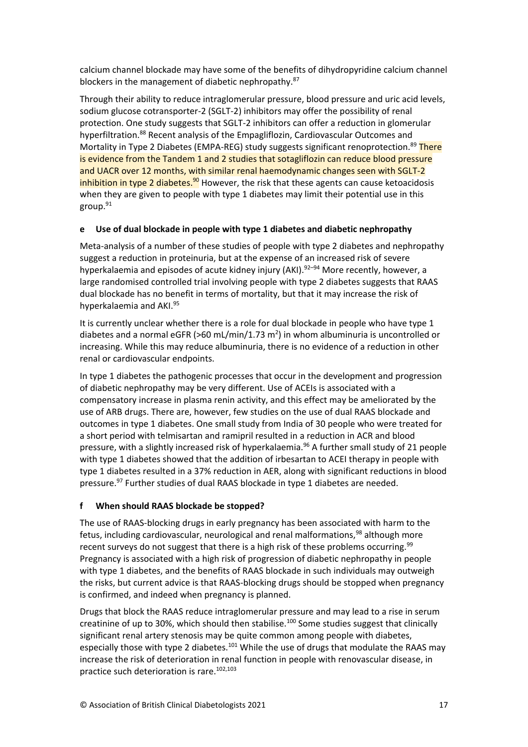calcium channel blockade may have some of the benefits of dihydropyridine calcium channel blockers in the management of diabetic nephropathy.[87]

Through their ability to reduce intraglomerular pressure, blood pressure and uric acid levels, sodium glucose cotransporter-2 (SGLT-2) inhibitors may offer the possibility of renal protection. One study suggests that SGLT-2 inhibitors can offer a reduction in glomerular hyperfiltration.[88] Recent analysis of the Empagliflozin, Cardiovascular Outcomes and Mortality in Type 2 Diabetes (EMPA-REG) study suggests significant renoprotection.[89] There is evidence from the Tandem 1 and 2 studies that sotagliflozin can reduce blood pressure and UACR over 12 months, with similar renal haemodynamic changes seen with SGLT-2 inhibition in type 2 diabetes.[90] However, the risk that these agents can cause ketoacidosis when they are given to people with type 1 diabetes may limit their potential use in this group.[91]

### e Use of dual blockade in people with type 1 diabetes and diabetic nephropathy

Meta-analysis of a number of these studies of people with type 2 diabetes and nephropathy suggest a reduction in proteinuria, but at the expense of an increased risk of severe hyperkalaemia and episodes of acute kidney injury (AKI).[92–94] More recently, however, a large randomised controlled trial involving people with type 2 diabetes suggests that RAAS dual blockade has no benefit in terms of mortality, but that it may increase the risk of hyperkalaemia and AKI.[95]

It is currently unclear whether there is a role for dual blockade in people who have type 1 diabetes and a normal eGFR (>60 mL/min/1.73 $m^2$) in whom albuminuria is uncontrolled or increasing. While this may reduce albuminuria, there is no evidence of a reduction in other renal or cardiovascular endpoints.

In type 1 diabetes the pathogenic processes that occur in the development and progression of diabetic nephropathy may be very different. Use of ACEIs is associated with a compensatory increase in plasma renin activity, and this effect may be ameliorated by the use of ARB drugs. There are, however, few studies on the use of dual RAAS blockade and outcomes in type 1 diabetes. One small study from India of 30 people who were treated for a short period with telmisartan and ramipril resulted in a reduction in ACR and blood pressure, with a slightly increased risk of hyperkalaemia.[96] A further small study of 21 people with type 1 diabetes showed that the addition of irbesartan to ACEI therapy in people with type 1 diabetes resulted in a 37% reduction in AER, along with significant reductions in blood pressure.[97] Further studies of dual RAAS blockade in type 1 diabetes are needed.

### f When should RAAS blockade be stopped?

The use of RAAS-blocking drugs in early pregnancy has been associated with harm to the fetus, including cardiovascular, neurological and renal malformations,[98] although more recent surveys do not suggest that there is a high risk of these problems occurring.[99] Pregnancy is associated with a high risk of progression of diabetic nephropathy in people with type 1 diabetes, and the benefits of RAAS blockade in such individuals may outweigh the risks, but current advice is that RAAS-blocking drugs should be stopped when pregnancy is confirmed, and indeed when pregnancy is planned.

Drugs that block the RAAS reduce intraglomerular pressure and may lead to a rise in serum creatinine of up to 30%, which should then stabilise.[100] Some studies suggest that clinically significant renal artery stenosis may be quite common among people with diabetes, especially those with type 2 diabetes.[101] While the use of drugs that modulate the RAAS may increase the risk of deterioration in renal function in people with renovascular disease, in practice such deterioration is rare.[102,103]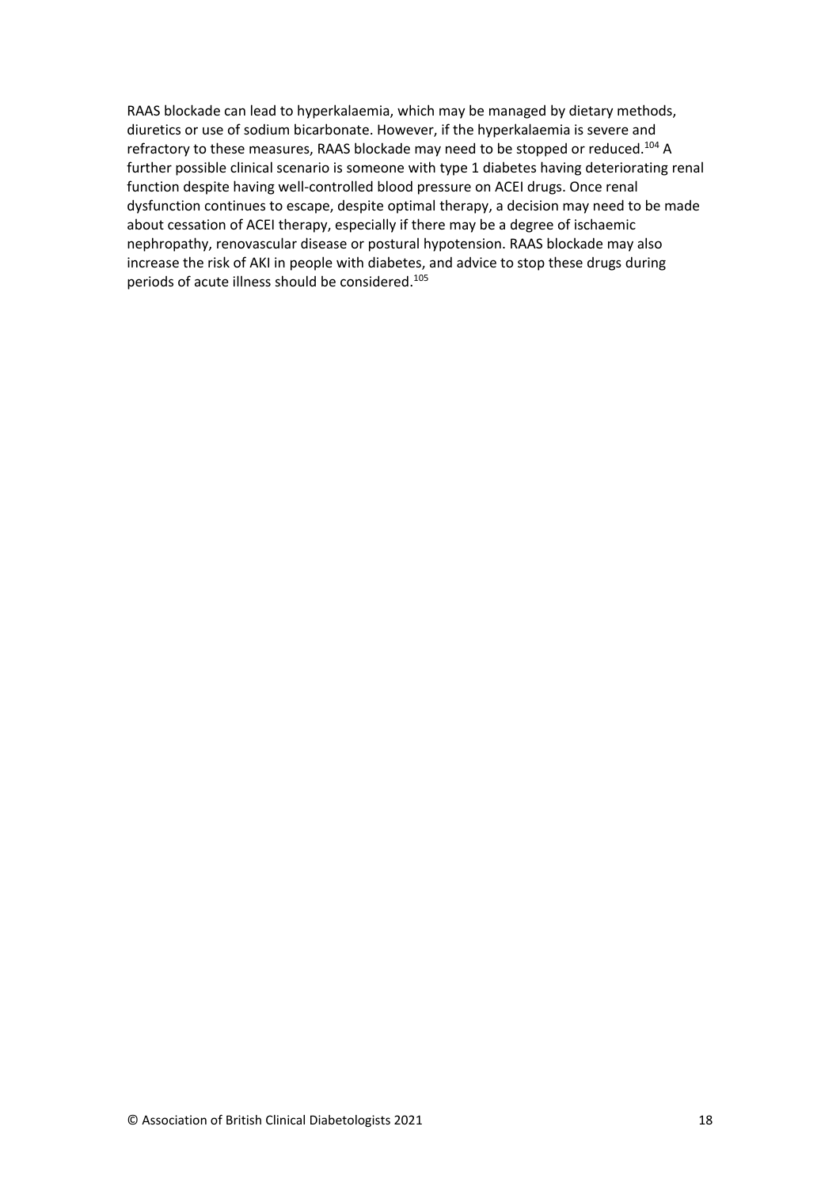RAAS blockade can lead to hyperkalaemia, which may be managed by dietary methods, diuretics or use of sodium bicarbonate. However, if the hyperkalaemia is severe and refractory to these measures, RAAS blockade may need to be stopped or reduced.[104] A further possible clinical scenario is someone with type 1 diabetes having deteriorating renal function despite having well-controlled blood pressure on ACEI drugs. Once renal dysfunction continues to escape, despite optimal therapy, a decision may need to be made about cessation of ACEI therapy, especially if there may be a degree of ischaemic nephropathy, renovascular disease or postural hypotension. RAAS blockade may also increase the risk of AKI in people with diabetes, and advice to stop these drugs during periods of acute illness should be considered.[105]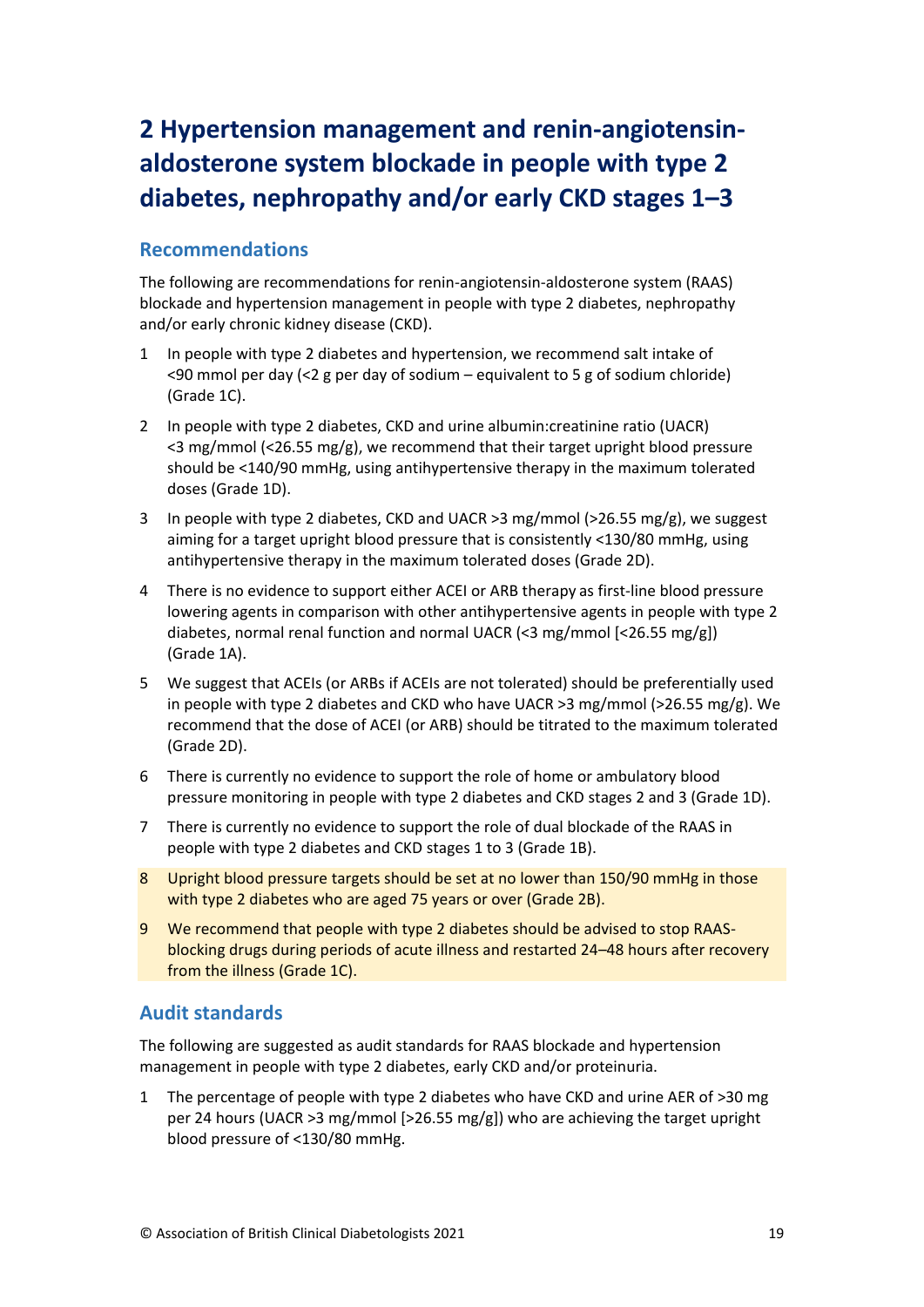# 2 Hypertension management and renin-angiotensin-aldosterone system blockade in people with type 2 diabetes, nephropathy and/or early CKD stages 1–3

## Recommendations

The following are recommendations for renin-angiotensin-aldosterone system (RAAS) blockade and hypertension management in people with type 2 diabetes, nephropathy and/or early chronic kidney disease (CKD).

1. In people with type 2 diabetes and hypertension, we recommend salt intake of <90 mmol per day (<2 g per day of sodium – equivalent to 5 g of sodium chloride) (Grade 1C).
2. In people with type 2 diabetes, CKD and urine albumin:creatinine ratio (UACR) <3 mg/mmol (<26.55 mg/g), we recommend that their target upright blood pressure should be <140/90 mmHg, using antihypertensive therapy in the maximum tolerated doses (Grade 1D).
3. In people with type 2 diabetes, CKD and UACR >3 mg/mmol (>26.55 mg/g), we suggest aiming for a target upright blood pressure that is consistently <130/80 mmHg, using antihypertensive therapy in the maximum tolerated doses (Grade 2D).
4. There is no evidence to support either ACEI or ARB therapy as first-line blood pressure lowering agents in comparison with other antihypertensive agents in people with type 2 diabetes, normal renal function and normal UACR (<3 mg/mmol [<26.55 mg/g]) (Grade 1A).
5. We suggest that ACEIs (or ARBs if ACEIs are not tolerated) should be preferentially used in people with type 2 diabetes and CKD who have UACR >3 mg/mmol (>26.55 mg/g). We recommend that the dose of ACEI (or ARB) should be titrated to the maximum tolerated (Grade 2D).
6. There is currently no evidence to support the role of home or ambulatory blood pressure monitoring in people with type 2 diabetes and CKD stages 2 and 3 (Grade 1D).
7. There is currently no evidence to support the role of dual blockade of the RAAS in people with type 2 diabetes and CKD stages 1 to 3 (Grade 1B).
8. Upright blood pressure targets should be set at no lower than 150/90 mmHg in those with type 2 diabetes who are aged 75 years or over (Grade 2B).
9. We recommend that people with type 2 diabetes should be advised to stop RAAS-blocking drugs during periods of acute illness and restarted 24–48 hours after recovery from the illness (Grade 1C).

## Audit standards

The following are suggested as audit standards for RAAS blockade and hypertension management in people with type 2 diabetes, early CKD and/or proteinuria.

1. The percentage of people with type 2 diabetes who have CKD and urine AER of >30 mg per 24 hours (UACR >3 mg/mmol [>26.55 mg/g]) who are achieving the target upright blood pressure of <130/80 mmHg.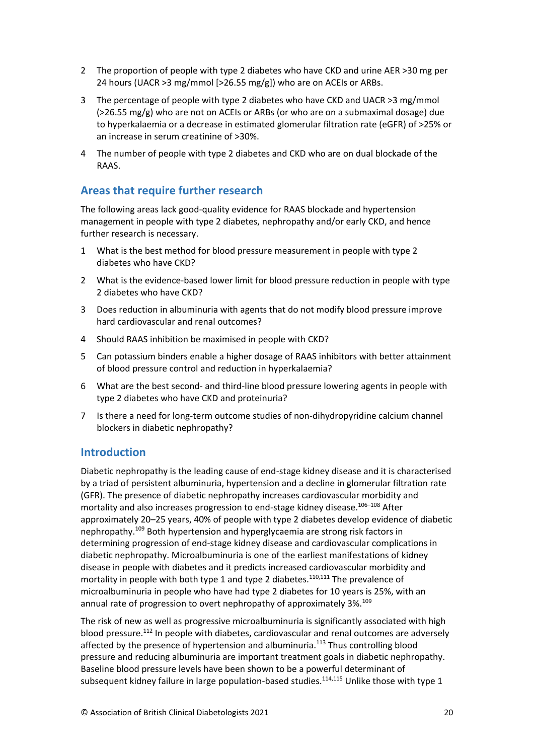2. The proportion of people with type 2 diabetes who have CKD and urine AER >30 mg per 24 hours (UACR >3 mg/mmol [>26.55 mg/g]) who are on ACEIs or ARBs.
3. The percentage of people with type 2 diabetes who have CKD and UACR >3 mg/mmol (>26.55 mg/g) who are not on ACEIs or ARBs (or who are on a submaximal dosage) due to hyperkalaemia or a decrease in estimated glomerular filtration rate (eGFR) of >25% or an increase in serum creatinine of >30%.
4. The number of people with type 2 diabetes and CKD who are on dual blockade of the RAAS.

## Areas that require further research

The following areas lack good-quality evidence for RAAS blockade and hypertension management in people with type 2 diabetes, nephropathy and/or early CKD, and hence further research is necessary.

1. What is the best method for blood pressure measurement in people with type 2 diabetes who have CKD?
2. What is the evidence-based lower limit for blood pressure reduction in people with type 2 diabetes who have CKD?
3. Does reduction in albuminuria with agents that do not modify blood pressure improve hard cardiovascular and renal outcomes?
4. Should RAAS inhibition be maximised in people with CKD?
5. Can potassium binders enable a higher dosage of RAAS inhibitors with better attainment of blood pressure control and reduction in hyperkalaemia?
6. What are the best second- and third-line blood pressure lowering agents in people with type 2 diabetes who have CKD and proteinuria?
7. Is there a need for long-term outcome studies of non-dihydropyridine calcium channel blockers in diabetic nephropathy?

## Introduction

Diabetic nephropathy is the leading cause of end-stage kidney disease and it is characterised by a triad of persistent albuminuria, hypertension and a decline in glomerular filtration rate (GFR). The presence of diabetic nephropathy increases cardiovascular morbidity and mortality and also increases progression to end-stage kidney disease.[106–108] After approximately 20–25 years, 40% of people with type 2 diabetes develop evidence of diabetic nephropathy.[109] Both hypertension and hyperglycaemia are strong risk factors in determining progression of end-stage kidney disease and cardiovascular complications in diabetic nephropathy. Microalbuminuria is one of the earliest manifestations of kidney disease in people with diabetes and it predicts increased cardiovascular morbidity and mortality in people with both type 1 and type 2 diabetes.[110,111] The prevalence of microalbuminuria in people who have had type 2 diabetes for 10 years is 25%, with an annual rate of progression to overt nephropathy of approximately 3%.[109]

The risk of new as well as progressive microalbuminuria is significantly associated with high blood pressure.[112] In people with diabetes, cardiovascular and renal outcomes are adversely affected by the presence of hypertension and albuminuria.[113] Thus controlling blood pressure and reducing albuminuria are important treatment goals in diabetic nephropathy. Baseline blood pressure levels have been shown to be a powerful determinant of subsequent kidney failure in large population-based studies.[114,115] Unlike those with type 1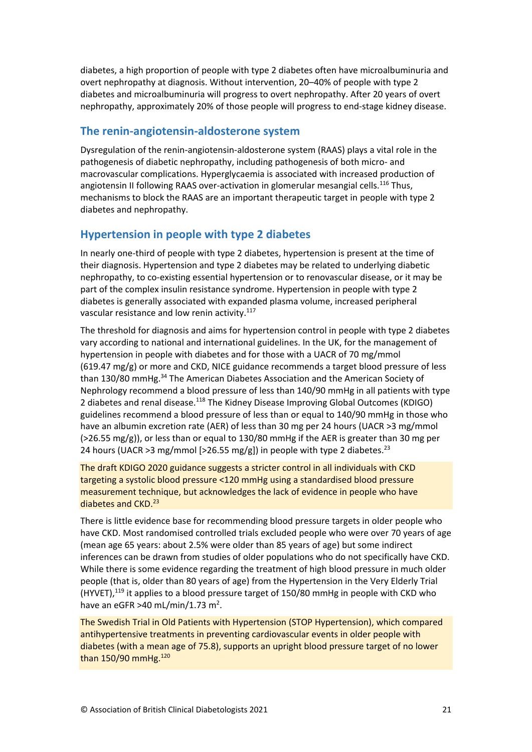diabetes, a high proportion of people with type 2 diabetes often have microalbuminuria and overt nephropathy at diagnosis. Without intervention, 20–40% of people with type 2 diabetes and microalbuminuria will progress to overt nephropathy. After 20 years of overt nephropathy, approximately 20% of those people will progress to end-stage kidney disease.

## The renin-angiotensin-aldosterone system

Dysregulation of the renin-angiotensin-aldosterone system (RAAS) plays a vital role in the pathogenesis of diabetic nephropathy, including pathogenesis of both micro- and macrovascular complications. Hyperglycaemia is associated with increased production of angiotensin II following RAAS over-activation in glomerular mesangial cells.[116] Thus, mechanisms to block the RAAS are an important therapeutic target in people with type 2 diabetes and nephropathy.

## Hypertension in people with type 2 diabetes

In nearly one-third of people with type 2 diabetes, hypertension is present at the time of their diagnosis. Hypertension and type 2 diabetes may be related to underlying diabetic nephropathy, to co-existing essential hypertension or to renovascular disease, or it may be part of the complex insulin resistance syndrome. Hypertension in people with type 2 diabetes is generally associated with expanded plasma volume, increased peripheral vascular resistance and low renin activity.[117]

The threshold for diagnosis and aims for hypertension control in people with type 2 diabetes vary according to national and international guidelines. In the UK, for the management of hypertension in people with diabetes and for those with a UACR of 70 mg/mmol (619.47 mg/g) or more and CKD, NICE guidance recommends a target blood pressure of less than 130/80 mmHg.[34] The American Diabetes Association and the American Society of Nephrology recommend a blood pressure of less than 140/90 mmHg in all patients with type 2 diabetes and renal disease.[118] The Kidney Disease Improving Global Outcomes (KDIGO) guidelines recommend a blood pressure of less than or equal to 140/90 mmHg in those who have an albumin excretion rate (AER) of less than 30 mg per 24 hours (UACR >3 mg/mmol (>26.55 mg/g)), or less than or equal to 130/80 mmHg if the AER is greater than 30 mg per 24 hours (UACR >3 mg/mmol [>26.55 mg/g]) in people with type 2 diabetes.[23]

The draft KDIGO 2020 guidance suggests a stricter control in all individuals with CKD targeting a systolic blood pressure <120 mmHg using a standardised blood pressure measurement technique, but acknowledges the lack of evidence in people who have diabetes and CKD.[23]

There is little evidence base for recommending blood pressure targets in older people who have CKD. Most randomised controlled trials excluded people who were over 70 years of age (mean age 65 years: about 2.5% were older than 85 years of age) but some indirect inferences can be drawn from studies of older populations who do not specifically have CKD. While there is some evidence regarding the treatment of high blood pressure in much older people (that is, older than 80 years of age) from the Hypertension in the Very Elderly Trial (HYVET),[119] it applies to a blood pressure target of 150/80 mmHg in people with CKD who have an eGFR >40 mL/min/1.73 m$^2$.

The Swedish Trial in Old Patients with Hypertension (STOP Hypertension), which compared antihypertensive treatments in preventing cardiovascular events in older people with diabetes (with a mean age of 75.8), supports an upright blood pressure target of no lower than 150/90 mmHg.[120]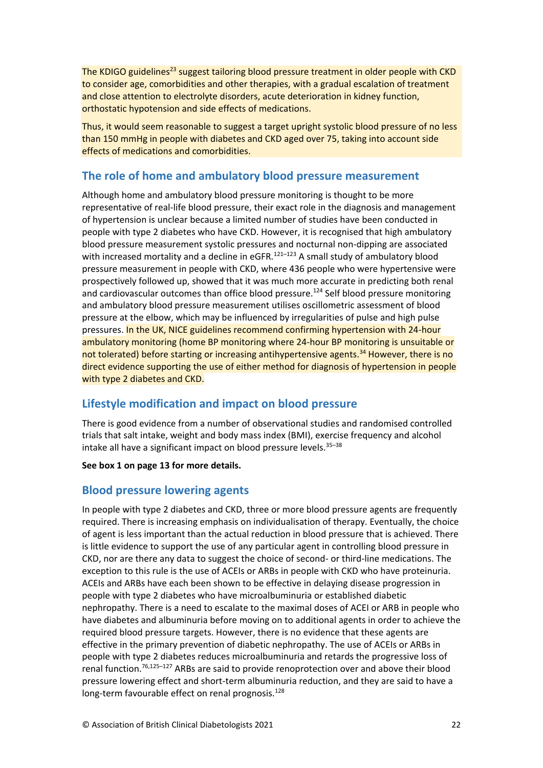The KDIGO guidelines[23] suggest tailoring blood pressure treatment in older people with CKD to consider age, comorbidities and other therapies, with a gradual escalation of treatment and close attention to electrolyte disorders, acute deterioration in kidney function, orthostatic hypotension and side effects of medications.

Thus, it would seem reasonable to suggest a target upright systolic blood pressure of no less than 150 mmHg in people with diabetes and CKD aged over 75, taking into account side effects of medications and comorbidities.

## The role of home and ambulatory blood pressure measurement

Although home and ambulatory blood pressure monitoring is thought to be more representative of real-life blood pressure, their exact role in the diagnosis and management of hypertension is unclear because a limited number of studies have been conducted in people with type 2 diabetes who have CKD. However, it is recognised that high ambulatory blood pressure measurement systolic pressures and nocturnal non-dipping are associated with increased mortality and a decline in eGFR.[121–123] A small study of ambulatory blood pressure measurement in people with CKD, where 436 people who were hypertensive were prospectively followed up, showed that it was much more accurate in predicting both renal and cardiovascular outcomes than office blood pressure.[124] Self blood pressure monitoring and ambulatory blood pressure measurement utilises oscillometric assessment of blood pressure at the elbow, which may be influenced by irregularities of pulse and high pulse pressures. In the UK, NICE guidelines recommend confirming hypertension with 24-hour ambulatory monitoring (home BP monitoring where 24-hour BP monitoring is unsuitable or not tolerated) before starting or increasing antihypertensive agents.[34] However, there is no direct evidence supporting the use of either method for diagnosis of hypertension in people with type 2 diabetes and CKD.

## Lifestyle modification and impact on blood pressure

There is good evidence from a number of observational studies and randomised controlled trials that salt intake, weight and body mass index (BMI), exercise frequency and alcohol intake all have a significant impact on blood pressure levels.[35–38]

**See box 1 on page 13 for more details.**

## Blood pressure lowering agents

In people with type 2 diabetes and CKD, three or more blood pressure agents are frequently required. There is increasing emphasis on individualisation of therapy. Eventually, the choice of agent is less important than the actual reduction in blood pressure that is achieved. There is little evidence to support the use of any particular agent in controlling blood pressure in CKD, nor are there any data to suggest the choice of second- or third-line medications. The exception to this rule is the use of ACEIs or ARBs in people with CKD who have proteinuria. ACEIs and ARBs have each been shown to be effective in delaying disease progression in people with type 2 diabetes who have microalbuminuria or established diabetic nephropathy. There is a need to escalate to the maximal doses of ACEI or ARB in people who have diabetes and albuminuria before moving on to additional agents in order to achieve the required blood pressure targets. However, there is no evidence that these agents are effective in the primary prevention of diabetic nephropathy. The use of ACEIs or ARBs in people with type 2 diabetes reduces microalbuminuria and retards the progressive loss of renal function.[76,125–127] ARBs are said to provide renoprotection over and above their blood pressure lowering effect and short-term albuminuria reduction, and they are said to have a long-term favourable effect on renal prognosis.[128]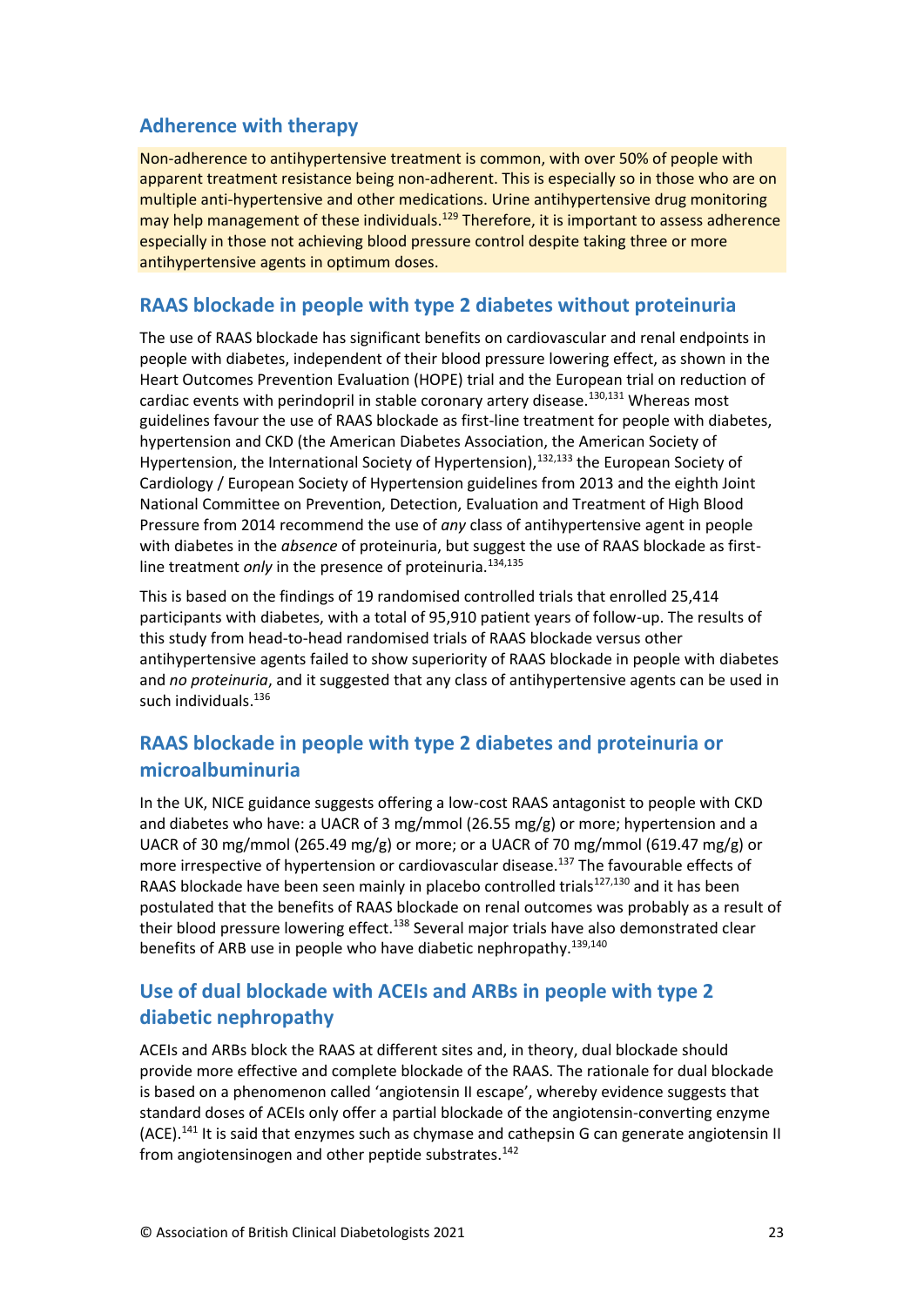## Adherence with therapy

Non-adherence to antihypertensive treatment is common, with over 50% of people with apparent treatment resistance being non-adherent. This is especially so in those who are on multiple anti-hypertensive and other medications. Urine antihypertensive drug monitoring may help management of these individuals.[129] Therefore, it is important to assess adherence especially in those not achieving blood pressure control despite taking three or more antihypertensive agents in optimum doses.

## RAAS blockade in people with type 2 diabetes without proteinuria

The use of RAAS blockade has significant benefits on cardiovascular and renal endpoints in people with diabetes, independent of their blood pressure lowering effect, as shown in the Heart Outcomes Prevention Evaluation (HOPE) trial and the European trial on reduction of cardiac events with perindopril in stable coronary artery disease.[130,131] Whereas most guidelines favour the use of RAAS blockade as first-line treatment for people with diabetes, hypertension and CKD (the American Diabetes Association, the American Society of Hypertension, the International Society of Hypertension),[132,133] the European Society of Cardiology / European Society of Hypertension guidelines from 2013 and the eighth Joint National Committee on Prevention, Detection, Evaluation and Treatment of High Blood Pressure from 2014 recommend the use of *any* class of antihypertensive agent in people with diabetes in the *absence* of proteinuria, but suggest the use of RAAS blockade as first-line treatment *only* in the presence of proteinuria.[134,135]

This is based on the findings of 19 randomised controlled trials that enrolled 25,414 participants with diabetes, with a total of 95,910 patient years of follow-up. The results of this study from head-to-head randomised trials of RAAS blockade versus other antihypertensive agents failed to show superiority of RAAS blockade in people with diabetes and *no proteinuria*, and it suggested that any class of antihypertensive agents can be used in such individuals.[136]

## RAAS blockade in people with type 2 diabetes and proteinuria or microalbuminuria

In the UK, NICE guidance suggests offering a low-cost RAAS antagonist to people with CKD and diabetes who have: a UACR of 3 mg/mmol (26.55 mg/g) or more; hypertension and a UACR of 30 mg/mmol (265.49 mg/g) or more; or a UACR of 70 mg/mmol (619.47 mg/g) or more irrespective of hypertension or cardiovascular disease.[137] The favourable effects of RAAS blockade have been seen mainly in placebo controlled trials[127,130] and it has been postulated that the benefits of RAAS blockade on renal outcomes was probably as a result of their blood pressure lowering effect.[138] Several major trials have also demonstrated clear benefits of ARB use in people who have diabetic nephropathy.[139,140]

## Use of dual blockade with ACEIs and ARBs in people with type 2 diabetic nephropathy

ACEIs and ARBs block the RAAS at different sites and, in theory, dual blockade should provide more effective and complete blockade of the RAAS. The rationale for dual blockade is based on a phenomenon called 'angiotensin II escape', whereby evidence suggests that standard doses of ACEIs only offer a partial blockade of the angiotensin-converting enzyme (ACE).[141] It is said that enzymes such as chymase and cathepsin G can generate angiotensin II from angiotensinogen and other peptide substrates.[142]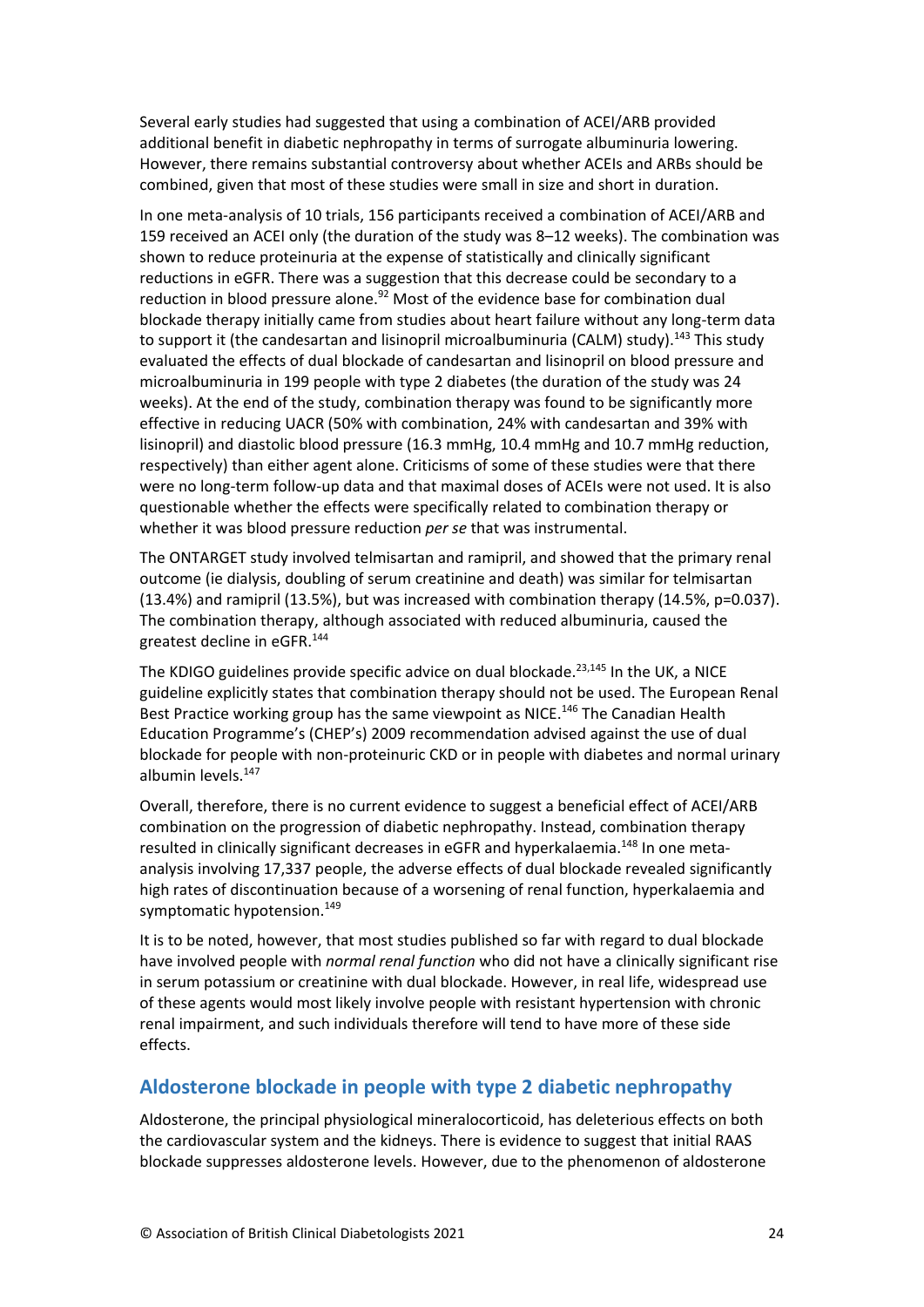Several early studies had suggested that using a combination of ACEI/ARB provided additional benefit in diabetic nephropathy in terms of surrogate albuminuria lowering. However, there remains substantial controversy about whether ACEIs and ARBs should be combined, given that most of these studies were small in size and short in duration.

In one meta-analysis of 10 trials, 156 participants received a combination of ACEI/ARB and 159 received an ACEI only (the duration of the study was 8–12 weeks). The combination was shown to reduce proteinuria at the expense of statistically and clinically significant reductions in eGFR. There was a suggestion that this decrease could be secondary to a reduction in blood pressure alone.[92] Most of the evidence base for combination dual blockade therapy initially came from studies about heart failure without any long-term data to support it (the candesartan and lisinopril microalbuminuria (CALM) study).[143] This study evaluated the effects of dual blockade of candesartan and lisinopril on blood pressure and microalbuminuria in 199 people with type 2 diabetes (the duration of the study was 24 weeks). At the end of the study, combination therapy was found to be significantly more effective in reducing UACR (50% with combination, 24% with candesartan and 39% with lisinopril) and diastolic blood pressure (16.3 mmHg, 10.4 mmHg and 10.7 mmHg reduction, respectively) than either agent alone. Criticisms of some of these studies were that there were no long-term follow-up data and that maximal doses of ACEIs were not used. It is also questionable whether the effects were specifically related to combination therapy or whether it was blood pressure reduction *per se* that was instrumental.

The ONTARGET study involved telmisartan and ramipril, and showed that the primary renal outcome (ie dialysis, doubling of serum creatinine and death) was similar for telmisartan (13.4%) and ramipril (13.5%), but was increased with combination therapy (14.5%, $p=0.037$). The combination therapy, although associated with reduced albuminuria, caused the greatest decline in eGFR.[144]

The KDIGO guidelines provide specific advice on dual blockade.[23,145] In the UK, a NICE guideline explicitly states that combination therapy should not be used. The European Renal Best Practice working group has the same viewpoint as NICE.[146] The Canadian Health Education Programme's (CHEP's) 2009 recommendation advised against the use of dual blockade for people with non-proteinuric CKD or in people with diabetes and normal urinary albumin levels.[147]

Overall, therefore, there is no current evidence to suggest a beneficial effect of ACEI/ARB combination on the progression of diabetic nephropathy. Instead, combination therapy resulted in clinically significant decreases in eGFR and hyperkalaemia.[148] In one meta-analysis involving 17,337 people, the adverse effects of dual blockade revealed significantly high rates of discontinuation because of a worsening of renal function, hyperkalaemia and symptomatic hypotension.[149]

It is to be noted, however, that most studies published so far with regard to dual blockade have involved people with *normal renal function* who did not have a clinically significant rise in serum potassium or creatinine with dual blockade. However, in real life, widespread use of these agents would most likely involve people with resistant hypertension with chronic renal impairment, and such individuals therefore will tend to have more of these side effects.

## Aldosterone blockade in people with type 2 diabetic nephropathy

Aldosterone, the principal physiological mineralocorticoid, has deleterious effects on both the cardiovascular system and the kidneys. There is evidence to suggest that initial RAAS blockade suppresses aldosterone levels. However, due to the phenomenon of aldosterone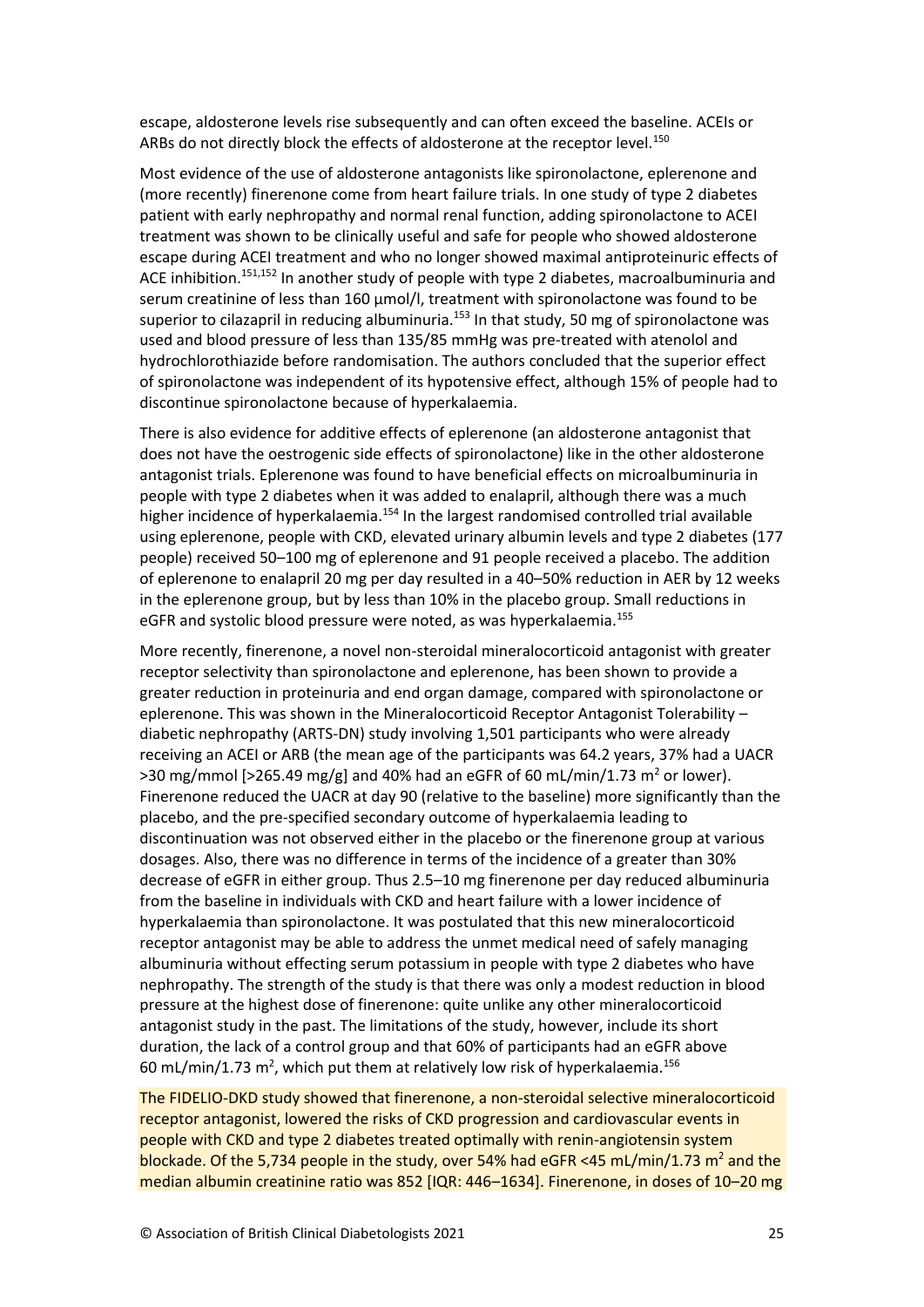escape, aldosterone levels rise subsequently and can often exceed the baseline. ACEIs or ARBs do not directly block the effects of aldosterone at the receptor level.[150]

Most evidence of the use of aldosterone antagonists like spironolactone, eplerenone and (more recently) finerenone come from heart failure trials. In one study of type 2 diabetes patient with early nephropathy and normal renal function, adding spironolactone to ACEI treatment was shown to be clinically useful and safe for people who showed aldosterone escape during ACEI treatment and who no longer showed maximal antiproteinuric effects of ACE inhibition.[151,152] In another study of people with type 2 diabetes, macroalbuminuria and serum creatinine of less than 160 µmol/l, treatment with spironolactone was found to be superior to cilazapril in reducing albuminuria.[153] In that study, 50 mg of spironolactone was used and blood pressure of less than 135/85 mmHg was pre-treated with atenolol and hydrochlorothiazide before randomisation. The authors concluded that the superior effect of spironolactone was independent of its hypotensive effect, although 15% of people had to discontinue spironolactone because of hyperkalaemia.

There is also evidence for additive effects of eplerenone (an aldosterone antagonist that does not have the oestrogenic side effects of spironolactone) like in the other aldosterone antagonist trials. Eplerenone was found to have beneficial effects on microalbuminuria in people with type 2 diabetes when it was added to enalapril, although there was a much higher incidence of hyperkalaemia.[154] In the largest randomised controlled trial available using eplerenone, people with CKD, elevated urinary albumin levels and type 2 diabetes (177 people) received 50–100 mg of eplerenone and 91 people received a placebo. The addition of eplerenone to enalapril 20 mg per day resulted in a 40–50% reduction in AER by 12 weeks in the eplerenone group, but by less than 10% in the placebo group. Small reductions in eGFR and systolic blood pressure were noted, as was hyperkalaemia.[155]

More recently, finerenone, a novel non-steroidal mineralocorticoid antagonist with greater receptor selectivity than spironolactone and eplerenone, has been shown to provide a greater reduction in proteinuria and end organ damage, compared with spironolactone or eplerenone. This was shown in the Mineralocorticoid Receptor Antagonist Tolerability – diabetic nephropathy (ARTS-DN) study involving 1,501 participants who were already receiving an ACEI or ARB (the mean age of the participants was 64.2 years, 37% had a UACR >30 mg/mmol [>265.49 mg/g] and 40% had an eGFR of 60 mL/min/1.73 $m^2$ or lower). Finerenone reduced the UACR at day 90 (relative to the baseline) more significantly than the placebo, and the pre-specified secondary outcome of hyperkalaemia leading to discontinuation was not observed either in the placebo or the finerenone group at various dosages. Also, there was no difference in terms of the incidence of a greater than 30% decrease of eGFR in either group. Thus 2.5–10 mg finerenone per day reduced albuminuria from the baseline in individuals with CKD and heart failure with a lower incidence of hyperkalaemia than spironolactone. It was postulated that this new mineralocorticoid receptor antagonist may be able to address the unmet medical need of safely managing albuminuria without effecting serum potassium in people with type 2 diabetes who have nephropathy. The strength of the study is that there was only a modest reduction in blood pressure at the highest dose of finerenone: quite unlike any other mineralocorticoid antagonist study in the past. The limitations of the study, however, include its short duration, the lack of a control group and that 60% of participants had an eGFR above 60 mL/min/1.73 $m^2$, which put them at relatively low risk of hyperkalaemia.[156]

The FIDELIO-DKD study showed that finerenone, a non-steroidal selective mineralocorticoid receptor antagonist, lowered the risks of CKD progression and cardiovascular events in people with CKD and type 2 diabetes treated optimally with renin-angiotensin system blockade. Of the 5,734 people in the study, over 54% had eGFR <45 mL/min/1.73 $m^2$ and the median albumin creatinine ratio was 852 [IQR: 446–1634]. Finerenone, in doses of 10–20 mg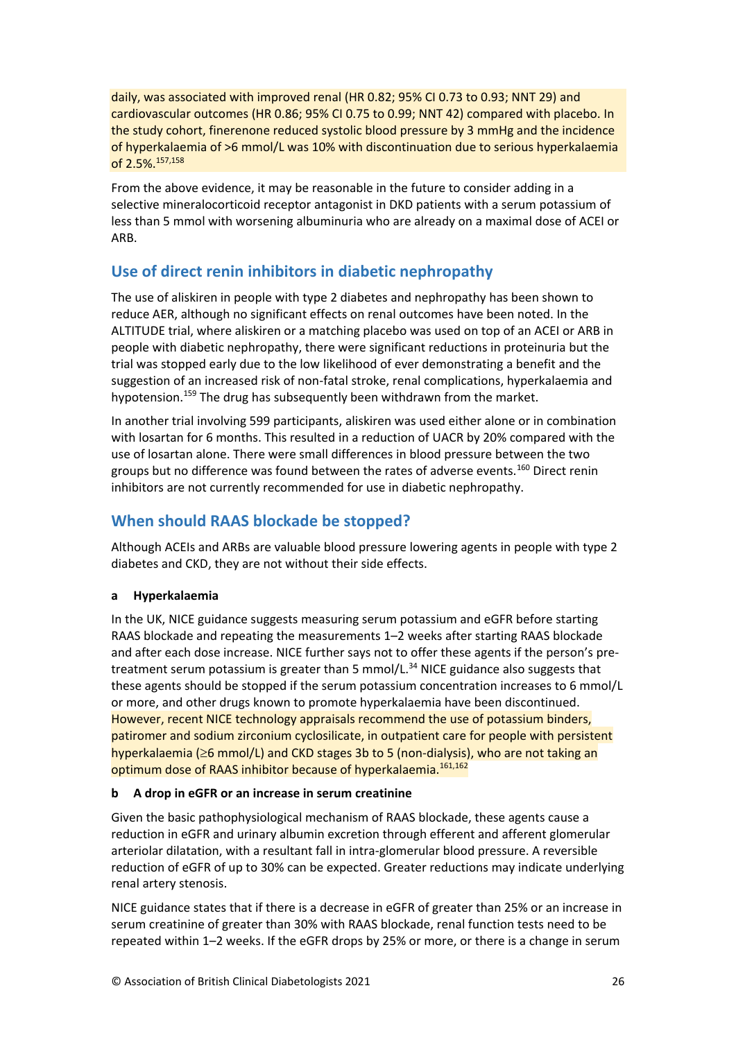daily, was associated with improved renal (HR 0.82; 95% CI 0.73 to 0.93; NNT 29) and cardiovascular outcomes (HR 0.86; 95% CI 0.75 to 0.99; NNT 42) compared with placebo. In the study cohort, finerenone reduced systolic blood pressure by 3 mmHg and the incidence of hyperkalaemia of >6 mmol/L was 10% with discontinuation due to serious hyperkalaemia of 2.5%.[157,158]

From the above evidence, it may be reasonable in the future to consider adding in a selective mineralocorticoid receptor antagonist in DKD patients with a serum potassium of less than 5 mmol with worsening albuminuria who are already on a maximal dose of ACEI or ARB.

## Use of direct renin inhibitors in diabetic nephropathy

The use of aliskiren in people with type 2 diabetes and nephropathy has been shown to reduce AER, although no significant effects on renal outcomes have been noted. In the ALTITUDE trial, where aliskiren or a matching placebo was used on top of an ACEI or ARB in people with diabetic nephropathy, there were significant reductions in proteinuria but the trial was stopped early due to the low likelihood of ever demonstrating a benefit and the suggestion of an increased risk of non-fatal stroke, renal complications, hyperkalaemia and hypotension.[159] The drug has subsequently been withdrawn from the market.

In another trial involving 599 participants, aliskiren was used either alone or in combination with losartan for 6 months. This resulted in a reduction of UACR by 20% compared with the use of losartan alone. There were small differences in blood pressure between the two groups but no difference was found between the rates of adverse events.[160] Direct renin inhibitors are not currently recommended for use in diabetic nephropathy.

## When should RAAS blockade be stopped?

Although ACEIs and ARBs are valuable blood pressure lowering agents in people with type 2 diabetes and CKD, they are not without their side effects.

**a Hyperkalaemia**

In the UK, NICE guidance suggests measuring serum potassium and eGFR before starting RAAS blockade and repeating the measurements 1–2 weeks after starting RAAS blockade and after each dose increase. NICE further says not to offer these agents if the person's pre-treatment serum potassium is greater than 5 mmol/L.[34] NICE guidance also suggests that these agents should be stopped if the serum potassium concentration increases to 6 mmol/L or more, and other drugs known to promote hyperkalaemia have been discontinued. However, recent NICE technology appraisals recommend the use of potassium binders, patiromer and sodium zirconium cyclosilicate, in outpatient care for people with persistent hyperkalaemia (≥6 mmol/L) and CKD stages 3b to 5 (non-dialysis), who are not taking an optimum dose of RAAS inhibitor because of hyperkalaemia.[161,162]

**b A drop in eGFR or an increase in serum creatinine**

Given the basic pathophysiological mechanism of RAAS blockade, these agents cause a reduction in eGFR and urinary albumin excretion through efferent and afferent glomerular arteriolar dilatation, with a resultant fall in intra-glomerular blood pressure. A reversible reduction of eGFR of up to 30% can be expected. Greater reductions may indicate underlying renal artery stenosis.

NICE guidance states that if there is a decrease in eGFR of greater than 25% or an increase in serum creatinine of greater than 30% with RAAS blockade, renal function tests need to be repeated within 1–2 weeks. If the eGFR drops by 25% or more, or there is a change in serum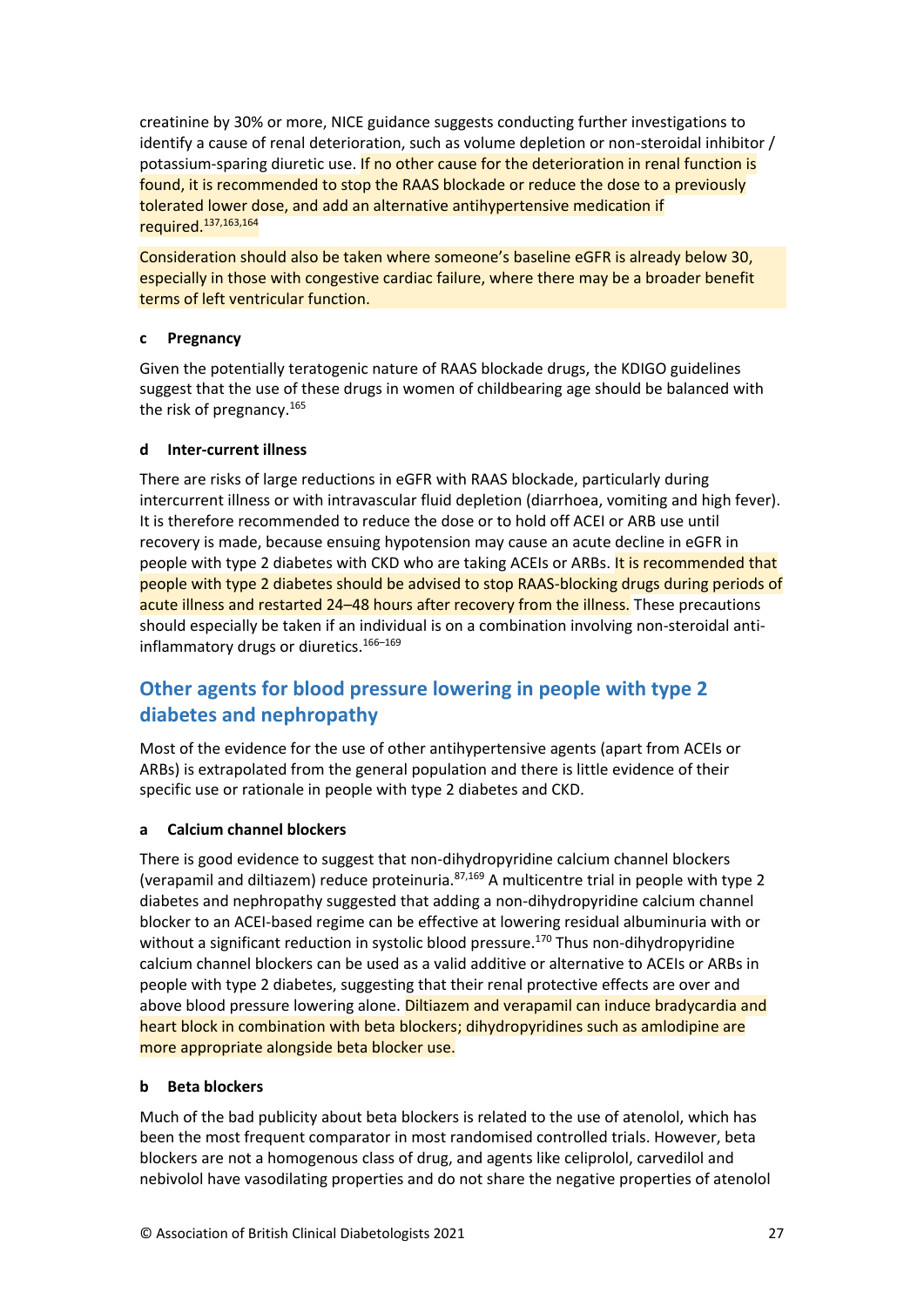creatinine by 30% or more, NICE guidance suggests conducting further investigations to identify a cause of renal deterioration, such as volume depletion or non-steroidal inhibitor / potassium-sparing diuretic use. If no other cause for the deterioration in renal function is found, it is recommended to stop the RAAS blockade or reduce the dose to a previously tolerated lower dose, and add an alternative antihypertensive medication if required.[137,163,164]

Consideration should also be taken where someone's baseline eGFR is already below 30, especially in those with congestive cardiac failure, where there may be a broader benefit terms of left ventricular function.

#### c Pregnancy

Given the potentially teratogenic nature of RAAS blockade drugs, the KDIGO guidelines suggest that the use of these drugs in women of childbearing age should be balanced with the risk of pregnancy.[165]

#### d Inter-current illness

There are risks of large reductions in eGFR with RAAS blockade, particularly during intercurrent illness or with intravascular fluid depletion (diarrhoea, vomiting and high fever). It is therefore recommended to reduce the dose or to hold off ACEI or ARB use until recovery is made, because ensuing hypotension may cause an acute decline in eGFR in people with type 2 diabetes with CKD who are taking ACEIs or ARBs. It is recommended that people with type 2 diabetes should be advised to stop RAAS-blocking drugs during periods of acute illness and restarted 24–48 hours after recovery from the illness. These precautions should especially be taken if an individual is on a combination involving non-steroidal anti-inflammatory drugs or diuretics.[166–169]

## Other agents for blood pressure lowering in people with type 2 diabetes and nephropathy

Most of the evidence for the use of other antihypertensive agents (apart from ACEIs or ARBs) is extrapolated from the general population and there is little evidence of their specific use or rationale in people with type 2 diabetes and CKD.

#### a Calcium channel blockers

There is good evidence to suggest that non-dihydropyridine calcium channel blockers (verapamil and diltiazem) reduce proteinuria.[87,169] A multicentre trial in people with type 2 diabetes and nephropathy suggested that adding a non-dihydropyridine calcium channel blocker to an ACEI-based regime can be effective at lowering residual albuminuria with or without a significant reduction in systolic blood pressure.[170] Thus non-dihydropyridine calcium channel blockers can be used as a valid additive or alternative to ACEIs or ARBs in people with type 2 diabetes, suggesting that their renal protective effects are over and above blood pressure lowering alone. Diltiazem and verapamil can induce bradycardia and heart block in combination with beta blockers; dihydropyridines such as amlodipine are more appropriate alongside beta blocker use.

#### b Beta blockers

Much of the bad publicity about beta blockers is related to the use of atenolol, which has been the most frequent comparator in most randomised controlled trials. However, beta blockers are not a homogenous class of drug, and agents like celiprolol, carvedilol and nebivolol have vasodilating properties and do not share the negative properties of atenolol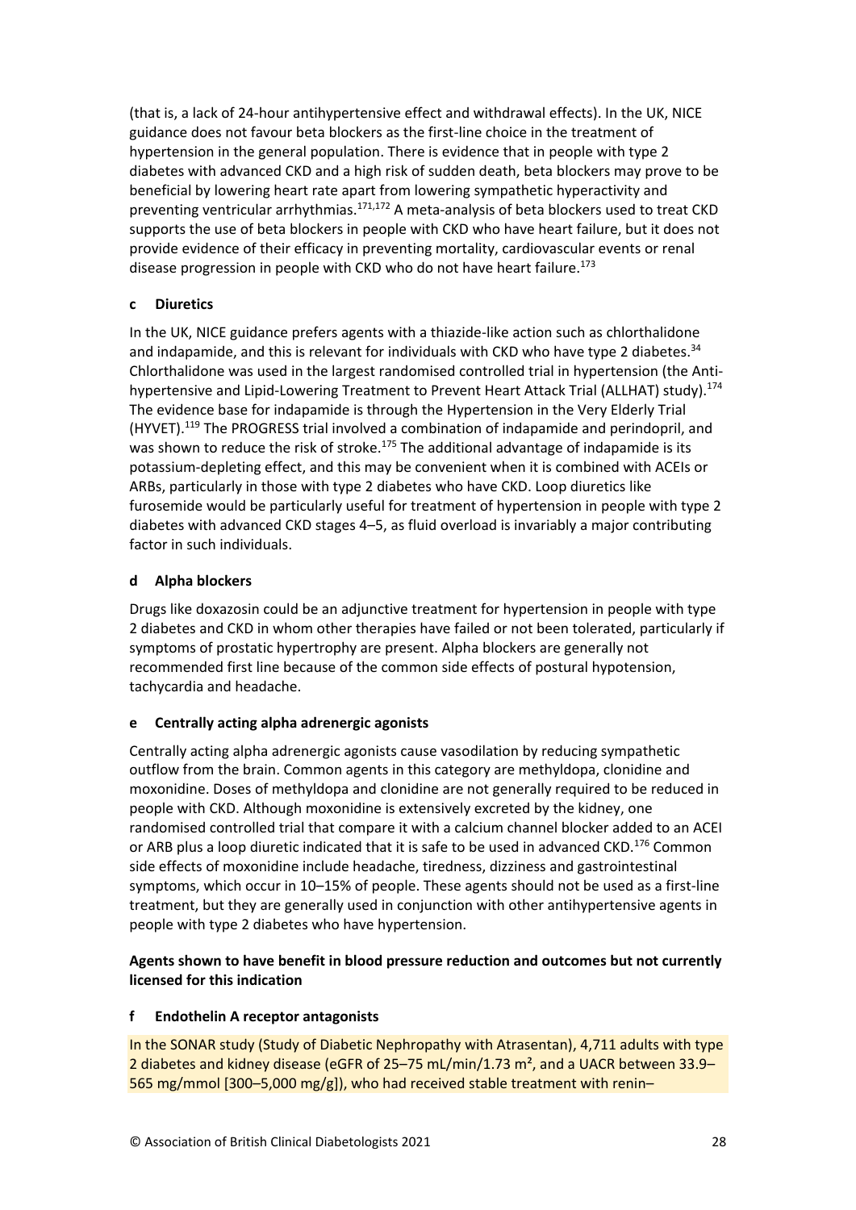(that is, a lack of 24-hour antihypertensive effect and withdrawal effects). In the UK, NICE guidance does not favour beta blockers as the first-line choice in the treatment of hypertension in the general population. There is evidence that in people with type 2 diabetes with advanced CKD and a high risk of sudden death, beta blockers may prove to be beneficial by lowering heart rate apart from lowering sympathetic hyperactivity and preventing ventricular arrhythmias.[171,172] A meta-analysis of beta blockers used to treat CKD supports the use of beta blockers in people with CKD who have heart failure, but it does not provide evidence of their efficacy in preventing mortality, cardiovascular events or renal disease progression in people with CKD who do not have heart failure.[173]

### c Diuretics

In the UK, NICE guidance prefers agents with a thiazide-like action such as chlorthalidone and indapamide, and this is relevant for individuals with CKD who have type 2 diabetes.[34] Chlorthalidone was used in the largest randomised controlled trial in hypertension (the Anti-hypertensive and Lipid-Lowering Treatment to Prevent Heart Attack Trial (ALLHAT) study).[174] The evidence base for indapamide is through the Hypertension in the Very Elderly Trial (HYVET).[119] The PROGRESS trial involved a combination of indapamide and perindopril, and was shown to reduce the risk of stroke.[175] The additional advantage of indapamide is its potassium-depleting effect, and this may be convenient when it is combined with ACEIs or ARBs, particularly in those with type 2 diabetes who have CKD. Loop diuretics like furosemide would be particularly useful for treatment of hypertension in people with type 2 diabetes with advanced CKD stages 4–5, as fluid overload is invariably a major contributing factor in such individuals.

### d Alpha blockers

Drugs like doxazosin could be an adjunctive treatment for hypertension in people with type 2 diabetes and CKD in whom other therapies have failed or not been tolerated, particularly if symptoms of prostatic hypertrophy are present. Alpha blockers are generally not recommended first line because of the common side effects of postural hypotension, tachycardia and headache.

### e Centrally acting alpha adrenergic agonists

Centrally acting alpha adrenergic agonists cause vasodilation by reducing sympathetic outflow from the brain. Common agents in this category are methyldopa, clonidine and moxonidine. Doses of methyldopa and clonidine are not generally required to be reduced in people with CKD. Although moxonidine is extensively excreted by the kidney, one randomised controlled trial that compare it with a calcium channel blocker added to an ACEI or ARB plus a loop diuretic indicated that it is safe to be used in advanced CKD.[176] Common side effects of moxonidine include headache, tiredness, dizziness and gastrointestinal symptoms, which occur in 10–15% of people. These agents should not be used as a first-line treatment, but they are generally used in conjunction with other antihypertensive agents in people with type 2 diabetes who have hypertension.

**Agents shown to have benefit in blood pressure reduction and outcomes but not currently licensed for this indication**

### f Endothelin A receptor antagonists

In the SONAR study (Study of Diabetic Nephropathy with Atrasentan), 4,711 adults with type 2 diabetes and kidney disease (eGFR of 25–75 mL/min/1.73 m², and a UACR between 33.9–565 mg/mmol [300–5,000 mg/g]), who had received stable treatment with renin–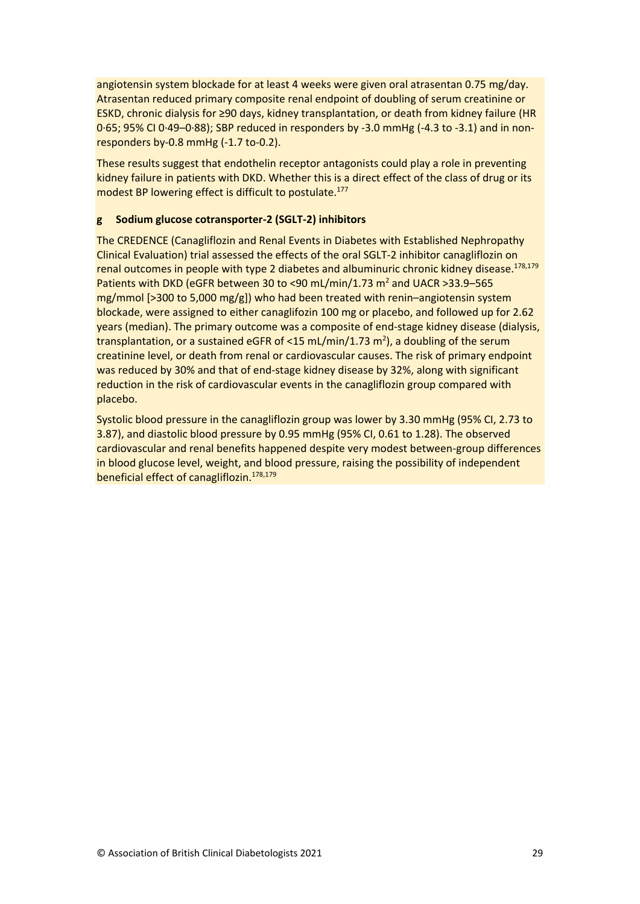angiotensin system blockade for at least 4 weeks were given oral atrasentan 0.75 mg/day. Atrasentan reduced primary composite renal endpoint of doubling of serum creatinine or ESKD, chronic dialysis for ≥90 days, kidney transplantation, or death from kidney failure (HR 0·65; 95% CI 0·49–0·88); SBP reduced in responders by -3.0 mmHg (-4.3 to -3.1) and in non-responders by-0.8 mmHg (-1.7 to-0.2).

These results suggest that endothelin receptor antagonists could play a role in preventing kidney failure in patients with DKD. Whether this is a direct effect of the class of drug or its modest BP lowering effect is difficult to postulate.[177]

### g Sodium glucose cotransporter-2 (SGLT-2) inhibitors

The CREDENCE (Canagliflozin and Renal Events in Diabetes with Established Nephropathy Clinical Evaluation) trial assessed the effects of the oral SGLT-2 inhibitor canagliflozin on renal outcomes in people with type 2 diabetes and albuminuric chronic kidney disease.[178,179] Patients with DKD (eGFR between 30 to <90 mL/min/1.73 $m^2$ and UACR >33.9–565 mg/mmol [>300 to 5,000 mg/g]) who had been treated with renin–angiotensin system blockade, were assigned to either canaglifozin 100 mg or placebo, and followed up for 2.62 years (median). The primary outcome was a composite of end-stage kidney disease (dialysis, transplantation, or a sustained eGFR of <15 mL/min/1.73 $m^2$), a doubling of the serum creatinine level, or death from renal or cardiovascular causes. The risk of primary endpoint was reduced by 30% and that of end-stage kidney disease by 32%, along with significant reduction in the risk of cardiovascular events in the canagliflozin group compared with placebo.

Systolic blood pressure in the canagliflozin group was lower by 3.30 mmHg (95% CI, 2.73 to 3.87), and diastolic blood pressure by 0.95 mmHg (95% CI, 0.61 to 1.28). The observed cardiovascular and renal benefits happened despite very modest between-group differences in blood glucose level, weight, and blood pressure, raising the possibility of independent beneficial effect of canagliflozin.[178,179]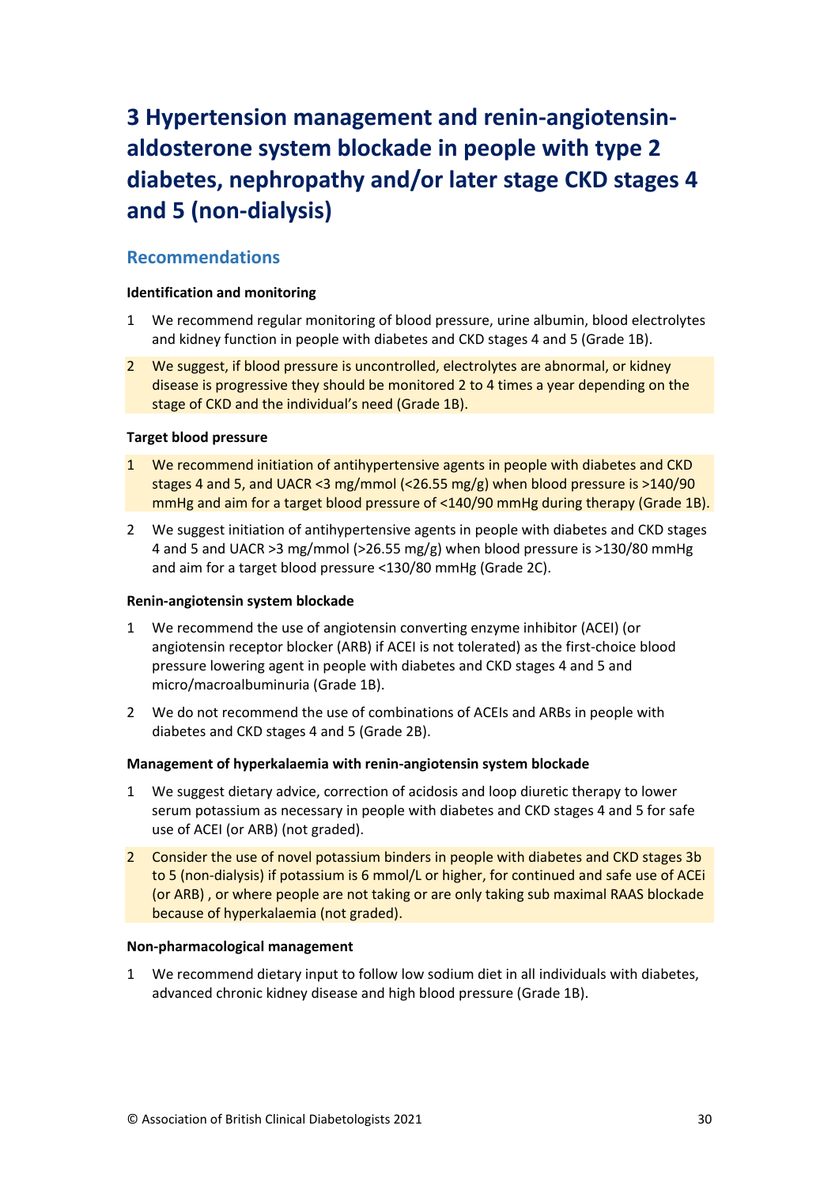# 3 Hypertension management and renin-angiotensin-aldosterone system blockade in people with type 2 diabetes, nephropathy and/or later stage CKD stages 4 and 5 (non-dialysis)

## Recommendations

### Identification and monitoring

1. We recommend regular monitoring of blood pressure, urine albumin, blood electrolytes and kidney function in people with diabetes and CKD stages 4 and 5 (Grade 1B).
2. We suggest, if blood pressure is uncontrolled, electrolytes are abnormal, or kidney disease is progressive they should be monitored 2 to 4 times a year depending on the stage of CKD and the individual's need (Grade 1B).

### Target blood pressure

1. We recommend initiation of antihypertensive agents in people with diabetes and CKD stages 4 and 5, and UACR <3 mg/mmol (<26.55 mg/g) when blood pressure is >140/90 mmHg and aim for a target blood pressure of <140/90 mmHg during therapy (Grade 1B).
2. We suggest initiation of antihypertensive agents in people with diabetes and CKD stages 4 and 5 and UACR >3 mg/mmol (>26.55 mg/g) when blood pressure is >130/80 mmHg and aim for a target blood pressure <130/80 mmHg (Grade 2C).

### Renin-angiotensin system blockade

1. We recommend the use of angiotensin converting enzyme inhibitor (ACEI) (or angiotensin receptor blocker (ARB) if ACEI is not tolerated) as the first-choice blood pressure lowering agent in people with diabetes and CKD stages 4 and 5 and micro/macroalbuminuria (Grade 1B).
2. We do not recommend the use of combinations of ACEIs and ARBs in people with diabetes and CKD stages 4 and 5 (Grade 2B).

### Management of hyperkalaemia with renin-angiotensin system blockade

1. We suggest dietary advice, correction of acidosis and loop diuretic therapy to lower serum potassium as necessary in people with diabetes and CKD stages 4 and 5 for safe use of ACEI (or ARB) (not graded).
2. Consider the use of novel potassium binders in people with diabetes and CKD stages 3b to 5 (non-dialysis) if potassium is 6 mmol/L or higher, for continued and safe use of ACEi (or ARB) , or where people are not taking or are only taking sub maximal RAAS blockade because of hyperkalaemia (not graded).

### Non-pharmacological management

1. We recommend dietary input to follow low sodium diet in all individuals with diabetes, advanced chronic kidney disease and high blood pressure (Grade 1B).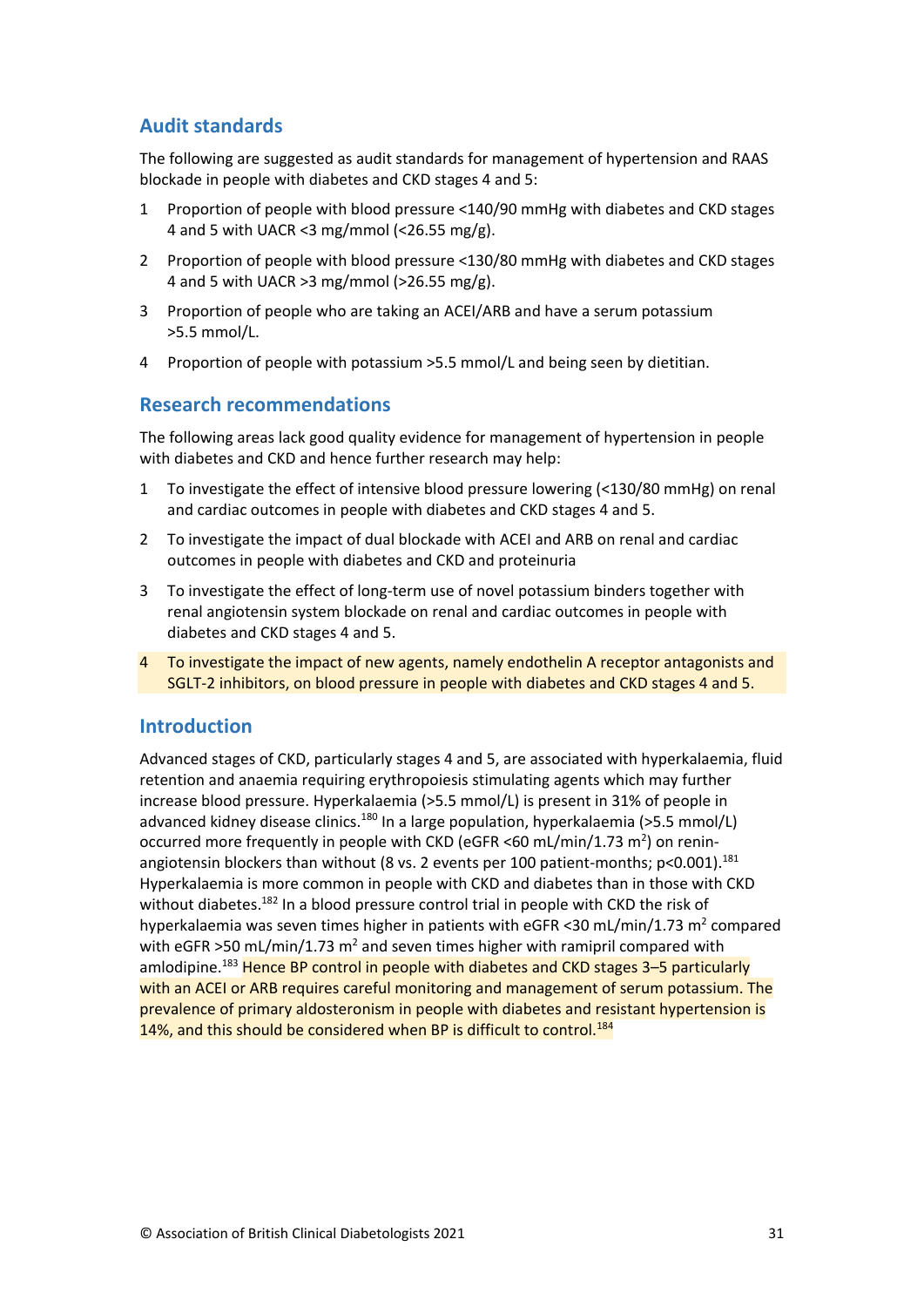## Audit standards

The following are suggested as audit standards for management of hypertension and RAAS blockade in people with diabetes and CKD stages 4 and 5:

1. Proportion of people with blood pressure <140/90 mmHg with diabetes and CKD stages 4 and 5 with UACR <3 mg/mmol (<26.55 mg/g).
2. Proportion of people with blood pressure <130/80 mmHg with diabetes and CKD stages 4 and 5 with UACR >3 mg/mmol (>26.55 mg/g).
3. Proportion of people who are taking an ACEI/ARB and have a serum potassium >5.5 mmol/L.
4. Proportion of people with potassium >5.5 mmol/L and being seen by dietitian.

## Research recommendations

The following areas lack good quality evidence for management of hypertension in people with diabetes and CKD and hence further research may help:

1. To investigate the effect of intensive blood pressure lowering (<130/80 mmHg) on renal and cardiac outcomes in people with diabetes and CKD stages 4 and 5.
2. To investigate the impact of dual blockade with ACEI and ARB on renal and cardiac outcomes in people with diabetes and CKD and proteinuria
3. To investigate the effect of long-term use of novel potassium binders together with renal angiotensin system blockade on renal and cardiac outcomes in people with diabetes and CKD stages 4 and 5.
4. To investigate the impact of new agents, namely endothelin A receptor antagonists and SGLT-2 inhibitors, on blood pressure in people with diabetes and CKD stages 4 and 5.

## Introduction

Advanced stages of CKD, particularly stages 4 and 5, are associated with hyperkalaemia, fluid retention and anaemia requiring erythropoiesis stimulating agents which may further increase blood pressure. Hyperkalaemia (>5.5 mmol/L) is present in 31% of people in advanced kidney disease clinics.[180] In a large population, hyperkalaemia (>5.5 mmol/L) occurred more frequently in people with CKD (eGFR <60 mL/min/1.73 m$^2$) on renin-angiotensin blockers than without (8 vs. 2 events per 100 patient-months; p<0.001).[181] Hyperkalaemia is more common in people with CKD and diabetes than in those with CKD without diabetes.[182] In a blood pressure control trial in people with CKD the risk of hyperkalaemia was seven times higher in patients with eGFR <30 mL/min/1.73 m$^2$ compared with eGFR >50 mL/min/1.73 m$^2$ and seven times higher with ramipril compared with amlodipine.[183] Hence BP control in people with diabetes and CKD stages 3–5 particularly with an ACEI or ARB requires careful monitoring and management of serum potassium. The prevalence of primary aldosteronism in people with diabetes and resistant hypertension is 14%, and this should be considered when BP is difficult to control.[184]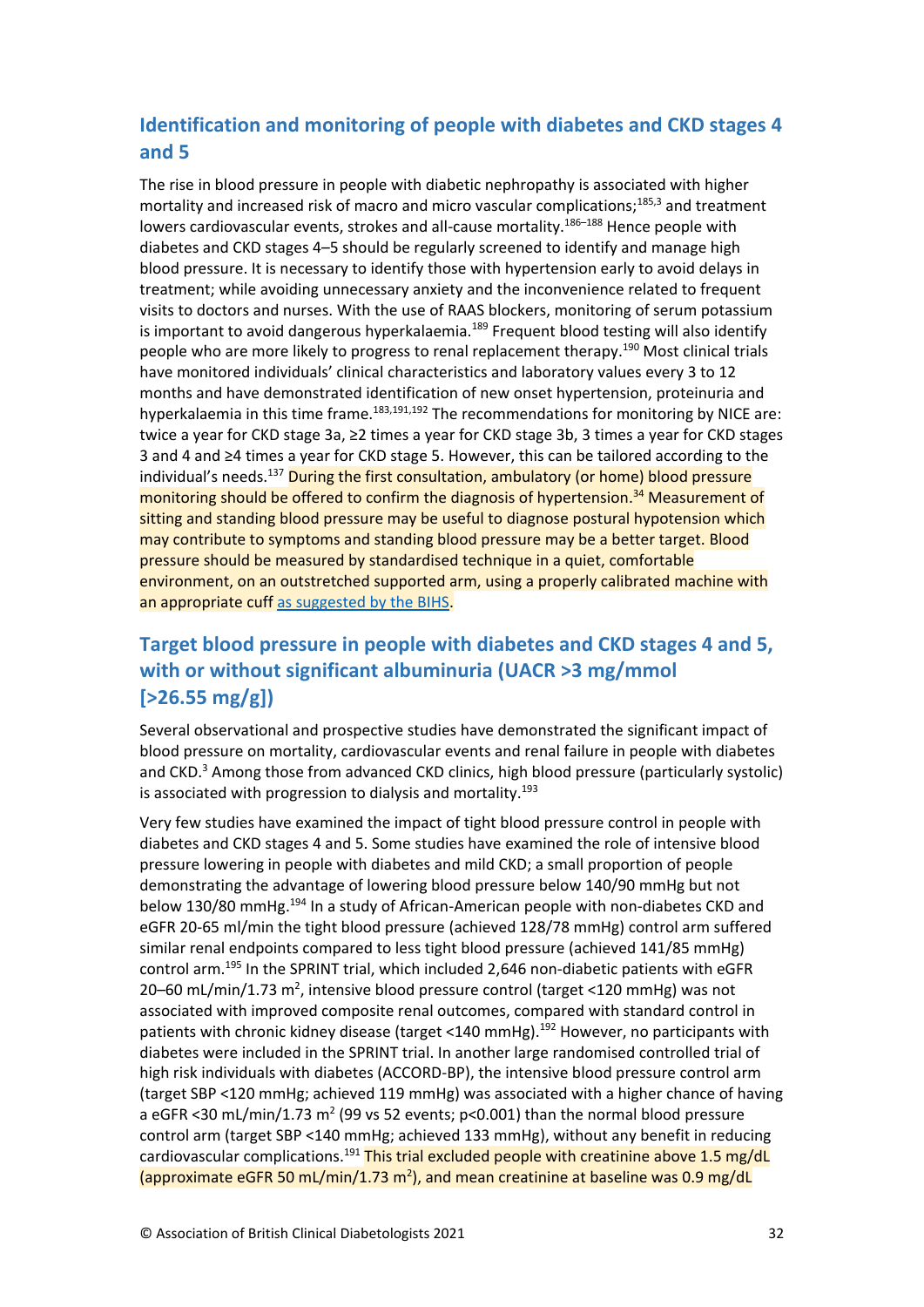## Identification and monitoring of people with diabetes and CKD stages 4 and 5

The rise in blood pressure in people with diabetic nephropathy is associated with higher mortality and increased risk of macro and micro vascular complications;[185,3] and treatment lowers cardiovascular events, strokes and all-cause mortality.[186–188] Hence people with diabetes and CKD stages 4–5 should be regularly screened to identify and manage high blood pressure. It is necessary to identify those with hypertension early to avoid delays in treatment; while avoiding unnecessary anxiety and the inconvenience related to frequent visits to doctors and nurses. With the use of RAAS blockers, monitoring of serum potassium is important to avoid dangerous hyperkalaemia.[189] Frequent blood testing will also identify people who are more likely to progress to renal replacement therapy.[190] Most clinical trials have monitored individuals' clinical characteristics and laboratory values every 3 to 12 months and have demonstrated identification of new onset hypertension, proteinuria and hyperkalaemia in this time frame.[183,191,192] The recommendations for monitoring by NICE are: twice a year for CKD stage 3a, ≥2 times a year for CKD stage 3b, 3 times a year for CKD stages 3 and 4 and ≥4 times a year for CKD stage 5. However, this can be tailored according to the individual's needs.[137] During the first consultation, ambulatory (or home) blood pressure monitoring should be offered to confirm the diagnosis of hypertension.[34] Measurement of sitting and standing blood pressure may be useful to diagnose postural hypotension which may contribute to symptoms and standing blood pressure may be a better target. Blood pressure should be measured by standardised technique in a quiet, comfortable environment, on an outstretched supported arm, using a properly calibrated machine with an appropriate cuff [as suggested by the BIHS](#).

## Target blood pressure in people with diabetes and CKD stages 4 and 5, with or without significant albuminuria (UACR >3 mg/mmol [>26.55 mg/g])

Several observational and prospective studies have demonstrated the significant impact of blood pressure on mortality, cardiovascular events and renal failure in people with diabetes and CKD.[3] Among those from advanced CKD clinics, high blood pressure (particularly systolic) is associated with progression to dialysis and mortality.[193]

Very few studies have examined the impact of tight blood pressure control in people with diabetes and CKD stages 4 and 5. Some studies have examined the role of intensive blood pressure lowering in people with diabetes and mild CKD; a small proportion of people demonstrating the advantage of lowering blood pressure below 140/90 mmHg but not below 130/80 mmHg.[194] In a study of African-American people with non-diabetes CKD and eGFR 20-65 ml/min the tight blood pressure (achieved 128/78 mmHg) control arm suffered similar renal endpoints compared to less tight blood pressure (achieved 141/85 mmHg) control arm.[195] In the SPRINT trial, which included 2,646 non-diabetic patients with eGFR 20–60 mL/min/1.73 m$^2$, intensive blood pressure control (target <120 mmHg) was not associated with improved composite renal outcomes, compared with standard control in patients with chronic kidney disease (target <140 mmHg).[192] However, no participants with diabetes were included in the SPRINT trial. In another large randomised controlled trial of high risk individuals with diabetes (ACCORD-BP), the intensive blood pressure control arm (target SBP <120 mmHg; achieved 119 mmHg) was associated with a higher chance of having a eGFR <30 mL/min/1.73 m$^2$ (99 vs 52 events; $p<0.001$) than the normal blood pressure control arm (target SBP <140 mmHg; achieved 133 mmHg), without any benefit in reducing cardiovascular complications.[191] This trial excluded people with creatinine above 1.5 mg/dL (approximate eGFR 50 mL/min/1.73 m$^2$), and mean creatinine at baseline was 0.9 mg/dL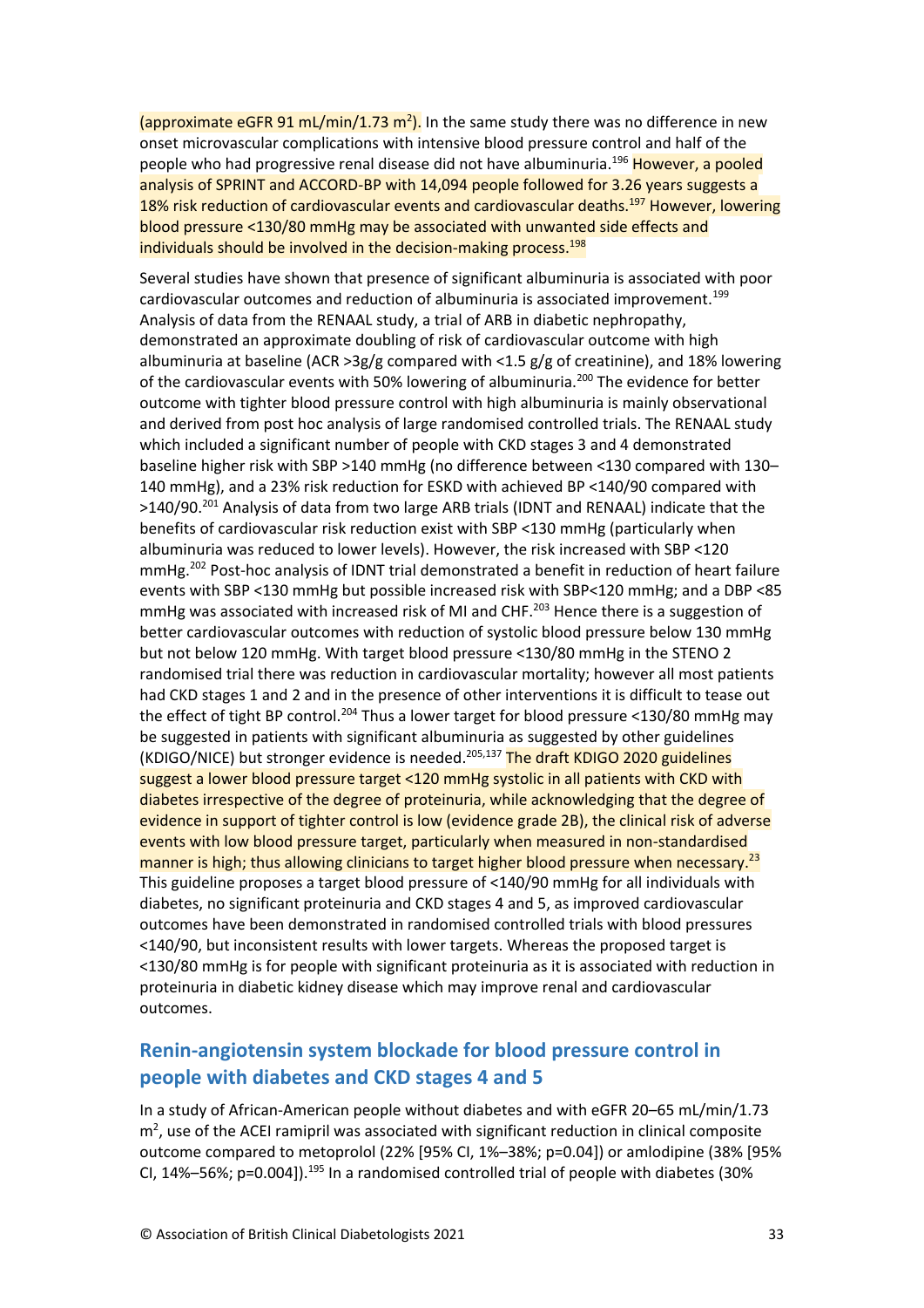(approximate eGFR 91 mL/min/1.73 $m^2$). In the same study there was no difference in new onset microvascular complications with intensive blood pressure control and half of the people who had progressive renal disease did not have albuminuria.[196] However, a pooled analysis of SPRINT and ACCORD-BP with 14,094 people followed for 3.26 years suggests a 18% risk reduction of cardiovascular events and cardiovascular deaths.[197] However, lowering blood pressure <130/80 mmHg may be associated with unwanted side effects and individuals should be involved in the decision-making process.[198]

Several studies have shown that presence of significant albuminuria is associated with poor cardiovascular outcomes and reduction of albuminuria is associated improvement.[199] Analysis of data from the RENAAL study, a trial of ARB in diabetic nephropathy, demonstrated an approximate doubling of risk of cardiovascular outcome with high albuminuria at baseline (ACR >3g/g compared with <1.5 g/g of creatinine), and 18% lowering of the cardiovascular events with 50% lowering of albuminuria.[200] The evidence for better outcome with tighter blood pressure control with high albuminuria is mainly observational and derived from post hoc analysis of large randomised controlled trials. The RENAAL study which included a significant number of people with CKD stages 3 and 4 demonstrated baseline higher risk with SBP >140 mmHg (no difference between <130 compared with 130–140 mmHg), and a 23% risk reduction for ESKD with achieved BP <140/90 compared with >140/90.[201] Analysis of data from two large ARB trials (IDNT and RENAAL) indicate that the benefits of cardiovascular risk reduction exist with SBP <130 mmHg (particularly when albuminuria was reduced to lower levels). However, the risk increased with SBP <120 mmHg.[202] Post-hoc analysis of IDNT trial demonstrated a benefit in reduction of heart failure events with SBP <130 mmHg but possible increased risk with SBP<120 mmHg; and a DBP <85 mmHg was associated with increased risk of MI and CHF.[203] Hence there is a suggestion of better cardiovascular outcomes with reduction of systolic blood pressure below 130 mmHg but not below 120 mmHg. With target blood pressure <130/80 mmHg in the STENO 2 randomised trial there was reduction in cardiovascular mortality; however all most patients had CKD stages 1 and 2 and in the presence of other interventions it is difficult to tease out the effect of tight BP control.[204] Thus a lower target for blood pressure <130/80 mmHg may be suggested in patients with significant albuminuria as suggested by other guidelines (KDIGO/NICE) but stronger evidence is needed.[205,137] The draft KDIGO 2020 guidelines suggest a lower blood pressure target <120 mmHg systolic in all patients with CKD with diabetes irrespective of the degree of proteinuria, while acknowledging that the degree of evidence in support of tighter control is low (evidence grade 2B), the clinical risk of adverse events with low blood pressure target, particularly when measured in non-standardised manner is high; thus allowing clinicians to target higher blood pressure when necessary.[23] This guideline proposes a target blood pressure of <140/90 mmHg for all individuals with diabetes, no significant proteinuria and CKD stages 4 and 5, as improved cardiovascular outcomes have been demonstrated in randomised controlled trials with blood pressures <140/90, but inconsistent results with lower targets. Whereas the proposed target is <130/80 mmHg is for people with significant proteinuria as it is associated with reduction in proteinuria in diabetic kidney disease which may improve renal and cardiovascular outcomes.

## Renin-angiotensin system blockade for blood pressure control in people with diabetes and CKD stages 4 and 5

In a study of African-American people without diabetes and with eGFR 20–65 mL/min/1.73 $m^2$, use of the ACEI ramipril was associated with significant reduction in clinical composite outcome compared to metoprolol (22% [95% CI, 1%–38%; p=0.04]) or amlodipine (38% [95% CI, 14%–56%; p=0.004]).[195] In a randomised controlled trial of people with diabetes (30%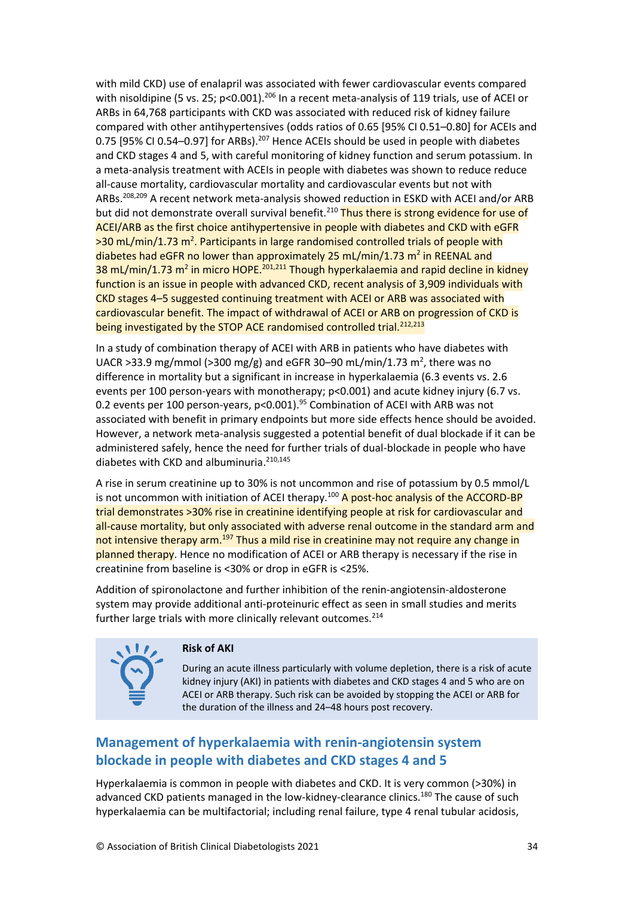with mild CKD) use of enalapril was associated with fewer cardiovascular events compared with nisoldipine (5 vs. 25; p<0.001).[206] In a recent meta-analysis of 119 trials, use of ACEI or ARBs in 64,768 participants with CKD was associated with reduced risk of kidney failure compared with other antihypertensives (odds ratios of 0.65 [95% CI 0.51–0.80] for ACEIs and 0.75 [95% CI 0.54–0.97] for ARBs).[207] Hence ACEIs should be used in people with diabetes and CKD stages 4 and 5, with careful monitoring of kidney function and serum potassium. In a meta-analysis treatment with ACEIs in people with diabetes was shown to reduce reduce all-cause mortality, cardiovascular mortality and cardiovascular events but not with ARBs.[208,209] A recent network meta-analysis showed reduction in ESKD with ACEI and/or ARB but did not demonstrate overall survival benefit.[210] Thus there is strong evidence for use of ACEI/ARB as the first choice antihypertensive in people with diabetes and CKD with eGFR >30 mL/min/1.73 m$^2$. Participants in large randomised controlled trials of people with diabetes had eGFR no lower than approximately 25 mL/min/1.73 m$^2$ in REENAL and 38 mL/min/1.73 m$^2$ in micro HOPE.[201,211] Though hyperkalaemia and rapid decline in kidney function is an issue in people with advanced CKD, recent analysis of 3,909 individuals with CKD stages 4–5 suggested continuing treatment with ACEI or ARB was associated with cardiovascular benefit. The impact of withdrawal of ACEI or ARB on progression of CKD is being investigated by the STOP ACE randomised controlled trial.[212,213]

In a study of combination therapy of ACEI with ARB in patients who have diabetes with UACR >33.9 mg/mmol (>300 mg/g) and eGFR 30–90 mL/min/1.73 m$^2$, there was no difference in mortality but a significant in increase in hyperkalaemia (6.3 events vs. 2.6 events per 100 person-years with monotherapy; p<0.001) and acute kidney injury (6.7 vs. 0.2 events per 100 person-years, p<0.001).[95] Combination of ACEI with ARB was not associated with benefit in primary endpoints but more side effects hence should be avoided. However, a network meta-analysis suggested a potential benefit of dual blockade if it can be administered safely, hence the need for further trials of dual-blockade in people who have diabetes with CKD and albuminuria.[210,145]

A rise in serum creatinine up to 30% is not uncommon and rise of potassium by 0.5 mmol/L is not uncommon with initiation of ACEI therapy.[100] A post-hoc analysis of the ACCORD-BP trial demonstrates >30% rise in creatinine identifying people at risk for cardiovascular and all-cause mortality, but only associated with adverse renal outcome in the standard arm and not intensive therapy arm.[197] Thus a mild rise in creatinine may not require any change in planned therapy. Hence no modification of ACEI or ARB therapy is necessary if the rise in creatinine from baseline is <30% or drop in eGFR is <25%.

Addition of spironolactone and further inhibition of the renin-angiotensin-aldosterone system may provide additional anti-proteinuric effect as seen in small studies and merits further large trials with more clinically relevant outcomes.[214]

> **Risk of AKI**
>
> During an acute illness particularly with volume depletion, there is a risk of acute kidney injury (AKI) in patients with diabetes and CKD stages 4 and 5 who are on ACEI or ARB therapy. Such risk can be avoided by stopping the ACEI or ARB for the duration of the illness and 24–48 hours post recovery.

## Management of hyperkalaemia with renin-angiotensin system blockade in people with diabetes and CKD stages 4 and 5

Hyperkalaemia is common in people with diabetes and CKD. It is very common (>30%) in advanced CKD patients managed in the low-kidney-clearance clinics.[180] The cause of such hyperkalaemia can be multifactorial; including renal failure, type 4 renal tubular acidosis,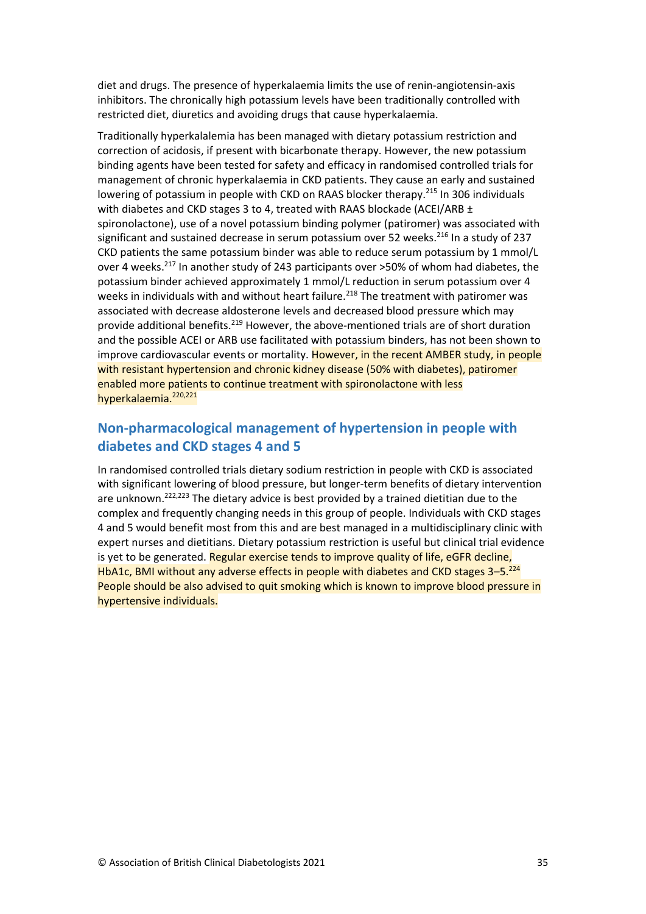diet and drugs. The presence of hyperkalaemia limits the use of renin-angiotensin-axis inhibitors. The chronically high potassium levels have been traditionally controlled with restricted diet, diuretics and avoiding drugs that cause hyperkalaemia.

Traditionally hyperkalalemia has been managed with dietary potassium restriction and correction of acidosis, if present with bicarbonate therapy. However, the new potassium binding agents have been tested for safety and efficacy in randomised controlled trials for management of chronic hyperkalaemia in CKD patients. They cause an early and sustained lowering of potassium in people with CKD on RAAS blocker therapy.[215] In 306 individuals with diabetes and CKD stages 3 to 4, treated with RAAS blockade (ACEI/ARB ± spironolactone), use of a novel potassium binding polymer (patiromer) was associated with significant and sustained decrease in serum potassium over 52 weeks.[216] In a study of 237 CKD patients the same potassium binder was able to reduce serum potassium by 1 mmol/L over 4 weeks.[217] In another study of 243 participants over >50% of whom had diabetes, the potassium binder achieved approximately 1 mmol/L reduction in serum potassium over 4 weeks in individuals with and without heart failure.[218] The treatment with patiromer was associated with decrease aldosterone levels and decreased blood pressure which may provide additional benefits.[219] However, the above-mentioned trials are of short duration and the possible ACEI or ARB use facilitated with potassium binders, has not been shown to improve cardiovascular events or mortality. However, in the recent AMBER study, in people with resistant hypertension and chronic kidney disease (50% with diabetes), patiromer enabled more patients to continue treatment with spironolactone with less hyperkalaemia.[220,221]

## Non-pharmacological management of hypertension in people with diabetes and CKD stages 4 and 5

In randomised controlled trials dietary sodium restriction in people with CKD is associated with significant lowering of blood pressure, but longer-term benefits of dietary intervention are unknown.[222,223] The dietary advice is best provided by a trained dietitian due to the complex and frequently changing needs in this group of people. Individuals with CKD stages 4 and 5 would benefit most from this and are best managed in a multidisciplinary clinic with expert nurses and dietitians. Dietary potassium restriction is useful but clinical trial evidence is yet to be generated. Regular exercise tends to improve quality of life, eGFR decline, HbA1c, BMI without any adverse effects in people with diabetes and CKD stages 3–5.[224] People should be also advised to quit smoking which is known to improve blood pressure in hypertensive individuals.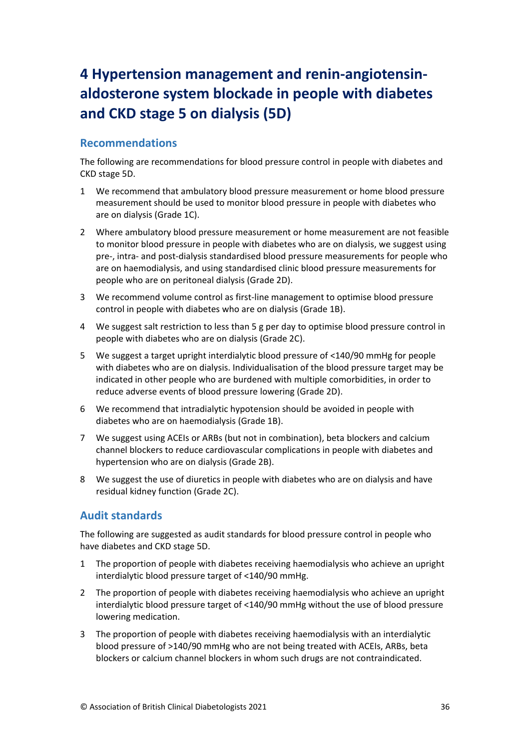# 4 Hypertension management and renin-angiotensin-aldosterone system blockade in people with diabetes and CKD stage 5 on dialysis (5D)

## Recommendations

The following are recommendations for blood pressure control in people with diabetes and CKD stage 5D.

1. We recommend that ambulatory blood pressure measurement or home blood pressure measurement should be used to monitor blood pressure in people with diabetes who are on dialysis (Grade 1C).
2. Where ambulatory blood pressure measurement or home measurement are not feasible to monitor blood pressure in people with diabetes who are on dialysis, we suggest using pre-, intra- and post-dialysis standardised blood pressure measurements for people who are on haemodialysis, and using standardised clinic blood pressure measurements for people who are on peritoneal dialysis (Grade 2D).
3. We recommend volume control as first-line management to optimise blood pressure control in people with diabetes who are on dialysis (Grade 1B).
4. We suggest salt restriction to less than 5 g per day to optimise blood pressure control in people with diabetes who are on dialysis (Grade 2C).
5. We suggest a target upright interdialytic blood pressure of <140/90 mmHg for people with diabetes who are on dialysis. Individualisation of the blood pressure target may be indicated in other people who are burdened with multiple comorbidities, in order to reduce adverse events of blood pressure lowering (Grade 2D).
6. We recommend that intradialytic hypotension should be avoided in people with diabetes who are on haemodialysis (Grade 1B).
7. We suggest using ACEIs or ARBs (but not in combination), beta blockers and calcium channel blockers to reduce cardiovascular complications in people with diabetes and hypertension who are on dialysis (Grade 2B).
8. We suggest the use of diuretics in people with diabetes who are on dialysis and have residual kidney function (Grade 2C).

## Audit standards

The following are suggested as audit standards for blood pressure control in people who have diabetes and CKD stage 5D.

1. The proportion of people with diabetes receiving haemodialysis who achieve an upright interdialytic blood pressure target of <140/90 mmHg.
2. The proportion of people with diabetes receiving haemodialysis who achieve an upright interdialytic blood pressure target of <140/90 mmHg without the use of blood pressure lowering medication.
3. The proportion of people with diabetes receiving haemodialysis with an interdialytic blood pressure of >140/90 mmHg who are not being treated with ACEIs, ARBs, beta blockers or calcium channel blockers in whom such drugs are not contraindicated.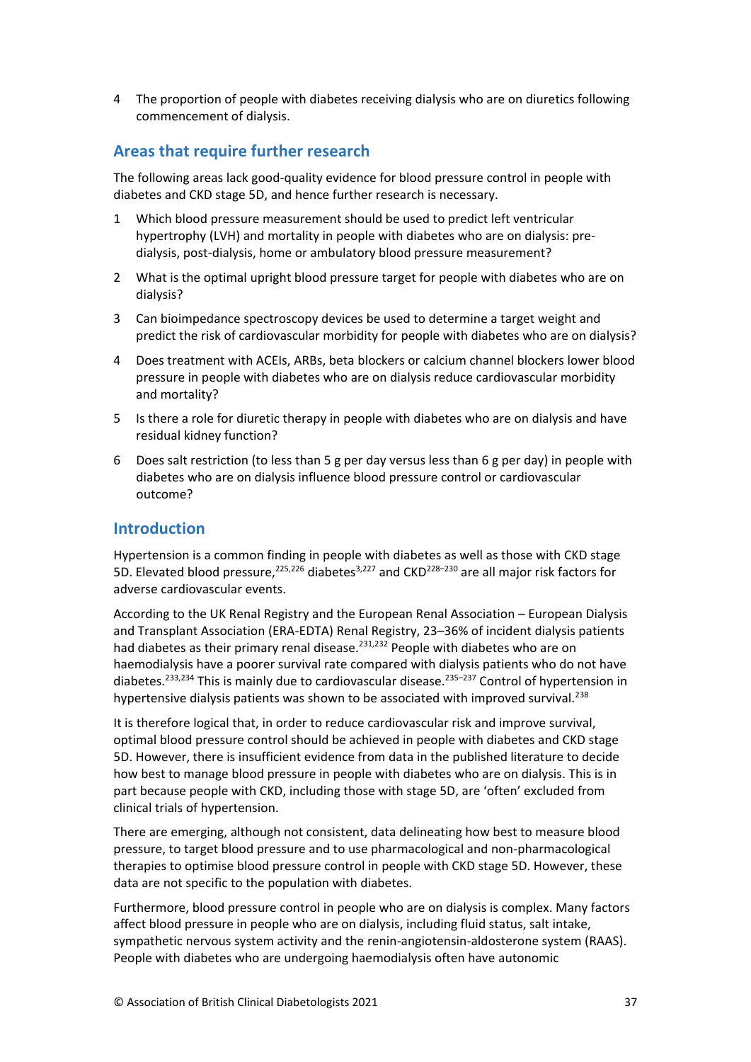4 The proportion of people with diabetes receiving dialysis who are on diuretics following commencement of dialysis.

## Areas that require further research

The following areas lack good-quality evidence for blood pressure control in people with diabetes and CKD stage 5D, and hence further research is necessary.

1 Which blood pressure measurement should be used to predict left ventricular hypertrophy (LVH) and mortality in people with diabetes who are on dialysis: pre-dialysis, post-dialysis, home or ambulatory blood pressure measurement?

2 What is the optimal upright blood pressure target for people with diabetes who are on dialysis?

3 Can bioimpedance spectroscopy devices be used to determine a target weight and predict the risk of cardiovascular morbidity for people with diabetes who are on dialysis?

4 Does treatment with ACEIs, ARBs, beta blockers or calcium channel blockers lower blood pressure in people with diabetes who are on dialysis reduce cardiovascular morbidity and mortality?

5 Is there a role for diuretic therapy in people with diabetes who are on dialysis and have residual kidney function?

6 Does salt restriction (to less than 5 g per day versus less than 6 g per day) in people with diabetes who are on dialysis influence blood pressure control or cardiovascular outcome?

## Introduction

Hypertension is a common finding in people with diabetes as well as those with CKD stage 5D. Elevated blood pressure,[225,226] diabetes[3,227] and CKD[228–230] are all major risk factors for adverse cardiovascular events.

According to the UK Renal Registry and the European Renal Association – European Dialysis and Transplant Association (ERA-EDTA) Renal Registry, 23–36% of incident dialysis patients had diabetes as their primary renal disease.[231,232] People with diabetes who are on haemodialysis have a poorer survival rate compared with dialysis patients who do not have diabetes.[233,234] This is mainly due to cardiovascular disease.[235–237] Control of hypertension in hypertensive dialysis patients was shown to be associated with improved survival.[238]

It is therefore logical that, in order to reduce cardiovascular risk and improve survival, optimal blood pressure control should be achieved in people with diabetes and CKD stage 5D. However, there is insufficient evidence from data in the published literature to decide how best to manage blood pressure in people with diabetes who are on dialysis. This is in part because people with CKD, including those with stage 5D, are 'often' excluded from clinical trials of hypertension.

There are emerging, although not consistent, data delineating how best to measure blood pressure, to target blood pressure and to use pharmacological and non-pharmacological therapies to optimise blood pressure control in people with CKD stage 5D. However, these data are not specific to the population with diabetes.

Furthermore, blood pressure control in people who are on dialysis is complex. Many factors affect blood pressure in people who are on dialysis, including fluid status, salt intake, sympathetic nervous system activity and the renin-angiotensin-aldosterone system (RAAS). People with diabetes who are undergoing haemodialysis often have autonomic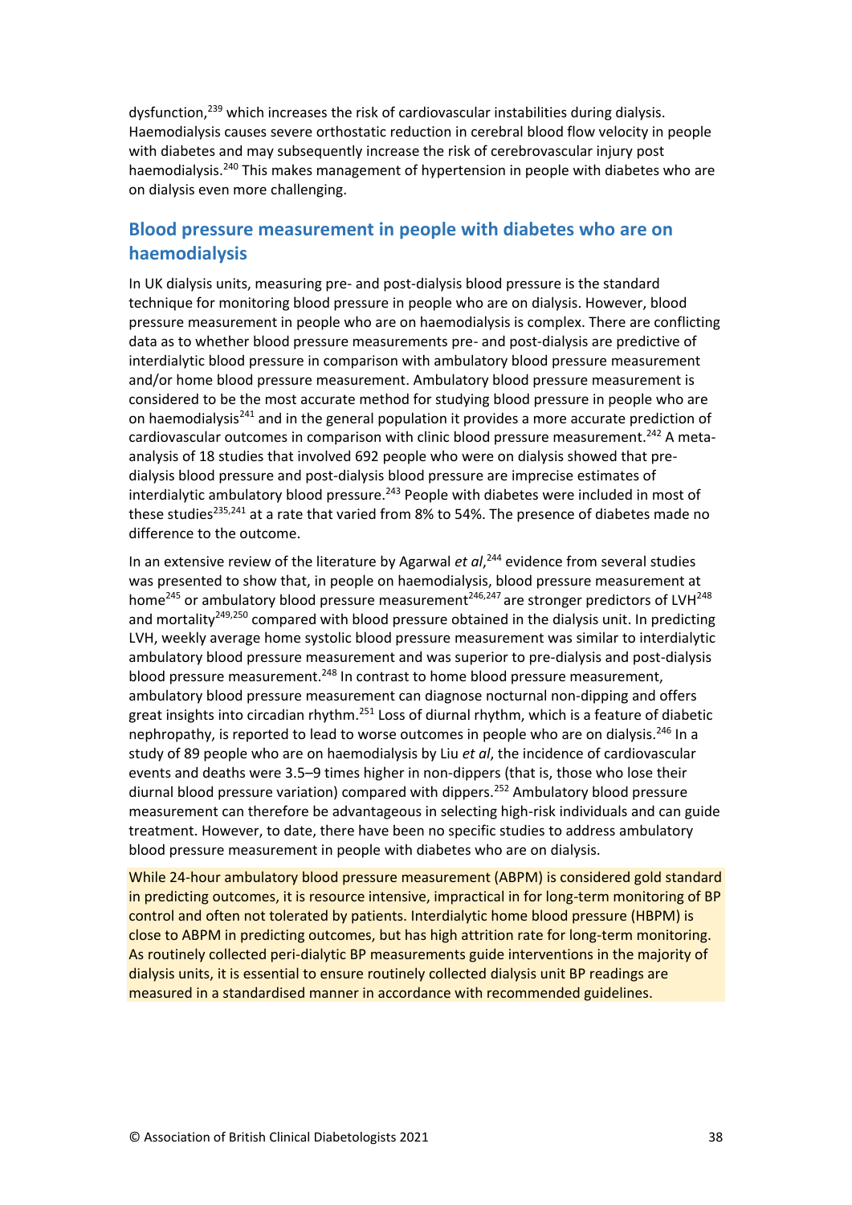dysfunction,[239] which increases the risk of cardiovascular instabilities during dialysis. Haemodialysis causes severe orthostatic reduction in cerebral blood flow velocity in people with diabetes and may subsequently increase the risk of cerebrovascular injury post haemodialysis.[240] This makes management of hypertension in people with diabetes who are on dialysis even more challenging.

## Blood pressure measurement in people with diabetes who are on haemodialysis

In UK dialysis units, measuring pre- and post-dialysis blood pressure is the standard technique for monitoring blood pressure in people who are on dialysis. However, blood pressure measurement in people who are on haemodialysis is complex. There are conflicting data as to whether blood pressure measurements pre- and post-dialysis are predictive of interdialytic blood pressure in comparison with ambulatory blood pressure measurement and/or home blood pressure measurement. Ambulatory blood pressure measurement is considered to be the most accurate method for studying blood pressure in people who are on haemodialysis[241] and in the general population it provides a more accurate prediction of cardiovascular outcomes in comparison with clinic blood pressure measurement.[242] A meta-analysis of 18 studies that involved 692 people who were on dialysis showed that pre-dialysis blood pressure and post-dialysis blood pressure are imprecise estimates of interdialytic ambulatory blood pressure.[243] People with diabetes were included in most of these studies[235,241] at a rate that varied from 8% to 54%. The presence of diabetes made no difference to the outcome.

In an extensive review of the literature by Agarwal *et al*,[244] evidence from several studies was presented to show that, in people on haemodialysis, blood pressure measurement at home[245] or ambulatory blood pressure measurement[246,247] are stronger predictors of LVH[248] and mortality[249,250] compared with blood pressure obtained in the dialysis unit. In predicting LVH, weekly average home systolic blood pressure measurement was similar to interdialytic ambulatory blood pressure measurement and was superior to pre-dialysis and post-dialysis blood pressure measurement.[248] In contrast to home blood pressure measurement, ambulatory blood pressure measurement can diagnose nocturnal non-dipping and offers great insights into circadian rhythm.[251] Loss of diurnal rhythm, which is a feature of diabetic nephropathy, is reported to lead to worse outcomes in people who are on dialysis.[246] In a study of 89 people who are on haemodialysis by Liu *et al*, the incidence of cardiovascular events and deaths were 3.5–9 times higher in non-dippers (that is, those who lose their diurnal blood pressure variation) compared with dippers.[252] Ambulatory blood pressure measurement can therefore be advantageous in selecting high-risk individuals and can guide treatment. However, to date, there have been no specific studies to address ambulatory blood pressure measurement in people with diabetes who are on dialysis.

While 24-hour ambulatory blood pressure measurement (ABPM) is considered gold standard in predicting outcomes, it is resource intensive, impractical in for long-term monitoring of BP control and often not tolerated by patients. Interdialytic home blood pressure (HBPM) is close to ABPM in predicting outcomes, but has high attrition rate for long-term monitoring. As routinely collected peri-dialytic BP measurements guide interventions in the majority of dialysis units, it is essential to ensure routinely collected dialysis unit BP readings are measured in a standardised manner in accordance with recommended guidelines.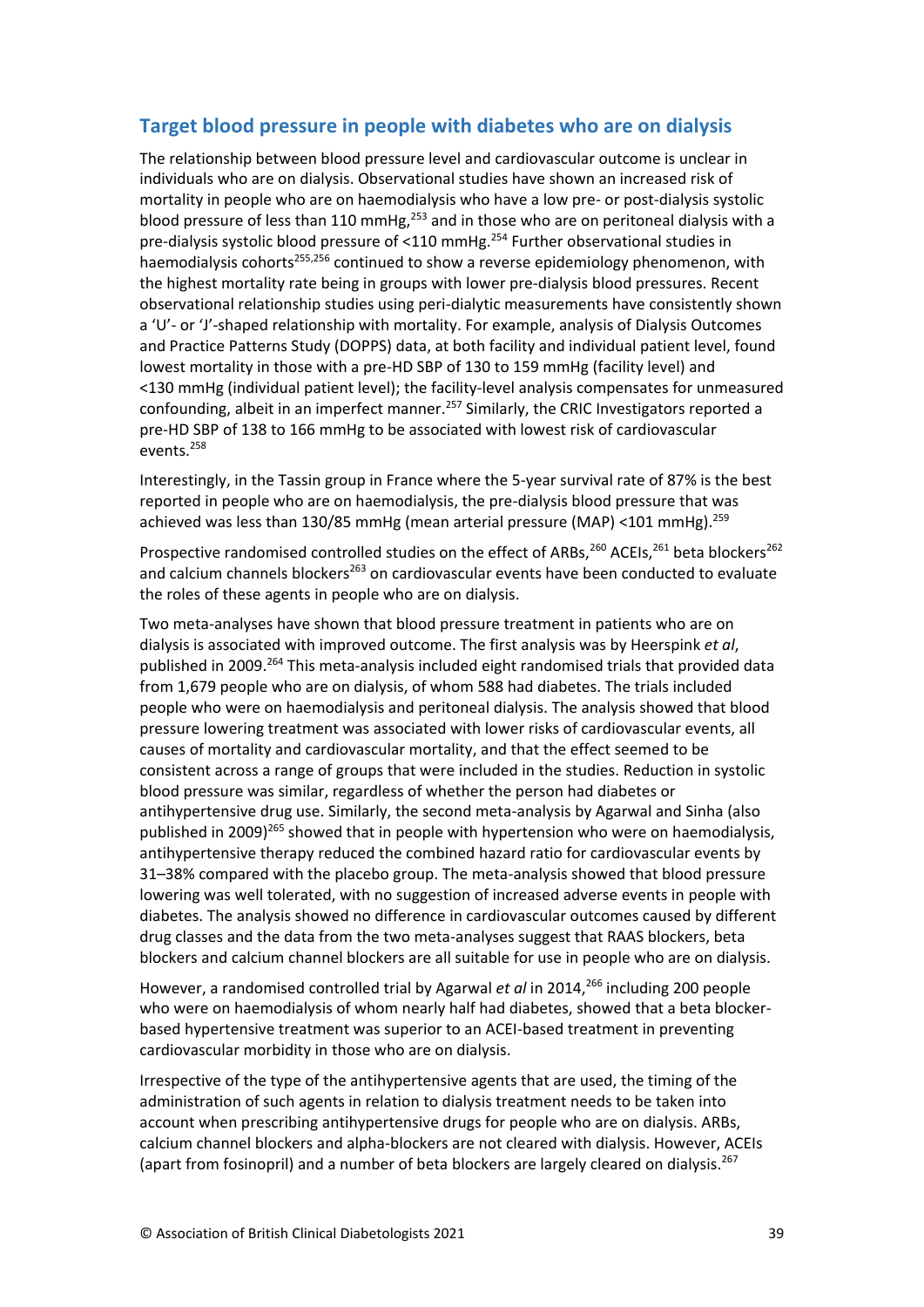## Target blood pressure in people with diabetes who are on dialysis

The relationship between blood pressure level and cardiovascular outcome is unclear in individuals who are on dialysis. Observational studies have shown an increased risk of mortality in people who are on haemodialysis who have a low pre- or post-dialysis systolic blood pressure of less than 110 mmHg,[253] and in those who are on peritoneal dialysis with a pre-dialysis systolic blood pressure of <110 mmHg.[254] Further observational studies in haemodialysis cohorts[255,256] continued to show a reverse epidemiology phenomenon, with the highest mortality rate being in groups with lower pre-dialysis blood pressures. Recent observational relationship studies using peri-dialytic measurements have consistently shown a 'U'- or 'J'-shaped relationship with mortality. For example, analysis of Dialysis Outcomes and Practice Patterns Study (DOPPS) data, at both facility and individual patient level, found lowest mortality in those with a pre-HD SBP of 130 to 159 mmHg (facility level) and <130 mmHg (individual patient level); the facility-level analysis compensates for unmeasured confounding, albeit in an imperfect manner.[257] Similarly, the CRIC Investigators reported a pre-HD SBP of 138 to 166 mmHg to be associated with lowest risk of cardiovascular events.[258]

Interestingly, in the Tassin group in France where the 5-year survival rate of 87% is the best reported in people who are on haemodialysis, the pre-dialysis blood pressure that was achieved was less than 130/85 mmHg (mean arterial pressure (MAP) <101 mmHg).[259]

Prospective randomised controlled studies on the effect of ARBs,[260] ACEIs,[261] beta blockers[262] and calcium channels blockers[263] on cardiovascular events have been conducted to evaluate the roles of these agents in people who are on dialysis.

Two meta-analyses have shown that blood pressure treatment in patients who are on dialysis is associated with improved outcome. The first analysis was by Heerspink *et al*, published in 2009.[264] This meta-analysis included eight randomised trials that provided data from 1,679 people who are on dialysis, of whom 588 had diabetes. The trials included people who were on haemodialysis and peritoneal dialysis. The analysis showed that blood pressure lowering treatment was associated with lower risks of cardiovascular events, all causes of mortality and cardiovascular mortality, and that the effect seemed to be consistent across a range of groups that were included in the studies. Reduction in systolic blood pressure was similar, regardless of whether the person had diabetes or antihypertensive drug use. Similarly, the second meta-analysis by Agarwal and Sinha (also published in 2009)[265] showed that in people with hypertension who were on haemodialysis, antihypertensive therapy reduced the combined hazard ratio for cardiovascular events by 31–38% compared with the placebo group. The meta-analysis showed that blood pressure lowering was well tolerated, with no suggestion of increased adverse events in people with diabetes. The analysis showed no difference in cardiovascular outcomes caused by different drug classes and the data from the two meta-analyses suggest that RAAS blockers, beta blockers and calcium channel blockers are all suitable for use in people who are on dialysis.

However, a randomised controlled trial by Agarwal *et al* in 2014,[266] including 200 people who were on haemodialysis of whom nearly half had diabetes, showed that a beta blocker-based hypertensive treatment was superior to an ACEI-based treatment in preventing cardiovascular morbidity in those who are on dialysis.

Irrespective of the type of the antihypertensive agents that are used, the timing of the administration of such agents in relation to dialysis treatment needs to be taken into account when prescribing antihypertensive drugs for people who are on dialysis. ARBs, calcium channel blockers and alpha-blockers are not cleared with dialysis. However, ACEIs (apart from fosinopril) and a number of beta blockers are largely cleared on dialysis.[267]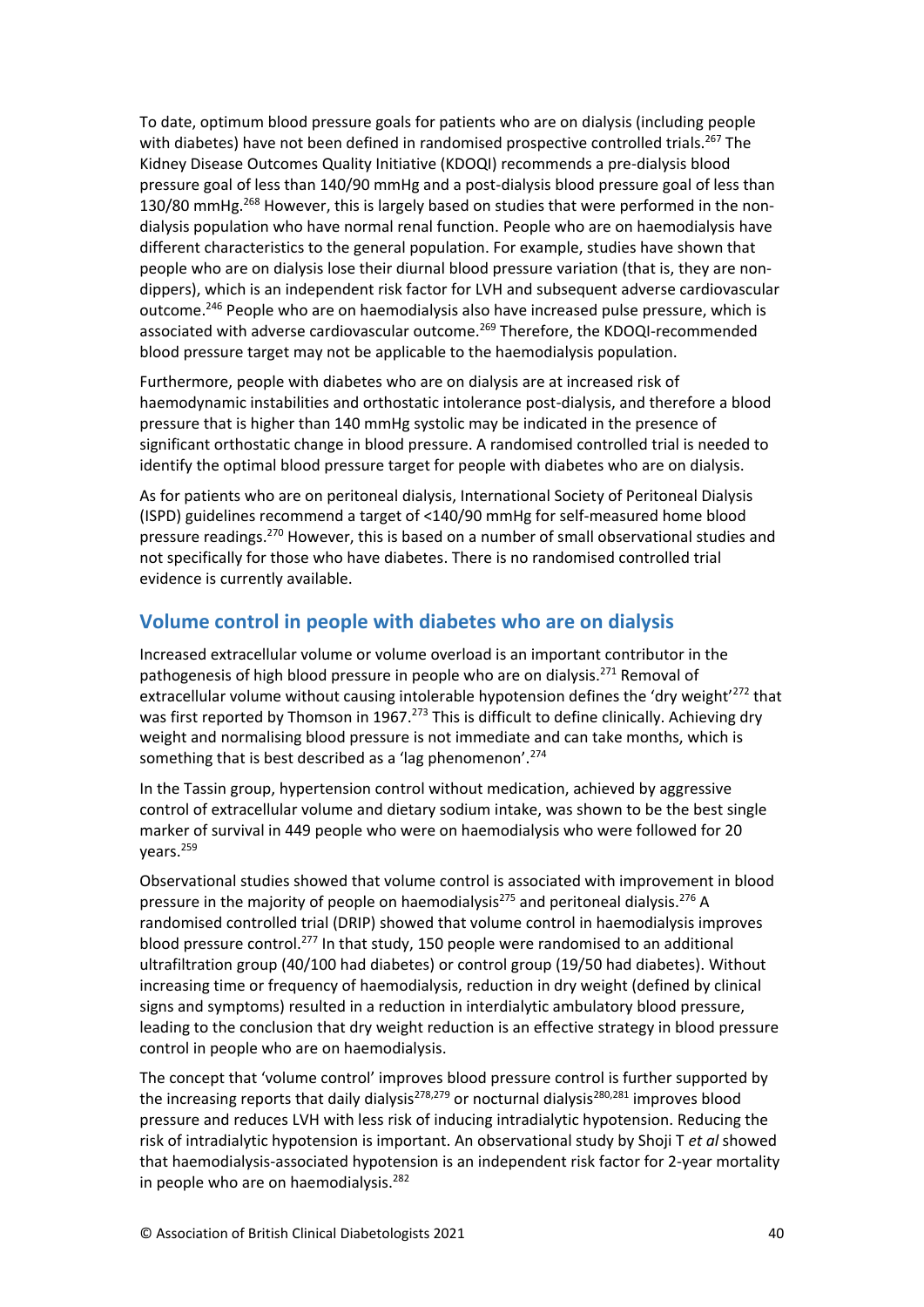To date, optimum blood pressure goals for patients who are on dialysis (including people with diabetes) have not been defined in randomised prospective controlled trials.[267] The Kidney Disease Outcomes Quality Initiative (KDOQI) recommends a pre-dialysis blood pressure goal of less than 140/90 mmHg and a post-dialysis blood pressure goal of less than 130/80 mmHg.[268] However, this is largely based on studies that were performed in the non-dialysis population who have normal renal function. People who are on haemodialysis have different characteristics to the general population. For example, studies have shown that people who are on dialysis lose their diurnal blood pressure variation (that is, they are non-dippers), which is an independent risk factor for LVH and subsequent adverse cardiovascular outcome.[246] People who are on haemodialysis also have increased pulse pressure, which is associated with adverse cardiovascular outcome.[269] Therefore, the KDOQI-recommended blood pressure target may not be applicable to the haemodialysis population.

Furthermore, people with diabetes who are on dialysis are at increased risk of haemodynamic instabilities and orthostatic intolerance post-dialysis, and therefore a blood pressure that is higher than 140 mmHg systolic may be indicated in the presence of significant orthostatic change in blood pressure. A randomised controlled trial is needed to identify the optimal blood pressure target for people with diabetes who are on dialysis.

As for patients who are on peritoneal dialysis, International Society of Peritoneal Dialysis (ISPD) guidelines recommend a target of <140/90 mmHg for self-measured home blood pressure readings.[270] However, this is based on a number of small observational studies and not specifically for those who have diabetes. There is no randomised controlled trial evidence is currently available.

## Volume control in people with diabetes who are on dialysis

Increased extracellular volume or volume overload is an important contributor in the pathogenesis of high blood pressure in people who are on dialysis.[271] Removal of extracellular volume without causing intolerable hypotension defines the 'dry weight'[272] that was first reported by Thomson in 1967.[273] This is difficult to define clinically. Achieving dry weight and normalising blood pressure is not immediate and can take months, which is something that is best described as a 'lag phenomenon'.[274]

In the Tassin group, hypertension control without medication, achieved by aggressive control of extracellular volume and dietary sodium intake, was shown to be the best single marker of survival in 449 people who were on haemodialysis who were followed for 20 years.[259]

Observational studies showed that volume control is associated with improvement in blood pressure in the majority of people on haemodialysis[275] and peritoneal dialysis.[276] A randomised controlled trial (DRIP) showed that volume control in haemodialysis improves blood pressure control.[277] In that study, 150 people were randomised to an additional ultrafiltration group (40/100 had diabetes) or control group (19/50 had diabetes). Without increasing time or frequency of haemodialysis, reduction in dry weight (defined by clinical signs and symptoms) resulted in a reduction in interdialytic ambulatory blood pressure, leading to the conclusion that dry weight reduction is an effective strategy in blood pressure control in people who are on haemodialysis.

The concept that 'volume control' improves blood pressure control is further supported by the increasing reports that daily dialysis[278,279] or nocturnal dialysis[280,281] improves blood pressure and reduces LVH with less risk of inducing intradialytic hypotension. Reducing the risk of intradialytic hypotension is important. An observational study by Shoji T *et al* showed that haemodialysis-associated hypotension is an independent risk factor for 2-year mortality in people who are on haemodialysis.[282]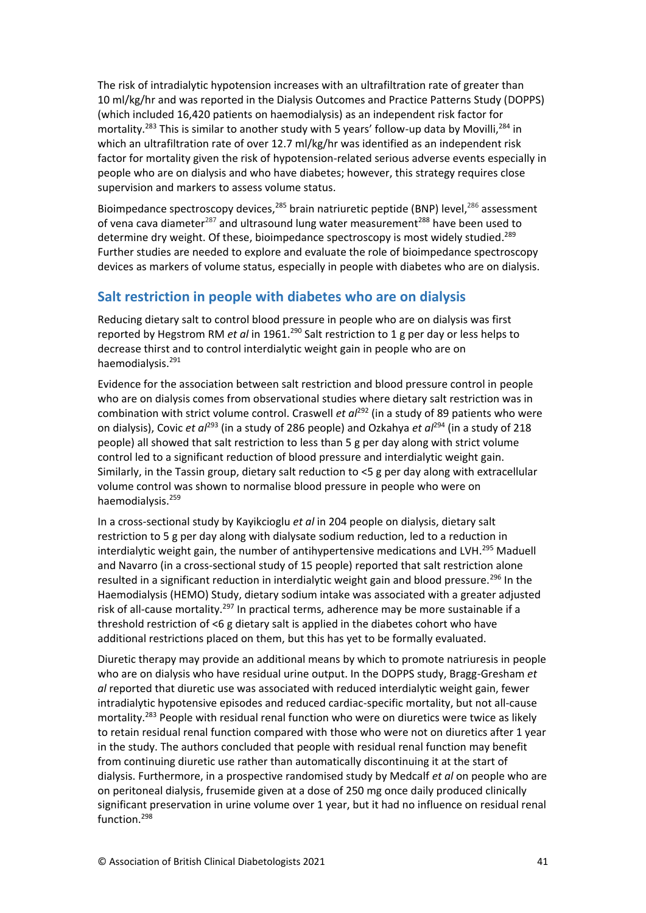The risk of intradialytic hypotension increases with an ultrafiltration rate of greater than 10 ml/kg/hr and was reported in the Dialysis Outcomes and Practice Patterns Study (DOPPS) (which included 16,420 patients on haemodialysis) as an independent risk factor for mortality.[283] This is similar to another study with 5 years' follow-up data by Movilli,[284] in which an ultrafiltration rate of over 12.7 ml/kg/hr was identified as an independent risk factor for mortality given the risk of hypotension-related serious adverse events especially in people who are on dialysis and who have diabetes; however, this strategy requires close supervision and markers to assess volume status.

Bioimpedance spectroscopy devices,[285] brain natriuretic peptide (BNP) level,[286] assessment of vena cava diameter[287] and ultrasound lung water measurement[288] have been used to determine dry weight. Of these, bioimpedance spectroscopy is most widely studied.[289] Further studies are needed to explore and evaluate the role of bioimpedance spectroscopy devices as markers of volume status, especially in people with diabetes who are on dialysis.

## Salt restriction in people with diabetes who are on dialysis

Reducing dietary salt to control blood pressure in people who are on dialysis was first reported by Hegstrom RM *et al* in 1961.[290] Salt restriction to 1 g per day or less helps to decrease thirst and to control interdialytic weight gain in people who are on haemodialysis.[291]

Evidence for the association between salt restriction and blood pressure control in people who are on dialysis comes from observational studies where dietary salt restriction was in combination with strict volume control. Craswell *et al*[292] (in a study of 89 patients who were on dialysis), Covic *et al*[293] (in a study of 286 people) and Ozkahya *et al*[294] (in a study of 218 people) all showed that salt restriction to less than 5 g per day along with strict volume control led to a significant reduction of blood pressure and interdialytic weight gain. Similarly, in the Tassin group, dietary salt reduction to <5 g per day along with extracellular volume control was shown to normalise blood pressure in people who were on haemodialysis.[259]

In a cross-sectional study by Kayikcioglu *et al* in 204 people on dialysis, dietary salt restriction to 5 g per day along with dialysate sodium reduction, led to a reduction in interdialytic weight gain, the number of antihypertensive medications and LVH.[295] Maduell and Navarro (in a cross-sectional study of 15 people) reported that salt restriction alone resulted in a significant reduction in interdialytic weight gain and blood pressure.[296] In the Haemodialysis (HEMO) Study, dietary sodium intake was associated with a greater adjusted risk of all-cause mortality.[297] In practical terms, adherence may be more sustainable if a threshold restriction of <6 g dietary salt is applied in the diabetes cohort who have additional restrictions placed on them, but this has yet to be formally evaluated.

Diuretic therapy may provide an additional means by which to promote natriuresis in people who are on dialysis who have residual urine output. In the DOPPS study, Bragg-Gresham *et al* reported that diuretic use was associated with reduced interdialytic weight gain, fewer intradialytic hypotensive episodes and reduced cardiac-specific mortality, but not all-cause mortality.[283] People with residual renal function who were on diuretics were twice as likely to retain residual renal function compared with those who were not on diuretics after 1 year in the study. The authors concluded that people with residual renal function may benefit from continuing diuretic use rather than automatically discontinuing it at the start of dialysis. Furthermore, in a prospective randomised study by Medcalf *et al* on people who are on peritoneal dialysis, frusemide given at a dose of 250 mg once daily produced clinically significant preservation in urine volume over 1 year, but it had no influence on residual renal function.[298]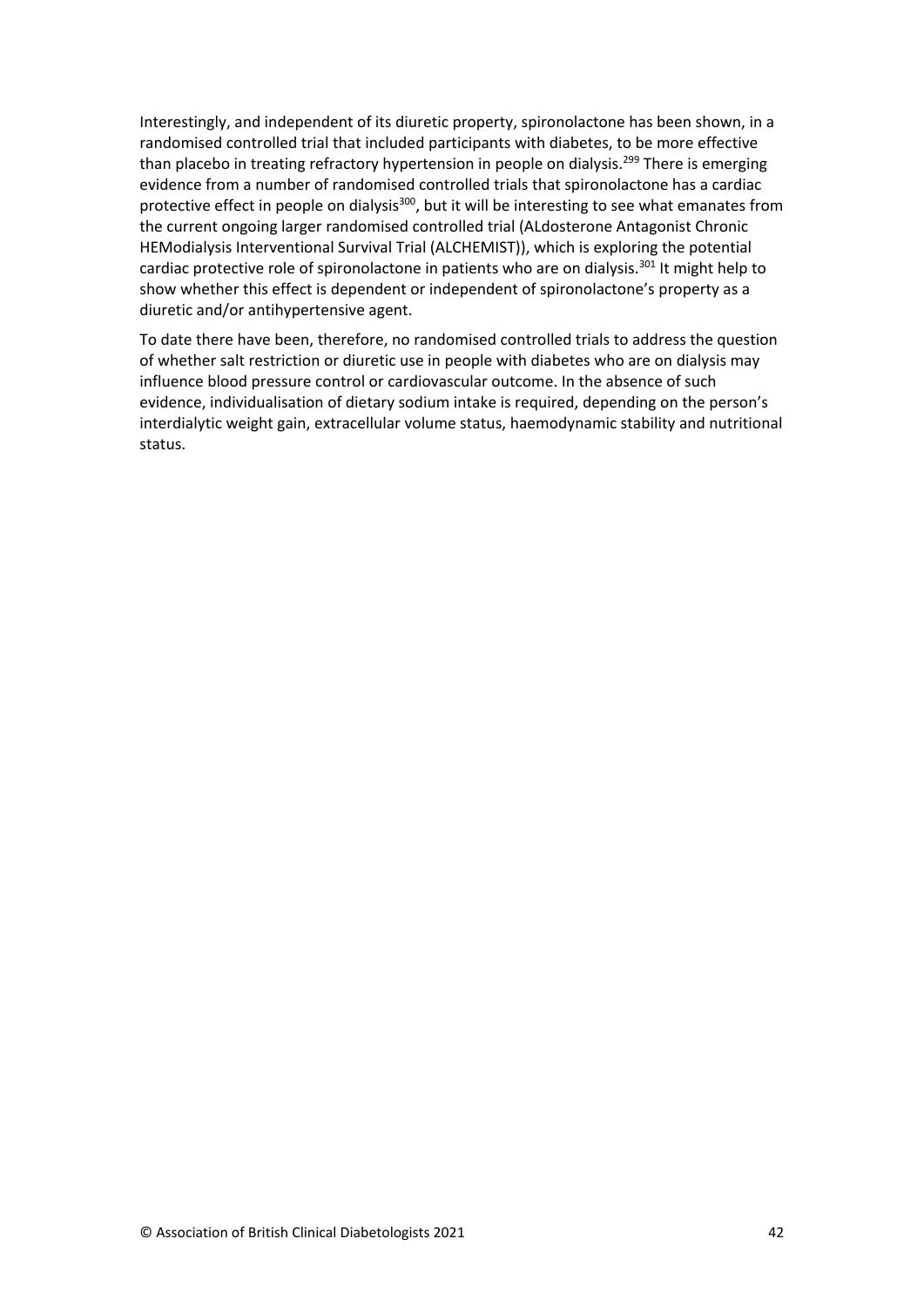Interestingly, and independent of its diuretic property, spironolactone has been shown, in a randomised controlled trial that included participants with diabetes, to be more effective than placebo in treating refractory hypertension in people on dialysis.[299] There is emerging evidence from a number of randomised controlled trials that spironolactone has a cardiac protective effect in people on dialysis[300], but it will be interesting to see what emanates from the current ongoing larger randomised controlled trial (ALdosterone Antagonist Chronic HEModialysis Interventional Survival Trial (ALCHEMIST)), which is exploring the potential cardiac protective role of spironolactone in patients who are on dialysis.[301] It might help to show whether this effect is dependent or independent of spironolactone's property as a diuretic and/or antihypertensive agent.

To date there have been, therefore, no randomised controlled trials to address the question of whether salt restriction or diuretic use in people with diabetes who are on dialysis may influence blood pressure control or cardiovascular outcome. In the absence of such evidence, individualisation of dietary sodium intake is required, depending on the person's interdialytic weight gain, extracellular volume status, haemodynamic stability and nutritional status.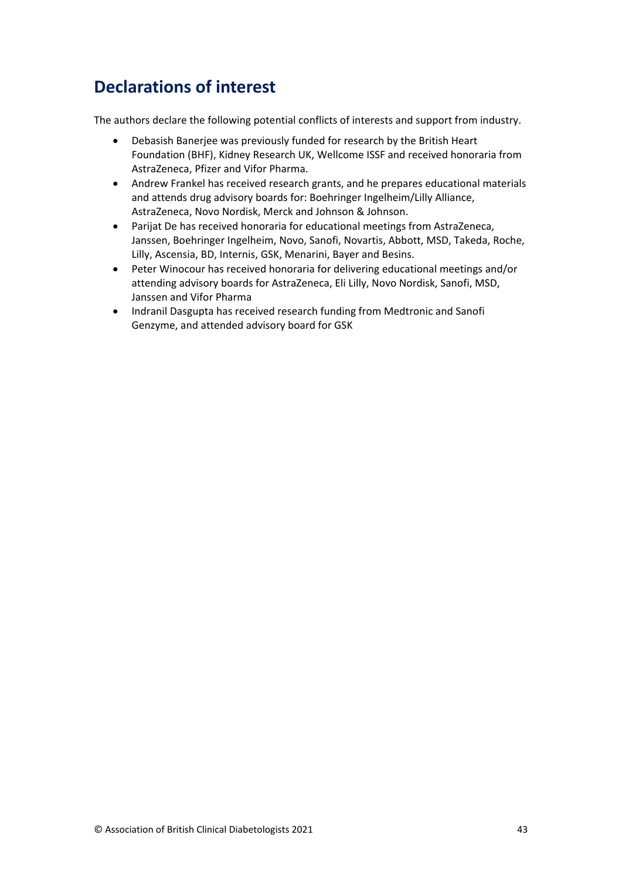## Declarations of interest

The authors declare the following potential conflicts of interests and support from industry.

- Debasish Banerjee was previously funded for research by the British Heart Foundation (BHF), Kidney Research UK, Wellcome ISSF and received honoraria from AstraZeneca, Pfizer and Vifor Pharma.
- Andrew Frankel has received research grants, and he prepares educational materials and attends drug advisory boards for: Boehringer Ingelheim/Lilly Alliance, AstraZeneca, Novo Nordisk, Merck and Johnson & Johnson.
- Parijat De has received honoraria for educational meetings from AstraZeneca, Janssen, Boehringer Ingelheim, Novo, Sanofi, Novartis, Abbott, MSD, Takeda, Roche, Lilly, Ascensia, BD, Internis, GSK, Menarini, Bayer and Besins.
- Peter Winocour has received honoraria for delivering educational meetings and/or attending advisory boards for AstraZeneca, Eli Lilly, Novo Nordisk, Sanofi, MSD, Janssen and Vifor Pharma
- Indranil Dasgupta has received research funding from Medtronic and Sanofi Genzyme, and attended advisory board for GSK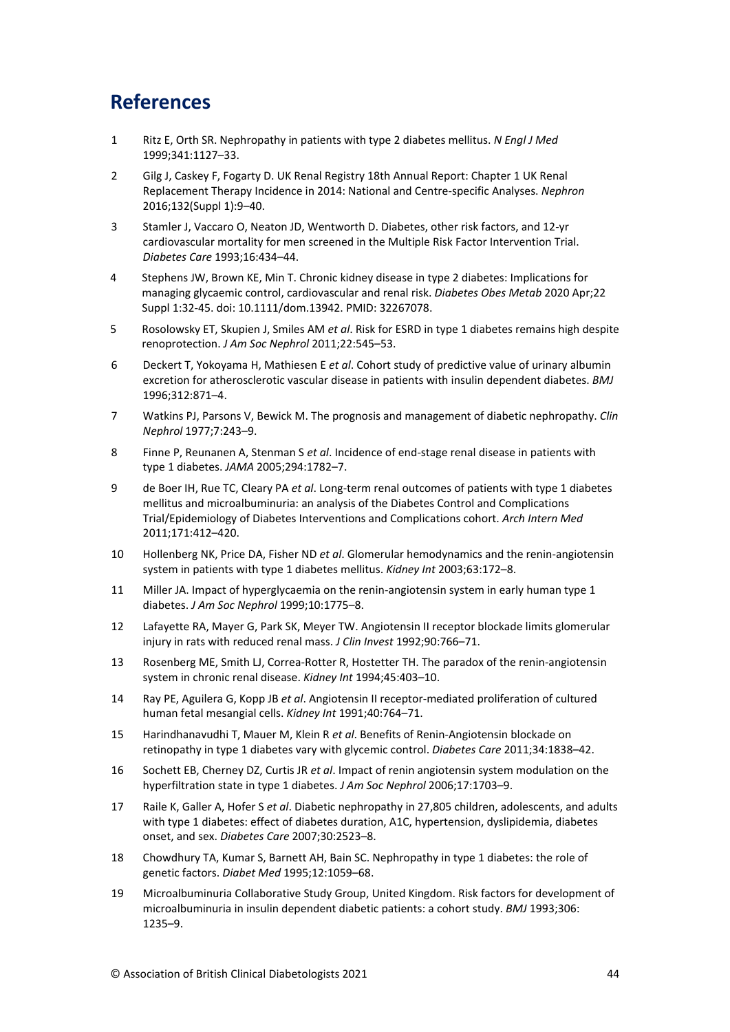# References

1. Ritz E, Orth SR. Nephropathy in patients with type 2 diabetes mellitus. *N Engl J Med* 1999;341:1127–33.
2. Gilg J, Caskey F, Fogarty D. UK Renal Registry 18th Annual Report: Chapter 1 UK Renal Replacement Therapy Incidence in 2014: National and Centre-specific Analyses. *Nephron* 2016;132(Suppl 1):9–40.
3. Stamler J, Vaccaro O, Neaton JD, Wentworth D. Diabetes, other risk factors, and 12-yr cardiovascular mortality for men screened in the Multiple Risk Factor Intervention Trial. *Diabetes Care* 1993;16:434–44.
4. Stephens JW, Brown KE, Min T. Chronic kidney disease in type 2 diabetes: Implications for managing glycaemic control, cardiovascular and renal risk. *Diabetes Obes Metab* 2020 Apr;22 Suppl 1:32-45. doi: 10.1111/dom.13942. PMID: 32267078.
5. Rosolowsky ET, Skupien J, Smiles AM *et al*. Risk for ESRD in type 1 diabetes remains high despite renoprotection. *J Am Soc Nephrol* 2011;22:545–53.
6. Deckert T, Yokoyama H, Mathiesen E *et al*. Cohort study of predictive value of urinary albumin excretion for atherosclerotic vascular disease in patients with insulin dependent diabetes. *BMJ* 1996;312:871–4.
7. Watkins PJ, Parsons V, Bewick M. The prognosis and management of diabetic nephropathy. *Clin Nephrol* 1977;7:243–9.
8. Finne P, Reunanen A, Stenman S *et al*. Incidence of end-stage renal disease in patients with type 1 diabetes. *JAMA* 2005;294:1782–7.
9. de Boer IH, Rue TC, Cleary PA *et al*. Long-term renal outcomes of patients with type 1 diabetes mellitus and microalbuminuria: an analysis of the Diabetes Control and Complications Trial/Epidemiology of Diabetes Interventions and Complications cohort. *Arch Intern Med* 2011;171:412–420.
10. Hollenberg NK, Price DA, Fisher ND *et al*. Glomerular hemodynamics and the renin-angiotensin system in patients with type 1 diabetes mellitus. *Kidney Int* 2003;63:172–8.
11. Miller JA. Impact of hyperglycaemia on the renin-angiotensin system in early human type 1 diabetes. *J Am Soc Nephrol* 1999;10:1775–8.
12. Lafayette RA, Mayer G, Park SK, Meyer TW. Angiotensin II receptor blockade limits glomerular injury in rats with reduced renal mass. *J Clin Invest* 1992;90:766–71.
13. Rosenberg ME, Smith LJ, Correa-Rotter R, Hostetter TH. The paradox of the renin-angiotensin system in chronic renal disease. *Kidney Int* 1994;45:403–10.
14. Ray PE, Aguilera G, Kopp JB *et al*. Angiotensin II receptor-mediated proliferation of cultured human fetal mesangial cells. *Kidney Int* 1991;40:764–71.
15. Harindhanavudhi T, Mauer M, Klein R *et al*. Benefits of Renin-Angiotensin blockade on retinopathy in type 1 diabetes vary with glycemic control. *Diabetes Care* 2011;34:1838–42.
16. Sochett EB, Cherney DZ, Curtis JR *et al*. Impact of renin angiotensin system modulation on the hyperfiltration state in type 1 diabetes. *J Am Soc Nephrol* 2006;17:1703–9.
17. Raile K, Galler A, Hofer S *et al*. Diabetic nephropathy in 27,805 children, adolescents, and adults with type 1 diabetes: effect of diabetes duration, A1C, hypertension, dyslipidemia, diabetes onset, and sex. *Diabetes Care* 2007;30:2523–8.
18. Chowdhury TA, Kumar S, Barnett AH, Bain SC. Nephropathy in type 1 diabetes: the role of genetic factors. *Diabet Med* 1995;12:1059–68.
19. Microalbuminuria Collaborative Study Group, United Kingdom. Risk factors for development of microalbuminuria in insulin dependent diabetic patients: a cohort study. *BMJ* 1993;306: 1235–9.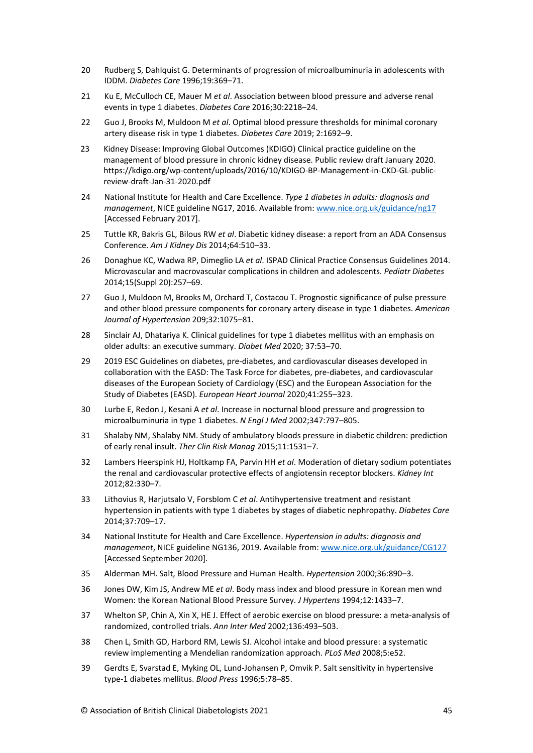20 Rudberg S, Dahlquist G. Determinants of progression of microalbuminuria in adolescents with IDDM. *Diabetes Care* 1996;19:369–71.

21 Ku E, McCulloch CE, Mauer M *et al*. Association between blood pressure and adverse renal events in type 1 diabetes. *Diabetes Care* 2016;30:2218–24.

22 Guo J, Brooks M, Muldoon M *et al*. Optimal blood pressure thresholds for minimal coronary artery disease risk in type 1 diabetes. *Diabetes Care* 2019; 2:1692–9.

23 Kidney Disease: Improving Global Outcomes (KDIGO) Clinical practice guideline on the management of blood pressure in chronic kidney disease. Public review draft January 2020. https://kdigo.org/wp-content/uploads/2016/10/KDIGO-BP-Management-in-CKD-GL-public-review-draft-Jan-31-2020.pdf

24 National Institute for Health and Care Excellence. *Type 1 diabetes in adults: diagnosis and management*, NICE guideline NG17, 2016. Available from: [www.nice.org.uk/guidance/ng17](www.nice.org.uk/guidance/ng17) [Accessed February 2017].

25 Tuttle KR, Bakris GL, Bilous RW *et al*. Diabetic kidney disease: a report from an ADA Consensus Conference. *Am J Kidney Dis* 2014;64:510–33.

26 Donaghue KC, Wadwa RP, Dimeglio LA *et al*. ISPAD Clinical Practice Consensus Guidelines 2014. Microvascular and macrovascular complications in children and adolescents. *Pediatr Diabetes* 2014;15(Suppl 20):257–69.

27 Guo J, Muldoon M, Brooks M, Orchard T, Costacou T. Prognostic significance of pulse pressure and other blood pressure components for coronary artery disease in type 1 diabetes. *American Journal of Hypertension* 209;32:1075–81.

28 Sinclair AJ, Dhatariya K. Clinical guidelines for type 1 diabetes mellitus with an emphasis on older adults: an executive summary. *Diabet Med* 2020; 37:53–70.

29 2019 ESC Guidelines on diabetes, pre-diabetes, and cardiovascular diseases developed in collaboration with the EASD: The Task Force for diabetes, pre-diabetes, and cardiovascular diseases of the European Society of Cardiology (ESC) and the European Association for the Study of Diabetes (EASD). *European Heart Journal* 2020;41:255–323.

30 Lurbe E, Redon J, Kesani A *et al*. Increase in nocturnal blood pressure and progression to microalbuminuria in type 1 diabetes. *N Engl J Med* 2002;347:797–805.

31 Shalaby NM, Shalaby NM. Study of ambulatory bloods pressure in diabetic children: prediction of early renal insult. *Ther Clin Risk Manag* 2015;11:1531–7.

32 Lambers Heerspink HJ, Holtkamp FA, Parvin HH *et al*. Moderation of dietary sodium potentiates the renal and cardiovascular protective effects of angiotensin receptor blockers. *Kidney Int* 2012;82:330–7.

33 Lithovius R, Harjutsalo V, Forsblom C *et al*. Antihypertensive treatment and resistant hypertension in patients with type 1 diabetes by stages of diabetic nephropathy. *Diabetes Care* 2014;37:709–17.

34 National Institute for Health and Care Excellence. *Hypertension in adults: diagnosis and management*, NICE guideline NG136, 2019. Available from: [www.nice.org.uk/guidance/CG127](www.nice.org.uk/guidance/CG127) [Accessed September 2020].

35 Alderman MH. Salt, Blood Pressure and Human Health. *Hypertension* 2000;36:890–3.

36 Jones DW, Kim JS, Andrew ME *et al*. Body mass index and blood pressure in Korean men wnd Women: the Korean National Blood Pressure Survey. *J Hypertens* 1994;12:1433–7.

37 Whelton SP, Chin A, Xin X, HE J. Effect of aerobic exercise on blood pressure: a meta-analysis of randomized, controlled trials. *Ann Inter Med* 2002;136:493–503.

38 Chen L, Smith GD, Harbord RM, Lewis SJ. Alcohol intake and blood pressure: a systematic review implementing a Mendelian randomization approach. *PLoS Med* 2008;5:e52.

39 Gerdts E, Svarstad E, Myking OL, Lund-Johansen P, Omvik P. Salt sensitivity in hypertensive type-1 diabetes mellitus. *Blood Press* 1996;5:78–85.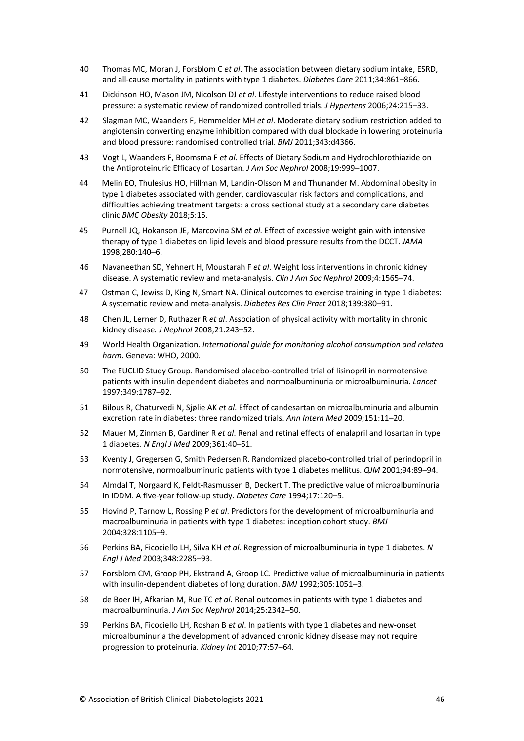40 Thomas MC, Moran J, Forsblom C *et al*. The association between dietary sodium intake, ESRD, and all-cause mortality in patients with type 1 diabetes. *Diabetes Care* 2011;34:861–866.

41 Dickinson HO, Mason JM, Nicolson DJ *et al*. Lifestyle interventions to reduce raised blood pressure: a systematic review of randomized controlled trials. *J Hypertens* 2006;24:215–33.

42 Slagman MC, Waanders F, Hemmelder MH *et al*. Moderate dietary sodium restriction added to angiotensin converting enzyme inhibition compared with dual blockade in lowering proteinuria and blood pressure: randomised controlled trial. *BMJ* 2011;343:d4366.

43 Vogt L, Waanders F, Boomsma F *et al*. Effects of Dietary Sodium and Hydrochlorothiazide on the Antiproteinuric Efficacy of Losartan. *J Am Soc Nephrol* 2008;19:999–1007.

44 Melin EO, Thulesius HO, Hillman M, Landin-Olsson M and Thunander M. Abdominal obesity in type 1 diabetes associated with gender, cardiovascular risk factors and complications, and difficulties achieving treatment targets: a cross sectional study at a secondary care diabetes clinic *BMC Obesity* 2018;5:15.

45 Purnell JQ, Hokanson JE, Marcovina SM *et al.* Effect of excessive weight gain with intensive therapy of type 1 diabetes on lipid levels and blood pressure results from the DCCT. *JAMA* 1998;280:140–6.

46 Navaneethan SD, Yehnert H, Moustarah F *et al*. Weight loss interventions in chronic kidney disease. A systematic review and meta-analysis. *Clin J Am Soc Nephrol* 2009;4:1565–74.

47 Ostman C, Jewiss D, King N, Smart NA. Clinical outcomes to exercise training in type 1 diabetes: A systematic review and meta-analysis. *Diabetes Res Clin Pract* 2018;139:380–91.

48 Chen JL, Lerner D, Ruthazer R *et al*. Association of physical activity with mortality in chronic kidney disease*. J Nephrol* 2008;21:243–52.

49 World Health Organization. *International guide for monitoring alcohol consumption and related harm*. Geneva: WHO, 2000.

50 The EUCLID Study Group. Randomised placebo-controlled trial of lisinopril in normotensive patients with insulin dependent diabetes and normoalbuminuria or microalbuminuria. *Lancet* 1997;349:1787–92.

51 Bilous R, Chaturvedi N, Sjølie AK *et al*. Effect of candesartan on microalbuminuria and albumin excretion rate in diabetes: three randomized trials. *Ann Intern Med* 2009;151:11–20.

52 Mauer M, Zinman B, Gardiner R *et al*. Renal and retinal effects of enalapril and losartan in type 1 diabetes. *N Engl J Med* 2009;361:40–51.

53 Kventy J, Gregersen G, Smith Pedersen R. Randomized placebo-controlled trial of perindopril in normotensive, normoalbuminuric patients with type 1 diabetes mellitus. *QJM* 2001;94:89–94.

54 Almdal T, Norgaard K, Feldt-Rasmussen B, Deckert T. The predictive value of microalbuminuria in IDDM. A five-year follow-up study. *Diabetes Care* 1994;17:120–5.

55 Hovind P, Tarnow L, Rossing P *et al*. Predictors for the development of microalbuminuria and macroalbuminuria in patients with type 1 diabetes: inception cohort study. *BMJ* 2004;328:1105–9.

56 Perkins BA, Ficociello LH, Silva KH *et al*. Regression of microalbuminuria in type 1 diabetes. *N Engl J Med* 2003;348:2285–93.

57 Forsblom CM, Groop PH, Ekstrand A, Groop LC. Predictive value of microalbuminuria in patients with insulin-dependent diabetes of long duration. *BMJ* 1992;305:1051–3.

58 de Boer IH, Afkarian M, Rue TC *et al*. Renal outcomes in patients with type 1 diabetes and macroalbuminuria. *J Am Soc Nephrol* 2014;25:2342–50.

59 Perkins BA, Ficociello LH, Roshan B *et al*. In patients with type 1 diabetes and new-onset microalbuminuria the development of advanced chronic kidney disease may not require progression to proteinuria. *Kidney Int* 2010;77:57–64.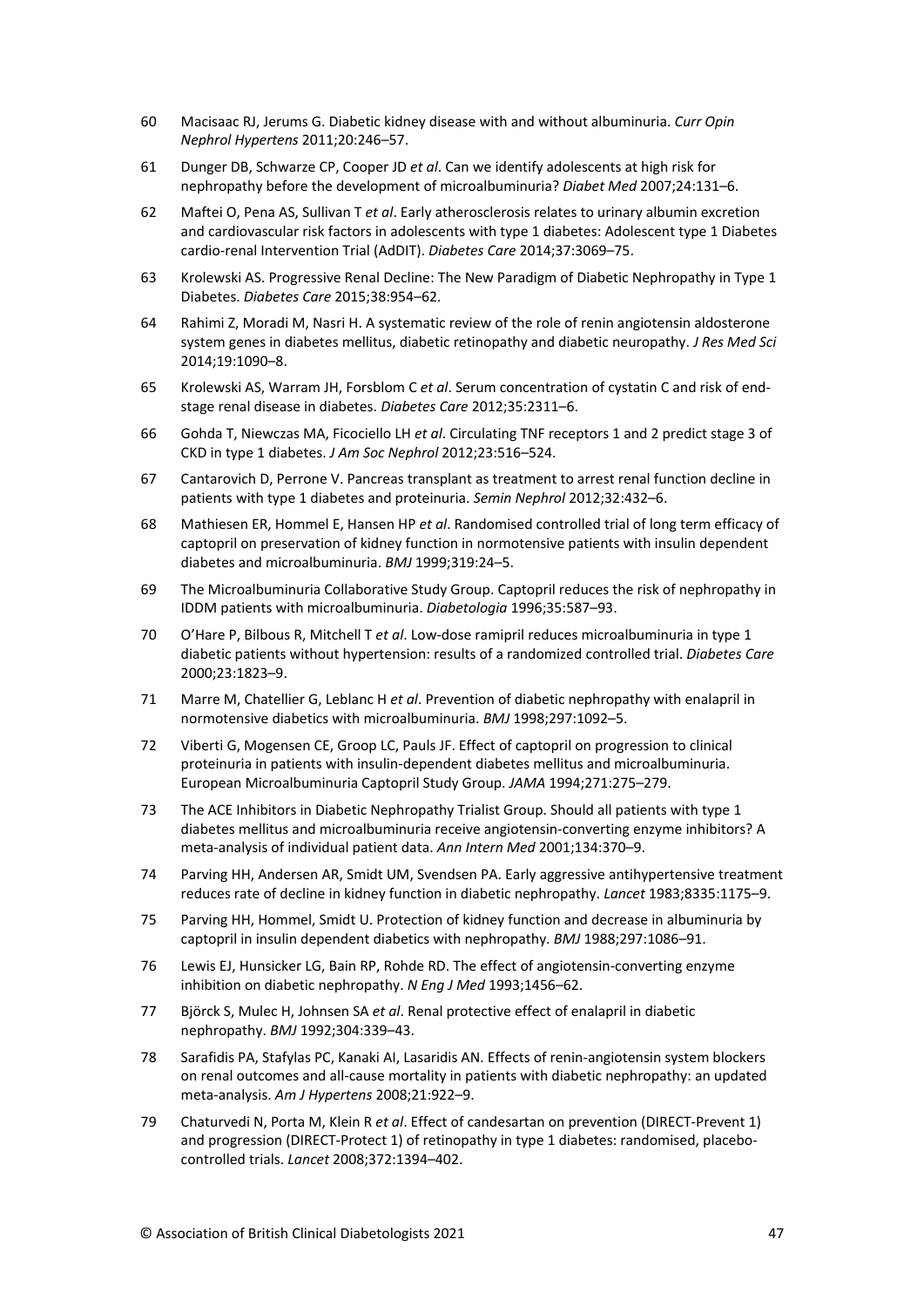60 Macisaac RJ, Jerums G. Diabetic kidney disease with and without albuminuria. *Curr Opin Nephrol Hypertens* 2011;20:246–57.

61 Dunger DB, Schwarze CP, Cooper JD *et al*. Can we identify adolescents at high risk for nephropathy before the development of microalbuminuria? *Diabet Med* 2007;24:131–6.

62 Maftei O, Pena AS, Sullivan T *et al*. Early atherosclerosis relates to urinary albumin excretion and cardiovascular risk factors in adolescents with type 1 diabetes: Adolescent type 1 Diabetes cardio-renal Intervention Trial (AdDIT). *Diabetes Care* 2014;37:3069–75.

63 Krolewski AS. Progressive Renal Decline: The New Paradigm of Diabetic Nephropathy in Type 1 Diabetes. *Diabetes Care* 2015;38:954–62.

64 Rahimi Z, Moradi M, Nasri H. A systematic review of the role of renin angiotensin aldosterone system genes in diabetes mellitus, diabetic retinopathy and diabetic neuropathy. *J Res Med Sci* 2014;19:1090–8.

65 Krolewski AS, Warram JH, Forsblom C *et al*. Serum concentration of cystatin C and risk of end-stage renal disease in diabetes. *Diabetes Care* 2012;35:2311–6.

66 Gohda T, Niewczas MA, Ficociello LH *et al*. Circulating TNF receptors 1 and 2 predict stage 3 of CKD in type 1 diabetes. *J Am Soc Nephrol* 2012;23:516–524.

67 Cantarovich D, Perrone V. Pancreas transplant as treatment to arrest renal function decline in patients with type 1 diabetes and proteinuria. *Semin Nephrol* 2012;32:432–6.

68 Mathiesen ER, Hommel E, Hansen HP *et al*. Randomised controlled trial of long term efficacy of captopril on preservation of kidney function in normotensive patients with insulin dependent diabetes and microalbuminuria. *BMJ* 1999;319:24–5.

69 The Microalbuminuria Collaborative Study Group. Captopril reduces the risk of nephropathy in IDDM patients with microalbuminuria. *Diabetologia* 1996;35:587–93.

70 O'Hare P, Bilbous R, Mitchell T *et al*. Low-dose ramipril reduces microalbuminuria in type 1 diabetic patients without hypertension: results of a randomized controlled trial. *Diabetes Care* 2000;23:1823–9.

71 Marre M, Chatellier G, Leblanc H *et al*. Prevention of diabetic nephropathy with enalapril in normotensive diabetics with microalbuminuria. *BMJ* 1998;297:1092–5.

72 Viberti G, Mogensen CE, Groop LC, Pauls JF. Effect of captopril on progression to clinical proteinuria in patients with insulin-dependent diabetes mellitus and microalbuminuria. European Microalbuminuria Captopril Study Group. *JAMA* 1994;271:275–279.

73 The ACE Inhibitors in Diabetic Nephropathy Trialist Group. Should all patients with type 1 diabetes mellitus and microalbuminuria receive angiotensin-converting enzyme inhibitors? A meta-analysis of individual patient data. *Ann Intern Med* 2001;134:370–9.

74 Parving HH, Andersen AR, Smidt UM, Svendsen PA. Early aggressive antihypertensive treatment reduces rate of decline in kidney function in diabetic nephropathy. *Lancet* 1983;8335:1175–9.

75 Parving HH, Hommel, Smidt U. Protection of kidney function and decrease in albuminuria by captopril in insulin dependent diabetics with nephropathy. *BMJ* 1988;297:1086–91.

76 Lewis EJ, Hunsicker LG, Bain RP, Rohde RD. The effect of angiotensin-converting enzyme inhibition on diabetic nephropathy. *N Eng J Med* 1993;1456–62.

77 Björck S, Mulec H, Johnsen SA *et al*. Renal protective effect of enalapril in diabetic nephropathy. *BMJ* 1992;304:339–43.

78 Sarafidis PA, Stafylas PC, Kanaki AI, Lasaridis AN. Effects of renin-angiotensin system blockers on renal outcomes and all-cause mortality in patients with diabetic nephropathy: an updated meta-analysis. *Am J Hypertens* 2008;21:922–9.

79 Chaturvedi N, Porta M, Klein R *et al*. Effect of candesartan on prevention (DIRECT-Prevent 1) and progression (DIRECT-Protect 1) of retinopathy in type 1 diabetes: randomised, placebo-controlled trials. *Lancet* 2008;372:1394–402.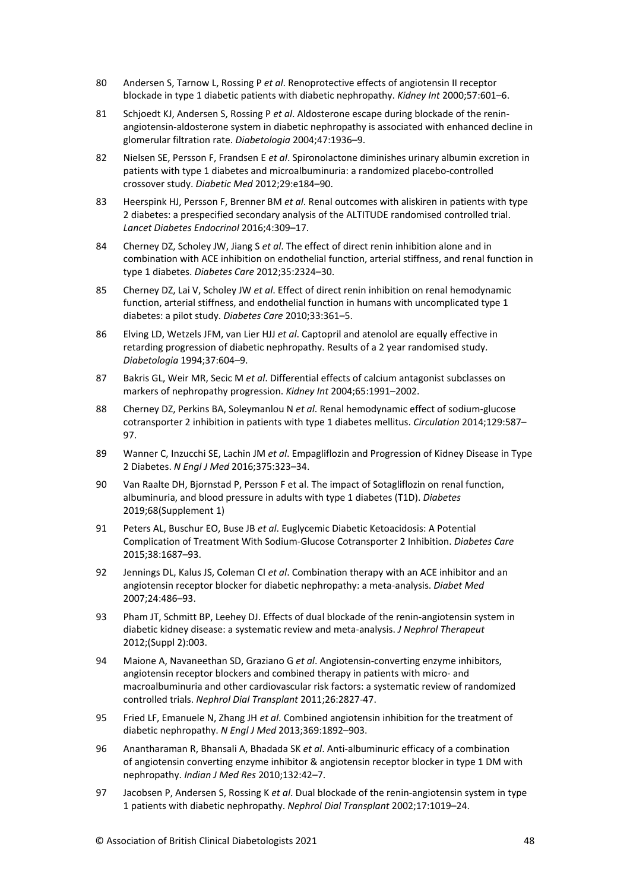80 Andersen S, Tarnow L, Rossing P *et al*. Renoprotective effects of angiotensin II receptor blockade in type 1 diabetic patients with diabetic nephropathy. *Kidney Int* 2000;57:601–6.

81 Schjoedt KJ, Andersen S, Rossing P *et al*. Aldosterone escape during blockade of the renin-angiotensin-aldosterone system in diabetic nephropathy is associated with enhanced decline in glomerular filtration rate. *Diabetologia* 2004;47:1936–9.

82 Nielsen SE, Persson F, Frandsen E *et al*. Spironolactone diminishes urinary albumin excretion in patients with type 1 diabetes and microalbuminuria: a randomized placebo-controlled crossover study. *Diabetic Med* 2012;29:e184–90.

83 Heerspink HJ, Persson F, Brenner BM *et al*. Renal outcomes with aliskiren in patients with type 2 diabetes: a prespecified secondary analysis of the ALTITUDE randomised controlled trial. *Lancet Diabetes Endocrinol* 2016;4:309–17.

84 Cherney DZ, Scholey JW, Jiang S *et al*. The effect of direct renin inhibition alone and in combination with ACE inhibition on endothelial function, arterial stiffness, and renal function in type 1 diabetes. *Diabetes Care* 2012;35:2324–30.

85 Cherney DZ, Lai V, Scholey JW *et al*. Effect of direct renin inhibition on renal hemodynamic function, arterial stiffness, and endothelial function in humans with uncomplicated type 1 diabetes: a pilot study. *Diabetes Care* 2010;33:361–5.

86 Elving LD, Wetzels JFM, van Lier HJJ *et al*. Captopril and atenolol are equally effective in retarding progression of diabetic nephropathy. Results of a 2 year randomised study. *Diabetologia* 1994;37:604–9.

87 Bakris GL, Weir MR, Secic M *et al*. Differential effects of calcium antagonist subclasses on markers of nephropathy progression. *Kidney Int* 2004;65:1991–2002.

88 Cherney DZ, Perkins BA, Soleymanlou N *et al*. Renal hemodynamic effect of sodium-glucose cotransporter 2 inhibition in patients with type 1 diabetes mellitus. *Circulation* 2014;129:587–97.

89 Wanner C, Inzucchi SE, Lachin JM *et al*. Empagliflozin and Progression of Kidney Disease in Type 2 Diabetes. *N Engl J Med* 2016;375:323–34.

90 Van Raalte DH, Bjornstad P, Persson F et al. The impact of Sotagliflozin on renal function, albuminuria, and blood pressure in adults with type 1 diabetes (T1D). *Diabetes* 2019;68(Supplement 1)

91 Peters AL, Buschur EO, Buse JB *et al*. Euglycemic Diabetic Ketoacidosis: A Potential Complication of Treatment With Sodium-Glucose Cotransporter 2 Inhibition. *Diabetes Care* 2015;38:1687–93.

92 Jennings DL, Kalus JS, Coleman CI *et al*. Combination therapy with an ACE inhibitor and an angiotensin receptor blocker for diabetic nephropathy: a meta-analysis. *Diabet Med* 2007;24:486–93.

93 Pham JT, Schmitt BP, Leehey DJ. Effects of dual blockade of the renin-angiotensin system in diabetic kidney disease: a systematic review and meta-analysis. *J Nephrol Therapeut* 2012;(Suppl 2):003.

94 Maione A, Navaneethan SD, Graziano G *et al*. Angiotensin-converting enzyme inhibitors, angiotensin receptor blockers and combined therapy in patients with micro- and macroalbuminuria and other cardiovascular risk factors: a systematic review of randomized controlled trials. *Nephrol Dial Transplant* 2011;26:2827-47.

95 Fried LF, Emanuele N, Zhang JH *et al*. Combined angiotensin inhibition for the treatment of diabetic nephropathy. *N Engl J Med* 2013;369:1892–903.

96 Anantharaman R, Bhansali A, Bhadada SK *et al*. Anti-albuminuric efficacy of a combination of angiotensin converting enzyme inhibitor & angiotensin receptor blocker in type 1 DM with nephropathy. *Indian J Med Res* 2010;132:42–7.

97 Jacobsen P, Andersen S, Rossing K *et al*. Dual blockade of the renin-angiotensin system in type 1 patients with diabetic nephropathy. *Nephrol Dial Transplant* 2002;17:1019–24.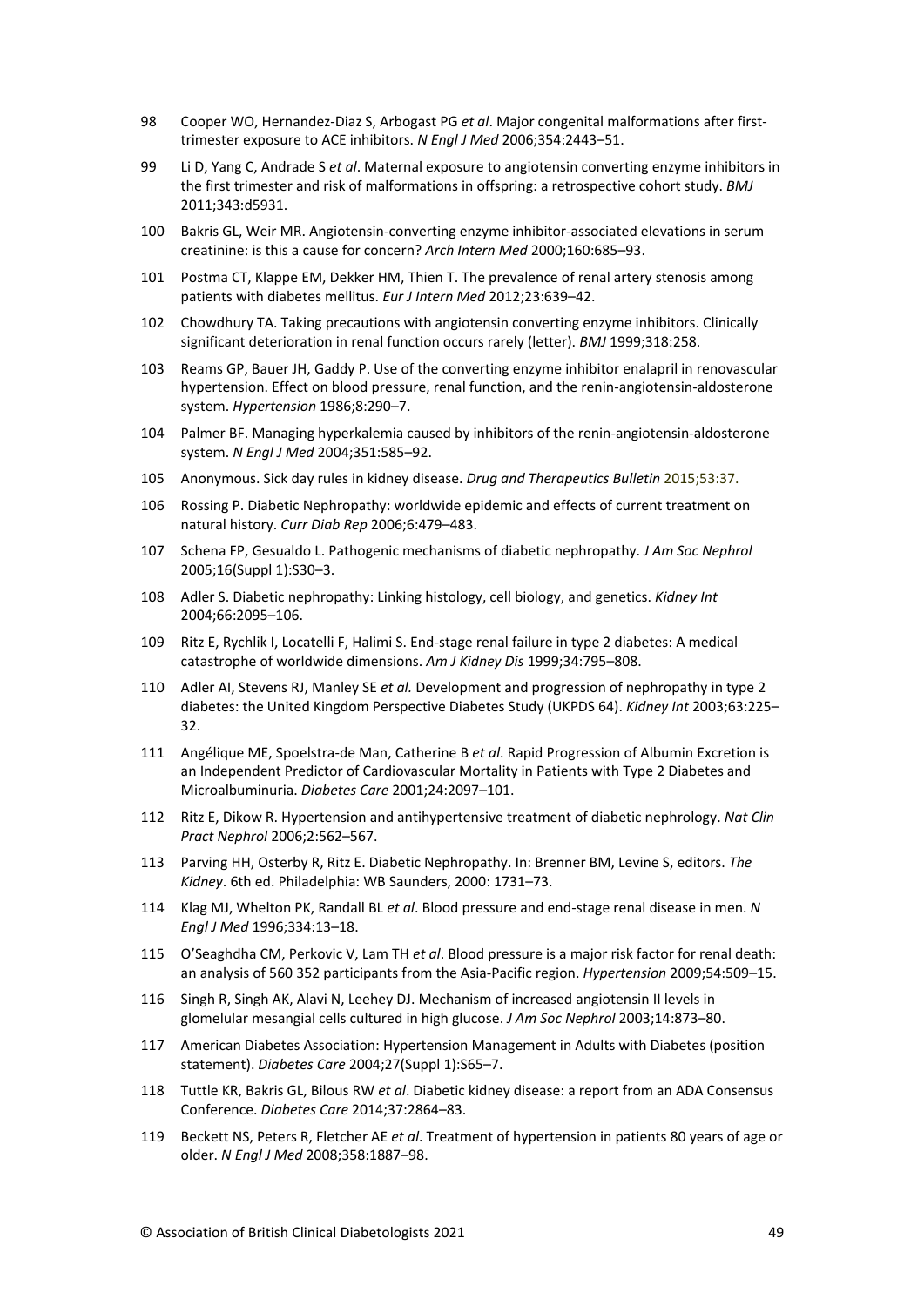98 Cooper WO, Hernandez-Diaz S, Arbogast PG *et al*. Major congenital malformations after first-trimester exposure to ACE inhibitors. *N Engl J Med* 2006;354:2443–51.

99 Li D, Yang C, Andrade S *et al*. Maternal exposure to angiotensin converting enzyme inhibitors in the first trimester and risk of malformations in offspring: a retrospective cohort study. *BMJ* 2011;343:d5931.

100 Bakris GL, Weir MR. Angiotensin-converting enzyme inhibitor-associated elevations in serum creatinine: is this a cause for concern? *Arch Intern Med* 2000;160:685–93.

101 Postma CT, Klappe EM, Dekker HM, Thien T. The prevalence of renal artery stenosis among patients with diabetes mellitus. *Eur J Intern Med* 2012;23:639–42.

102 Chowdhury TA. Taking precautions with angiotensin converting enzyme inhibitors. Clinically significant deterioration in renal function occurs rarely (letter). *BMJ* 1999;318:258.

103 Reams GP, Bauer JH, Gaddy P. Use of the converting enzyme inhibitor enalapril in renovascular hypertension. Effect on blood pressure, renal function, and the renin-angiotensin-aldosterone system. *Hypertension* 1986;8:290–7.

104 Palmer BF. Managing hyperkalemia caused by inhibitors of the renin-angiotensin-aldosterone system. *N Engl J Med* 2004;351:585–92.

105 Anonymous. Sick day rules in kidney disease. *Drug and Therapeutics Bulletin* 2015;53:37.

106 Rossing P. Diabetic Nephropathy: worldwide epidemic and effects of current treatment on natural history. *Curr Diab Rep* 2006;6:479–483.

107 Schena FP, Gesualdo L. Pathogenic mechanisms of diabetic nephropathy. *J Am Soc Nephrol* 2005;16(Suppl 1):S30–3.

108 Adler S. Diabetic nephropathy: Linking histology, cell biology, and genetics. *Kidney Int* 2004;66:2095–106.

109 Ritz E, Rychlik I, Locatelli F, Halimi S. End-stage renal failure in type 2 diabetes: A medical catastrophe of worldwide dimensions. *Am J Kidney Dis* 1999;34:795–808.

110 Adler AI, Stevens RJ, Manley SE *et al.* Development and progression of nephropathy in type 2 diabetes: the United Kingdom Perspective Diabetes Study (UKPDS 64). *Kidney Int* 2003;63:225–32.

111 Angélique ME, Spoelstra-de Man, Catherine B *et al*. Rapid Progression of Albumin Excretion is an Independent Predictor of Cardiovascular Mortality in Patients with Type 2 Diabetes and Microalbuminuria. *Diabetes Care* 2001;24:2097–101.

112 Ritz E, Dikow R. Hypertension and antihypertensive treatment of diabetic nephrology. *Nat Clin Pract Nephrol* 2006;2:562–567.

113 Parving HH, Osterby R, Ritz E. Diabetic Nephropathy. In: Brenner BM, Levine S, editors. *The Kidney*. 6th ed. Philadelphia: WB Saunders, 2000: 1731–73.

114 Klag MJ, Whelton PK, Randall BL *et al*. Blood pressure and end-stage renal disease in men. *N Engl J Med* 1996;334:13–18.

115 O'Seaghdha CM, Perkovic V, Lam TH *et al*. Blood pressure is a major risk factor for renal death: an analysis of 560 352 participants from the Asia-Pacific region. *Hypertension* 2009;54:509–15.

116 Singh R, Singh AK, Alavi N, Leehey DJ. Mechanism of increased angiotensin II levels in glomelular mesangial cells cultured in high glucose. *J Am Soc Nephrol* 2003;14:873–80.

117 American Diabetes Association: Hypertension Management in Adults with Diabetes (position statement). *Diabetes Care* 2004;27(Suppl 1):S65–7.

118 Tuttle KR, Bakris GL, Bilous RW *et al*. Diabetic kidney disease: a report from an ADA Consensus Conference. *Diabetes Care* 2014;37:2864–83.

119 Beckett NS, Peters R, Fletcher AE *et al*. Treatment of hypertension in patients 80 years of age or older. *N Engl J Med* 2008;358:1887–98.

© Association of British Clinical Diabetologists 2021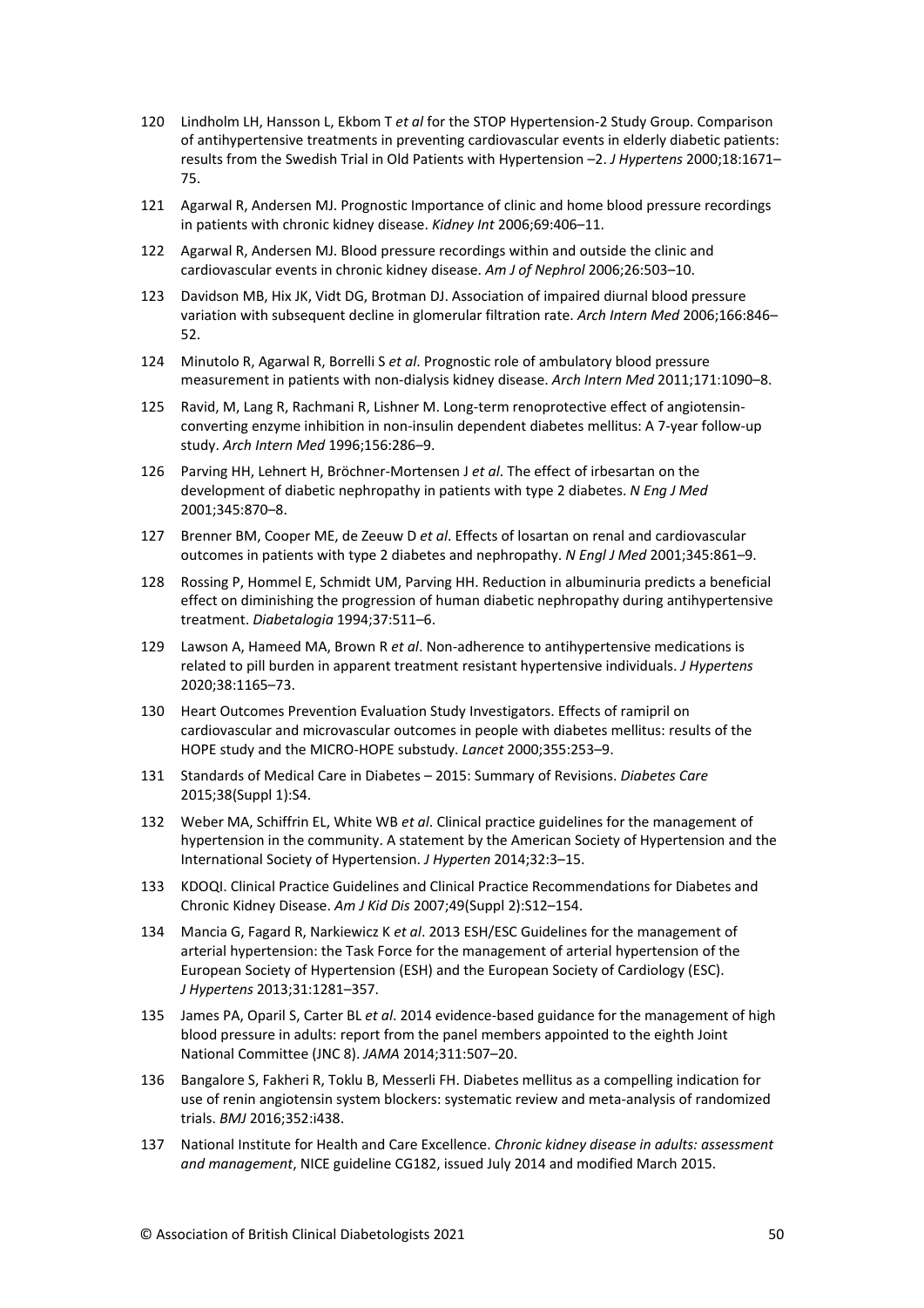120 Lindholm LH, Hansson L, Ekbom T *et al* for the STOP Hypertension-2 Study Group. Comparison of antihypertensive treatments in preventing cardiovascular events in elderly diabetic patients: results from the Swedish Trial in Old Patients with Hypertension –2. *J Hypertens* 2000;18:1671–75.

121 Agarwal R, Andersen MJ. Prognostic Importance of clinic and home blood pressure recordings in patients with chronic kidney disease. *Kidney Int* 2006;69:406–11.

122 Agarwal R, Andersen MJ. Blood pressure recordings within and outside the clinic and cardiovascular events in chronic kidney disease. *Am J of Nephrol* 2006;26:503–10.

123 Davidson MB, Hix JK, Vidt DG, Brotman DJ. Association of impaired diurnal blood pressure variation with subsequent decline in glomerular filtration rate. *Arch Intern Med* 2006;166:846–52.

124 Minutolo R, Agarwal R, Borrelli S *et al*. Prognostic role of ambulatory blood pressure measurement in patients with non-dialysis kidney disease. *Arch Intern Med* 2011;171:1090–8.

125 Ravid, M, Lang R, Rachmani R, Lishner M. Long-term renoprotective effect of angiotensin-converting enzyme inhibition in non-insulin dependent diabetes mellitus: A 7-year follow-up study. *Arch Intern Med* 1996;156:286–9.

126 Parving HH, Lehnert H, Bröchner-Mortensen J *et al*. The effect of irbesartan on the development of diabetic nephropathy in patients with type 2 diabetes. *N Eng J Med* 2001;345:870–8.

127 Brenner BM, Cooper ME, de Zeeuw D *et al*. Effects of losartan on renal and cardiovascular outcomes in patients with type 2 diabetes and nephropathy. *N Engl J Med* 2001;345:861–9.

128 Rossing P, Hommel E, Schmidt UM, Parving HH. Reduction in albuminuria predicts a beneficial effect on diminishing the progression of human diabetic nephropathy during antihypertensive treatment. *Diabetalogia* 1994;37:511–6.

129 Lawson A, Hameed MA, Brown R *et al*. Non-adherence to antihypertensive medications is related to pill burden in apparent treatment resistant hypertensive individuals. *J Hypertens* 2020;38:1165–73.

130 Heart Outcomes Prevention Evaluation Study Investigators. Effects of ramipril on cardiovascular and microvascular outcomes in people with diabetes mellitus: results of the HOPE study and the MICRO-HOPE substudy. *Lancet* 2000;355:253–9.

131 Standards of Medical Care in Diabetes – 2015: Summary of Revisions. *Diabetes Care* 2015;38(Suppl 1):S4.

132 Weber MA, Schiffrin EL, White WB *et al*. Clinical practice guidelines for the management of hypertension in the community. A statement by the American Society of Hypertension and the International Society of Hypertension. *J Hyperten* 2014;32:3–15.

133 KDOQI. Clinical Practice Guidelines and Clinical Practice Recommendations for Diabetes and Chronic Kidney Disease. *Am J Kid Dis* 2007;49(Suppl 2):S12–154.

134 Mancia G, Fagard R, Narkiewicz K *et al*. 2013 ESH/ESC Guidelines for the management of arterial hypertension: the Task Force for the management of arterial hypertension of the European Society of Hypertension (ESH) and the European Society of Cardiology (ESC). *J Hypertens* 2013;31:1281–357.

135 James PA, Oparil S, Carter BL *et al*. 2014 evidence-based guidance for the management of high blood pressure in adults: report from the panel members appointed to the eighth Joint National Committee (JNC 8). *JAMA* 2014;311:507–20.

136 Bangalore S, Fakheri R, Toklu B, Messerli FH. Diabetes mellitus as a compelling indication for use of renin angiotensin system blockers: systematic review and meta-analysis of randomized trials. *BMJ* 2016;352:i438.

137 National Institute for Health and Care Excellence. *Chronic kidney disease in adults: assessment and management*, NICE guideline CG182, issued July 2014 and modified March 2015.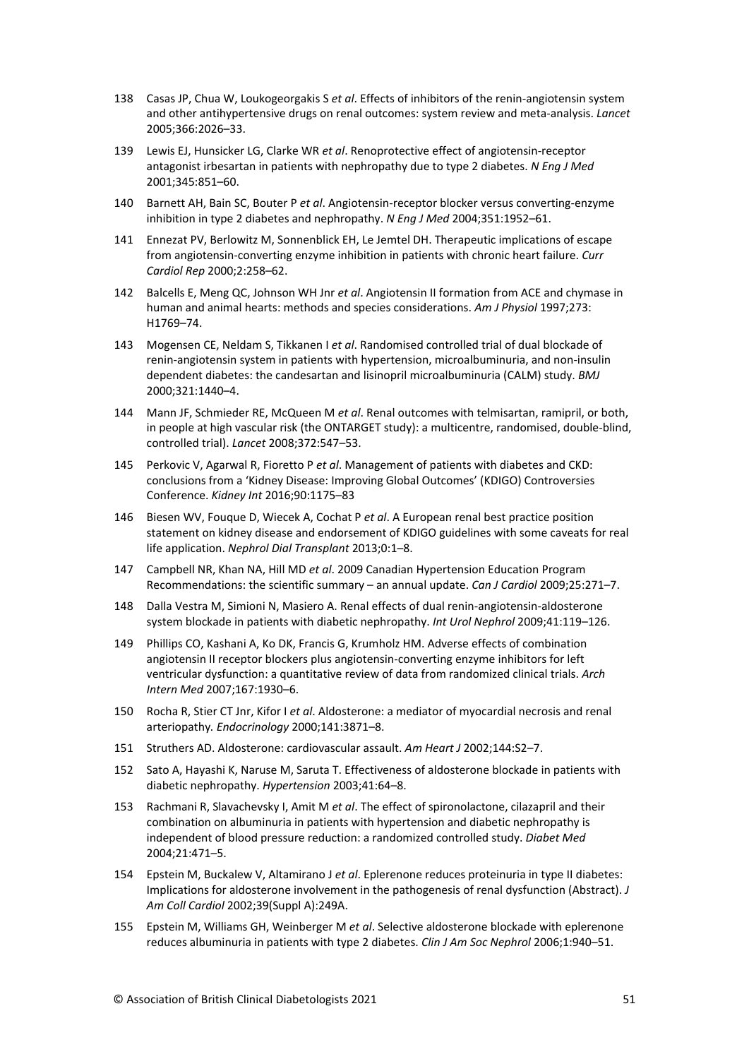138 Casas JP, Chua W, Loukogeorgakis S *et al*. Effects of inhibitors of the renin-angiotensin system and other antihypertensive drugs on renal outcomes: system review and meta-analysis. *Lancet* 2005;366:2026–33.

139 Lewis EJ, Hunsicker LG, Clarke WR *et al*. Renoprotective effect of angiotensin-receptor antagonist irbesartan in patients with nephropathy due to type 2 diabetes. *N Eng J Med* 2001;345:851–60.

140 Barnett AH, Bain SC, Bouter P *et al*. Angiotensin-receptor blocker versus converting-enzyme inhibition in type 2 diabetes and nephropathy. *N Eng J Med* 2004;351:1952–61.

141 Ennezat PV, Berlowitz M, Sonnenblick EH, Le Jemtel DH. Therapeutic implications of escape from angiotensin-converting enzyme inhibition in patients with chronic heart failure. *Curr Cardiol Rep* 2000;2:258–62.

142 Balcells E, Meng QC, Johnson WH Jnr *et al*. Angiotensin II formation from ACE and chymase in human and animal hearts: methods and species considerations. *Am J Physiol* 1997;273: H1769–74.

143 Mogensen CE, Neldam S, Tikkanen I *et al*. Randomised controlled trial of dual blockade of renin-angiotensin system in patients with hypertension, microalbuminuria, and non-insulin dependent diabetes: the candesartan and lisinopril microalbuminuria (CALM) study. *BMJ* 2000;321:1440–4.

144 Mann JF, Schmieder RE, McQueen M *et al*. Renal outcomes with telmisartan, ramipril, or both, in people at high vascular risk (the ONTARGET study): a multicentre, randomised, double-blind, controlled trial). *Lancet* 2008;372:547–53.

145 Perkovic V, Agarwal R, Fioretto P *et al*. Management of patients with diabetes and CKD: conclusions from a 'Kidney Disease: Improving Global Outcomes' (KDIGO) Controversies Conference. *Kidney Int* 2016;90:1175–83

146 Biesen WV, Fouque D, Wiecek A, Cochat P *et al*. A European renal best practice position statement on kidney disease and endorsement of KDIGO guidelines with some caveats for real life application. *Nephrol Dial Transplant* 2013;0:1–8.

147 Campbell NR, Khan NA, Hill MD *et al*. 2009 Canadian Hypertension Education Program Recommendations: the scientific summary – an annual update. *Can J Cardiol* 2009;25:271–7.

148 Dalla Vestra M, Simioni N, Masiero A. Renal effects of dual renin-angiotensin-aldosterone system blockade in patients with diabetic nephropathy. *Int Urol Nephrol* 2009;41:119–126.

149 Phillips CO, Kashani A, Ko DK, Francis G, Krumholz HM. Adverse effects of combination angiotensin II receptor blockers plus angiotensin-converting enzyme inhibitors for left ventricular dysfunction: a quantitative review of data from randomized clinical trials. *Arch Intern Med* 2007;167:1930–6.

150 Rocha R, Stier CT Jnr, Kifor I *et al*. Aldosterone: a mediator of myocardial necrosis and renal arteriopathy. *Endocrinology* 2000;141:3871–8.

151 Struthers AD. Aldosterone: cardiovascular assault. *Am Heart J* 2002;144:S2–7.

152 Sato A, Hayashi K, Naruse M, Saruta T. Effectiveness of aldosterone blockade in patients with diabetic nephropathy. *Hypertension* 2003;41:64–8.

153 Rachmani R, Slavachevsky I, Amit M *et al*. The effect of spironolactone, cilazapril and their combination on albuminuria in patients with hypertension and diabetic nephropathy is independent of blood pressure reduction: a randomized controlled study. *Diabet Med* 2004;21:471–5.

154 Epstein M, Buckalew V, Altamirano J *et al*. Eplerenone reduces proteinuria in type II diabetes: Implications for aldosterone involvement in the pathogenesis of renal dysfunction (Abstract). *J Am Coll Cardiol* 2002;39(Suppl A):249A.

155 Epstein M, Williams GH, Weinberger M *et al*. Selective aldosterone blockade with eplerenone reduces albuminuria in patients with type 2 diabetes. *Clin J Am Soc Nephrol* 2006;1:940–51.

© Association of British Clinical Diabetologists 2021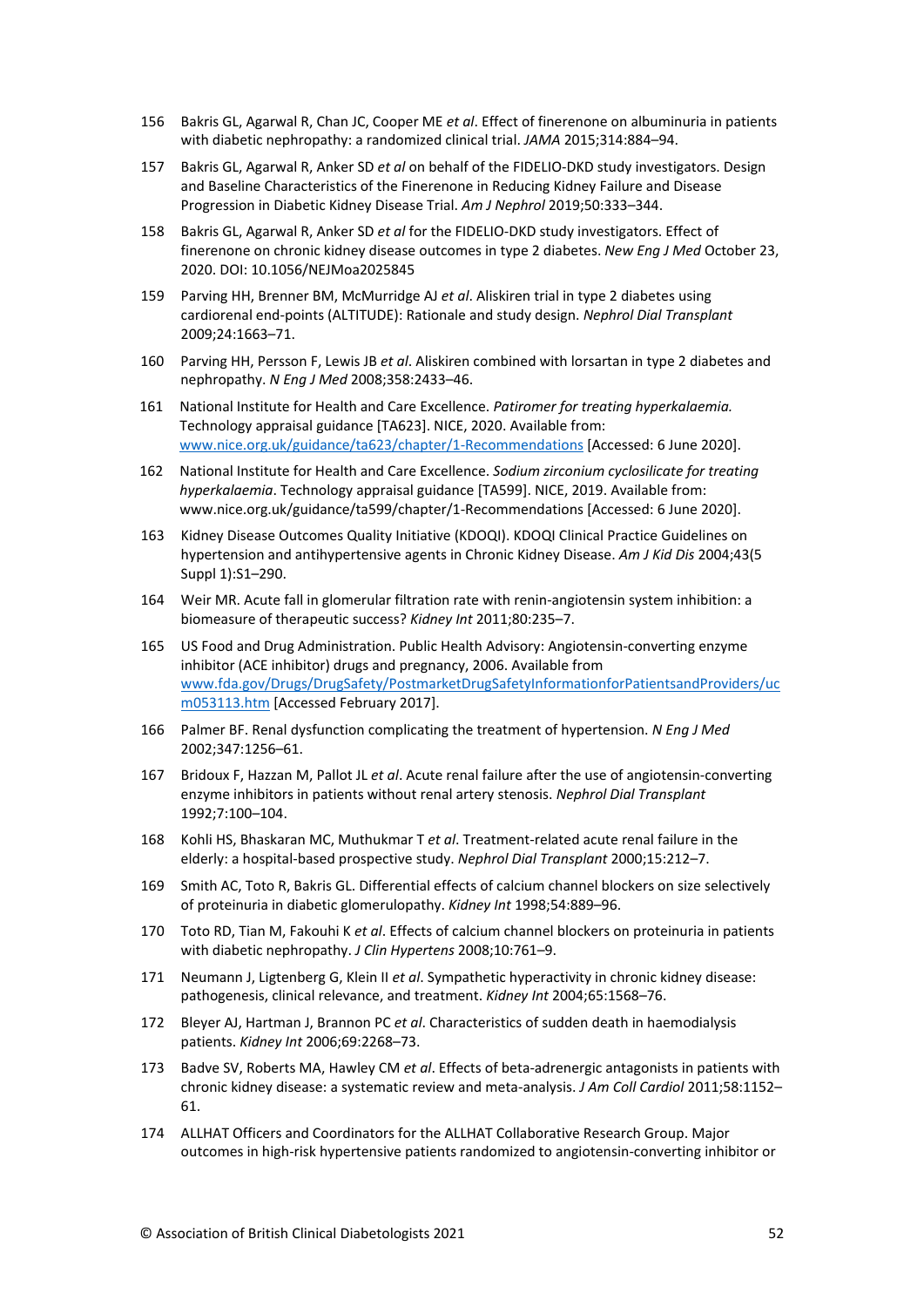156 Bakris GL, Agarwal R, Chan JC, Cooper ME *et al*. Effect of finerenone on albuminuria in patients with diabetic nephropathy: a randomized clinical trial. *JAMA* 2015;314:884–94.

157 Bakris GL, Agarwal R, Anker SD *et al* on behalf of the FIDELIO-DKD study investigators. Design and Baseline Characteristics of the Finerenone in Reducing Kidney Failure and Disease Progression in Diabetic Kidney Disease Trial. *Am J Nephrol* 2019;50:333–344.

158 Bakris GL, Agarwal R, Anker SD *et al* for the FIDELIO-DKD study investigators. Effect of finerenone on chronic kidney disease outcomes in type 2 diabetes. *New Eng J Med* October 23, 2020. DOI: 10.1056/NEJMoa2025845

159 Parving HH, Brenner BM, McMurridge AJ *et al*. Aliskiren trial in type 2 diabetes using cardiorenal end-points (ALTITUDE): Rationale and study design. *Nephrol Dial Transplant* 2009;24:1663–71.

160 Parving HH, Persson F, Lewis JB *et al*. Aliskiren combined with lorsartan in type 2 diabetes and nephropathy. *N Eng J Med* 2008;358:2433–46.

161 National Institute for Health and Care Excellence. *Patiromer for treating hyperkalaemia.* Technology appraisal guidance [TA623]. NICE, 2020. Available from: www.nice.org.uk/guidance/ta623/chapter/1-Recommendations [Accessed: 6 June 2020].

162 National Institute for Health and Care Excellence. *Sodium zirconium cyclosilicate for treating hyperkalaemia*. Technology appraisal guidance [TA599]. NICE, 2019. Available from: www.nice.org.uk/guidance/ta599/chapter/1-Recommendations [Accessed: 6 June 2020].

163 Kidney Disease Outcomes Quality Initiative (KDOQI). KDOQI Clinical Practice Guidelines on hypertension and antihypertensive agents in Chronic Kidney Disease. *Am J Kid Dis* 2004;43(5 Suppl 1):S1–290.

164 Weir MR. Acute fall in glomerular filtration rate with renin-angiotensin system inhibition: a biomeasure of therapeutic success? *Kidney Int* 2011;80:235–7.

165 US Food and Drug Administration. Public Health Advisory: Angiotensin-converting enzyme inhibitor (ACE inhibitor) drugs and pregnancy, 2006. Available from www.fda.gov/Drugs/DrugSafety/PostmarketDrugSafetyInformationforPatientsandProviders/ucm053113.htm [Accessed February 2017].

166 Palmer BF. Renal dysfunction complicating the treatment of hypertension. *N Eng J Med* 2002;347:1256–61.

167 Bridoux F, Hazzan M, Pallot JL *et al*. Acute renal failure after the use of angiotensin-converting enzyme inhibitors in patients without renal artery stenosis. *Nephrol Dial Transplant* 1992;7:100–104.

168 Kohli HS, Bhaskaran MC, Muthukmar T *et al*. Treatment-related acute renal failure in the elderly: a hospital-based prospective study. *Nephrol Dial Transplant* 2000;15:212–7.

169 Smith AC, Toto R, Bakris GL. Differential effects of calcium channel blockers on size selectively of proteinuria in diabetic glomerulopathy. *Kidney Int* 1998;54:889–96.

170 Toto RD, Tian M, Fakouhi K *et al*. Effects of calcium channel blockers on proteinuria in patients with diabetic nephropathy. *J Clin Hypertens* 2008;10:761–9.

171 Neumann J, Ligtenberg G, Klein II *et al*. Sympathetic hyperactivity in chronic kidney disease: pathogenesis, clinical relevance, and treatment. *Kidney Int* 2004;65:1568–76.

172 Bleyer AJ, Hartman J, Brannon PC *et al*. Characteristics of sudden death in haemodialysis patients. *Kidney Int* 2006;69:2268–73.

173 Badve SV, Roberts MA, Hawley CM *et al*. Effects of beta-adrenergic antagonists in patients with chronic kidney disease: a systematic review and meta-analysis. *J Am Coll Cardiol* 2011;58:1152–61.

174 ALLHAT Officers and Coordinators for the ALLHAT Collaborative Research Group. Major outcomes in high-risk hypertensive patients randomized to angiotensin-converting inhibitor or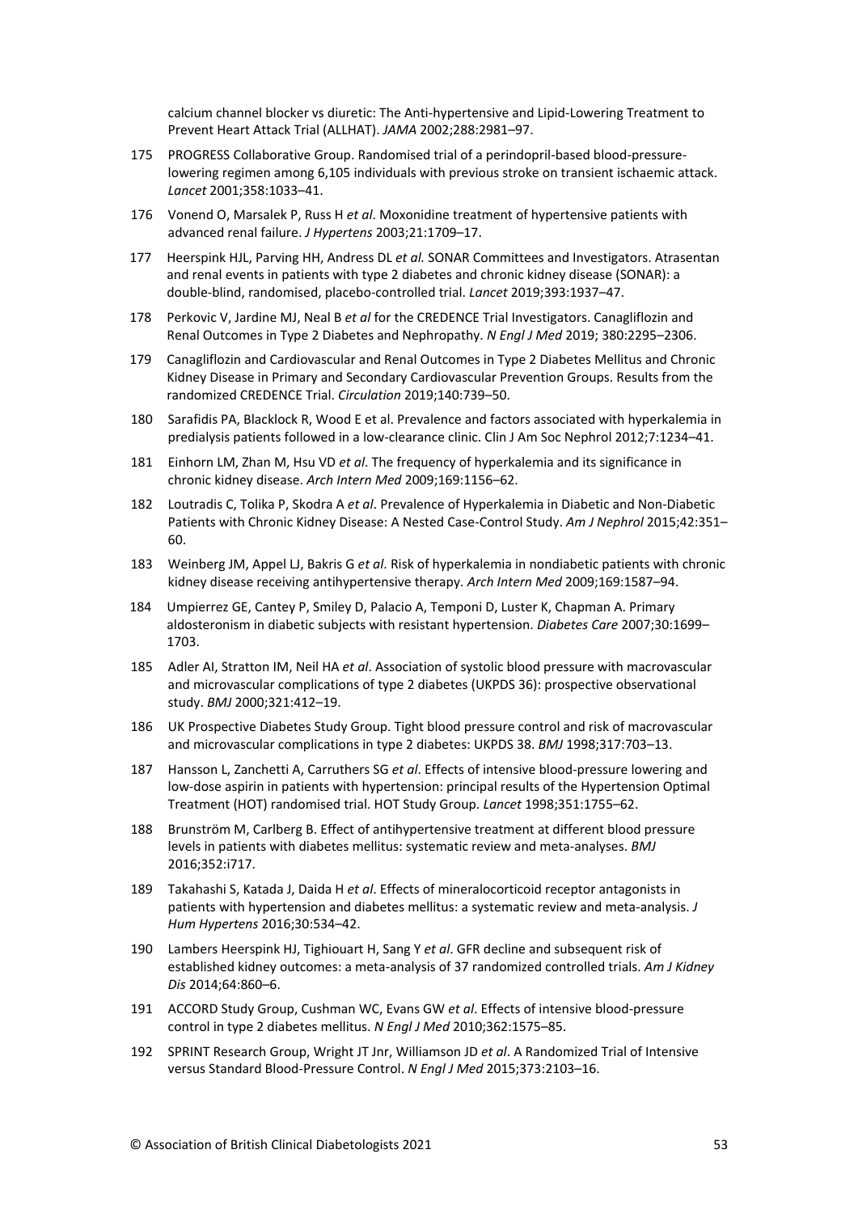calcium channel blocker vs diuretic: The Anti-hypertensive and Lipid-Lowering Treatment to Prevent Heart Attack Trial (ALLHAT). *JAMA* 2002;288:2981–97.

175 PROGRESS Collaborative Group. Randomised trial of a perindopril-based blood-pressure-lowering regimen among 6,105 individuals with previous stroke on transient ischaemic attack. *Lancet* 2001;358:1033–41.

176 Vonend O, Marsalek P, Russ H *et al*. Moxonidine treatment of hypertensive patients with advanced renal failure. *J Hypertens* 2003;21:1709–17.

177 Heerspink HJL, Parving HH, Andress DL *et al.* SONAR Committees and Investigators. Atrasentan and renal events in patients with type 2 diabetes and chronic kidney disease (SONAR): a double-blind, randomised, placebo-controlled trial. *Lancet* 2019;393:1937–47.

178 Perkovic V, Jardine MJ, Neal B *et al* for the CREDENCE Trial Investigators. Canagliflozin and Renal Outcomes in Type 2 Diabetes and Nephropathy. *N Engl J Med* 2019; 380:2295–2306.

179 Canagliflozin and Cardiovascular and Renal Outcomes in Type 2 Diabetes Mellitus and Chronic Kidney Disease in Primary and Secondary Cardiovascular Prevention Groups. Results from the randomized CREDENCE Trial. *Circulation* 2019;140:739–50.

180 Sarafidis PA, Blacklock R, Wood E et al. Prevalence and factors associated with hyperkalemia in predialysis patients followed in a low-clearance clinic. Clin J Am Soc Nephrol 2012;7:1234–41.

181 Einhorn LM, Zhan M, Hsu VD *et al*. The frequency of hyperkalemia and its significance in chronic kidney disease. *Arch Intern Med* 2009;169:1156–62.

182 Loutradis C, Tolika P, Skodra A *et al*. Prevalence of Hyperkalemia in Diabetic and Non-Diabetic Patients with Chronic Kidney Disease: A Nested Case-Control Study. *Am J Nephrol* 2015;42:351–60.

183 Weinberg JM, Appel LJ, Bakris G *et al*. Risk of hyperkalemia in nondiabetic patients with chronic kidney disease receiving antihypertensive therapy. *Arch Intern Med* 2009;169:1587–94.

184 Umpierrez GE, Cantey P, Smiley D, Palacio A, Temponi D, Luster K, Chapman A. Primary aldosteronism in diabetic subjects with resistant hypertension. *Diabetes Care* 2007;30:1699–1703.

185 Adler AI, Stratton IM, Neil HA *et al*. Association of systolic blood pressure with macrovascular and microvascular complications of type 2 diabetes (UKPDS 36): prospective observational study. *BMJ* 2000;321:412–19.

186 UK Prospective Diabetes Study Group. Tight blood pressure control and risk of macrovascular and microvascular complications in type 2 diabetes: UKPDS 38. *BMJ* 1998;317:703–13.

187 Hansson L, Zanchetti A, Carruthers SG *et al*. Effects of intensive blood-pressure lowering and low-dose aspirin in patients with hypertension: principal results of the Hypertension Optimal Treatment (HOT) randomised trial. HOT Study Group. *Lancet* 1998;351:1755–62.

188 Brunström M, Carlberg B. Effect of antihypertensive treatment at different blood pressure levels in patients with diabetes mellitus: systematic review and meta-analyses. *BMJ* 2016;352:i717.

189 Takahashi S, Katada J, Daida H *et al*. Effects of mineralocorticoid receptor antagonists in patients with hypertension and diabetes mellitus: a systematic review and meta-analysis. *J Hum Hypertens* 2016;30:534–42.

190 Lambers Heerspink HJ, Tighiouart H, Sang Y *et al*. GFR decline and subsequent risk of established kidney outcomes: a meta-analysis of 37 randomized controlled trials. *Am J Kidney Dis* 2014;64:860–6.

191 ACCORD Study Group, Cushman WC, Evans GW *et al*. Effects of intensive blood-pressure control in type 2 diabetes mellitus. *N Engl J Med* 2010;362:1575–85.

192 SPRINT Research Group, Wright JT Jnr, Williamson JD *et al*. A Randomized Trial of Intensive versus Standard Blood-Pressure Control. *N Engl J Med* 2015;373:2103–16.

© Association of British Clinical Diabetologists 2021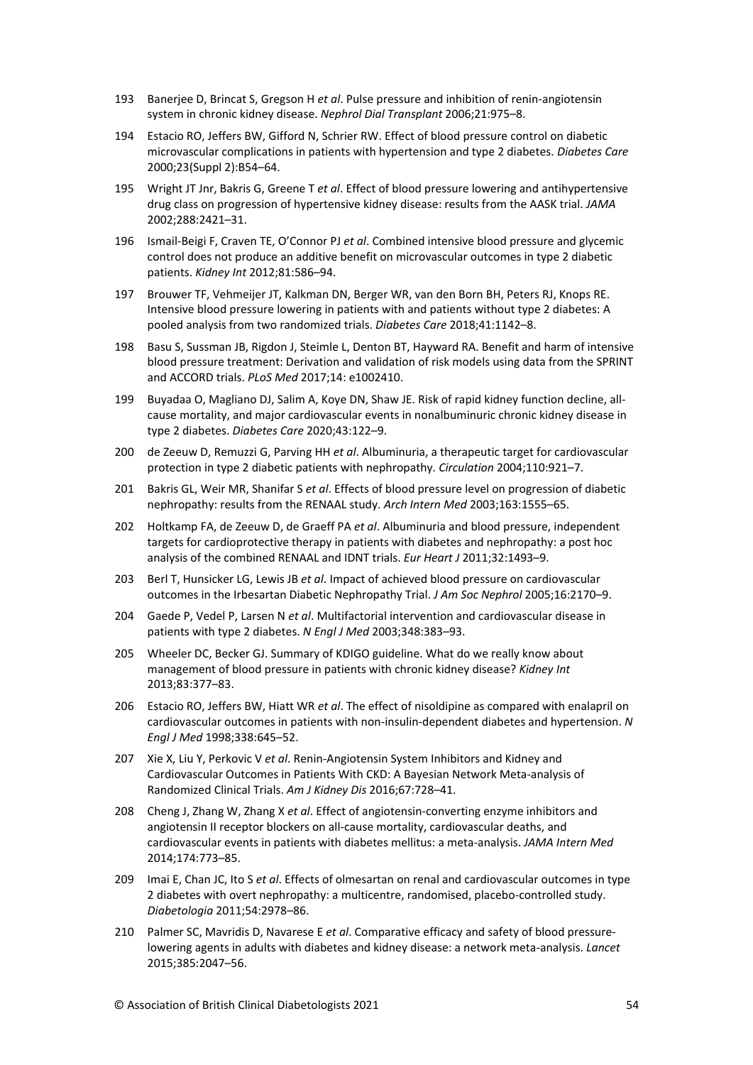193 Banerjee D, Brincat S, Gregson H *et al*. Pulse pressure and inhibition of renin-angiotensin system in chronic kidney disease. *Nephrol Dial Transplant* 2006;21:975–8.

194 Estacio RO, Jeffers BW, Gifford N, Schrier RW. Effect of blood pressure control on diabetic microvascular complications in patients with hypertension and type 2 diabetes. *Diabetes Care* 2000;23(Suppl 2):B54–64.

195 Wright JT Jnr, Bakris G, Greene T *et al*. Effect of blood pressure lowering and antihypertensive drug class on progression of hypertensive kidney disease: results from the AASK trial. *JAMA* 2002;288:2421–31.

196 Ismail-Beigi F, Craven TE, O'Connor PJ *et al*. Combined intensive blood pressure and glycemic control does not produce an additive benefit on microvascular outcomes in type 2 diabetic patients. *Kidney Int* 2012;81:586–94.

197 Brouwer TF, Vehmeijer JT, Kalkman DN, Berger WR, van den Born BH, Peters RJ, Knops RE. Intensive blood pressure lowering in patients with and patients without type 2 diabetes: A pooled analysis from two randomized trials. *Diabetes Care* 2018;41:1142–8.

198 Basu S, Sussman JB, Rigdon J, Steimle L, Denton BT, Hayward RA. Benefit and harm of intensive blood pressure treatment: Derivation and validation of risk models using data from the SPRINT and ACCORD trials. *PLoS Med* 2017;14: e1002410.

199 Buyadaa O, Magliano DJ, Salim A, Koye DN, Shaw JE. Risk of rapid kidney function decline, all-cause mortality, and major cardiovascular events in nonalbuminuric chronic kidney disease in type 2 diabetes. *Diabetes Care* 2020;43:122–9.

200 de Zeeuw D, Remuzzi G, Parving HH *et al*. Albuminuria, a therapeutic target for cardiovascular protection in type 2 diabetic patients with nephropathy. *Circulation* 2004;110:921–7.

201 Bakris GL, Weir MR, Shanifar S *et al*. Effects of blood pressure level on progression of diabetic nephropathy: results from the RENAAL study. *Arch Intern Med* 2003;163:1555–65.

202 Holtkamp FA, de Zeeuw D, de Graeff PA *et al*. Albuminuria and blood pressure, independent targets for cardioprotective therapy in patients with diabetes and nephropathy: a post hoc analysis of the combined RENAAL and IDNT trials. *Eur Heart J* 2011;32:1493–9.

203 Berl T, Hunsicker LG, Lewis JB *et al*. Impact of achieved blood pressure on cardiovascular outcomes in the Irbesartan Diabetic Nephropathy Trial. *J Am Soc Nephrol* 2005;16:2170–9.

204 Gaede P, Vedel P, Larsen N *et al*. Multifactorial intervention and cardiovascular disease in patients with type 2 diabetes. *N Engl J Med* 2003;348:383–93.

205 Wheeler DC, Becker GJ. Summary of KDIGO guideline. What do we really know about management of blood pressure in patients with chronic kidney disease? *Kidney Int* 2013;83:377–83.

206 Estacio RO, Jeffers BW, Hiatt WR *et al*. The effect of nisoldipine as compared with enalapril on cardiovascular outcomes in patients with non-insulin-dependent diabetes and hypertension. *N Engl J Med* 1998;338:645–52.

207 Xie X, Liu Y, Perkovic V *et al*. Renin-Angiotensin System Inhibitors and Kidney and Cardiovascular Outcomes in Patients With CKD: A Bayesian Network Meta-analysis of Randomized Clinical Trials. *Am J Kidney Dis* 2016;67:728–41.

208 Cheng J, Zhang W, Zhang X *et al*. Effect of angiotensin-converting enzyme inhibitors and angiotensin II receptor blockers on all-cause mortality, cardiovascular deaths, and cardiovascular events in patients with diabetes mellitus: a meta-analysis. *JAMA Intern Med* 2014;174:773–85.

209 Imai E, Chan JC, Ito S *et al*. Effects of olmesartan on renal and cardiovascular outcomes in type 2 diabetes with overt nephropathy: a multicentre, randomised, placebo-controlled study. *Diabetologia* 2011;54:2978–86.

210 Palmer SC, Mavridis D, Navarese E *et al*. Comparative efficacy and safety of blood pressure-lowering agents in adults with diabetes and kidney disease: a network meta-analysis. *Lancet* 2015;385:2047–56.

© Association of British Clinical Diabetologists 2021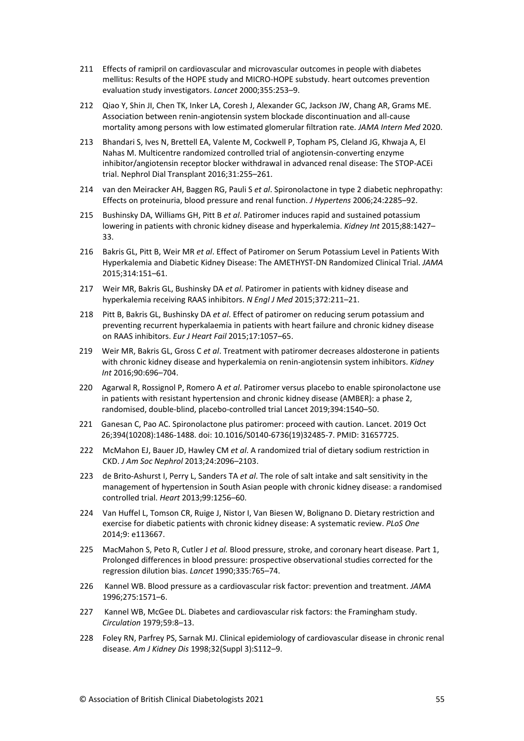211 Effects of ramipril on cardiovascular and microvascular outcomes in people with diabetes mellitus: Results of the HOPE study and MICRO-HOPE substudy. heart outcomes prevention evaluation study investigators. *Lancet* 2000;355:253–9.

212 Qiao Y, Shin JI, Chen TK, Inker LA, Coresh J, Alexander GC, Jackson JW, Chang AR, Grams ME. Association between renin-angiotensin system blockade discontinuation and all-cause mortality among persons with low estimated glomerular filtration rate. *JAMA Intern Med* 2020.

213 Bhandari S, Ives N, Brettell EA, Valente M, Cockwell P, Topham PS, Cleland JG, Khwaja A, El Nahas M. Multicentre randomized controlled trial of angiotensin-converting enzyme inhibitor/angiotensin receptor blocker withdrawal in advanced renal disease: The STOP-ACEi trial. Nephrol Dial Transplant 2016;31:255–261.

214 van den Meiracker AH, Baggen RG, Pauli S *et al*. Spironolactone in type 2 diabetic nephropathy: Effects on proteinuria, blood pressure and renal function. *J Hypertens* 2006;24:2285–92.

215 Bushinsky DA, Williams GH, Pitt B *et al*. Patiromer induces rapid and sustained potassium lowering in patients with chronic kidney disease and hyperkalemia. *Kidney Int* 2015;88:1427–33.

216 Bakris GL, Pitt B, Weir MR *et al*. Effect of Patiromer on Serum Potassium Level in Patients With Hyperkalemia and Diabetic Kidney Disease: The AMETHYST-DN Randomized Clinical Trial. *JAMA* 2015;314:151–61.

217 Weir MR, Bakris GL, Bushinsky DA *et al*. Patiromer in patients with kidney disease and hyperkalemia receiving RAAS inhibitors. *N Engl J Med* 2015;372:211–21.

218 Pitt B, Bakris GL, Bushinsky DA *et al*. Effect of patiromer on reducing serum potassium and preventing recurrent hyperkalaemia in patients with heart failure and chronic kidney disease on RAAS inhibitors. *Eur J Heart Fail* 2015;17:1057–65.

219 Weir MR, Bakris GL, Gross C *et al*. Treatment with patiromer decreases aldosterone in patients with chronic kidney disease and hyperkalemia on renin-angiotensin system inhibitors. *Kidney Int* 2016;90:696–704.

220 Agarwal R, Rossignol P, Romero A *et al*. Patiromer versus placebo to enable spironolactone use in patients with resistant hypertension and chronic kidney disease (AMBER): a phase 2, randomised, double-blind, placebo-controlled trial Lancet 2019;394:1540–50.

221 Ganesan C, Pao AC. Spironolactone plus patiromer: proceed with caution. Lancet. 2019 Oct 26;394(10208):1486-1488. doi: 10.1016/S0140-6736(19)32485-7. PMID: 31657725.

222 McMahon EJ, Bauer JD, Hawley CM *et al*. A randomized trial of dietary sodium restriction in CKD. *J Am Soc Nephrol* 2013;24:2096–2103.

223 de Brito-Ashurst I, Perry L, Sanders TA *et al*. The role of salt intake and salt sensitivity in the management of hypertension in South Asian people with chronic kidney disease: a randomised controlled trial. *Heart* 2013;99:1256–60.

224 Van Huffel L, Tomson CR, Ruige J, Nistor I, Van Biesen W, Bolignano D. Dietary restriction and exercise for diabetic patients with chronic kidney disease: A systematic review. *PLoS One* 2014;9: e113667.

225 MacMahon S, Peto R, Cutler J *et al.* Blood pressure, stroke, and coronary heart disease. Part 1, Prolonged differences in blood pressure: prospective observational studies corrected for the regression dilution bias. *Lancet* 1990;335:765–74.

226 Kannel WB. Blood pressure as a cardiovascular risk factor: prevention and treatment. *JAMA* 1996;275:1571–6.

227 Kannel WB, McGee DL. Diabetes and cardiovascular risk factors: the Framingham study. *Circulation* 1979;59:8–13.

228 Foley RN, Parfrey PS, Sarnak MJ. Clinical epidemiology of cardiovascular disease in chronic renal disease. *Am J Kidney Dis* 1998;32(Suppl 3):S112–9.

© Association of British Clinical Diabetologists 2021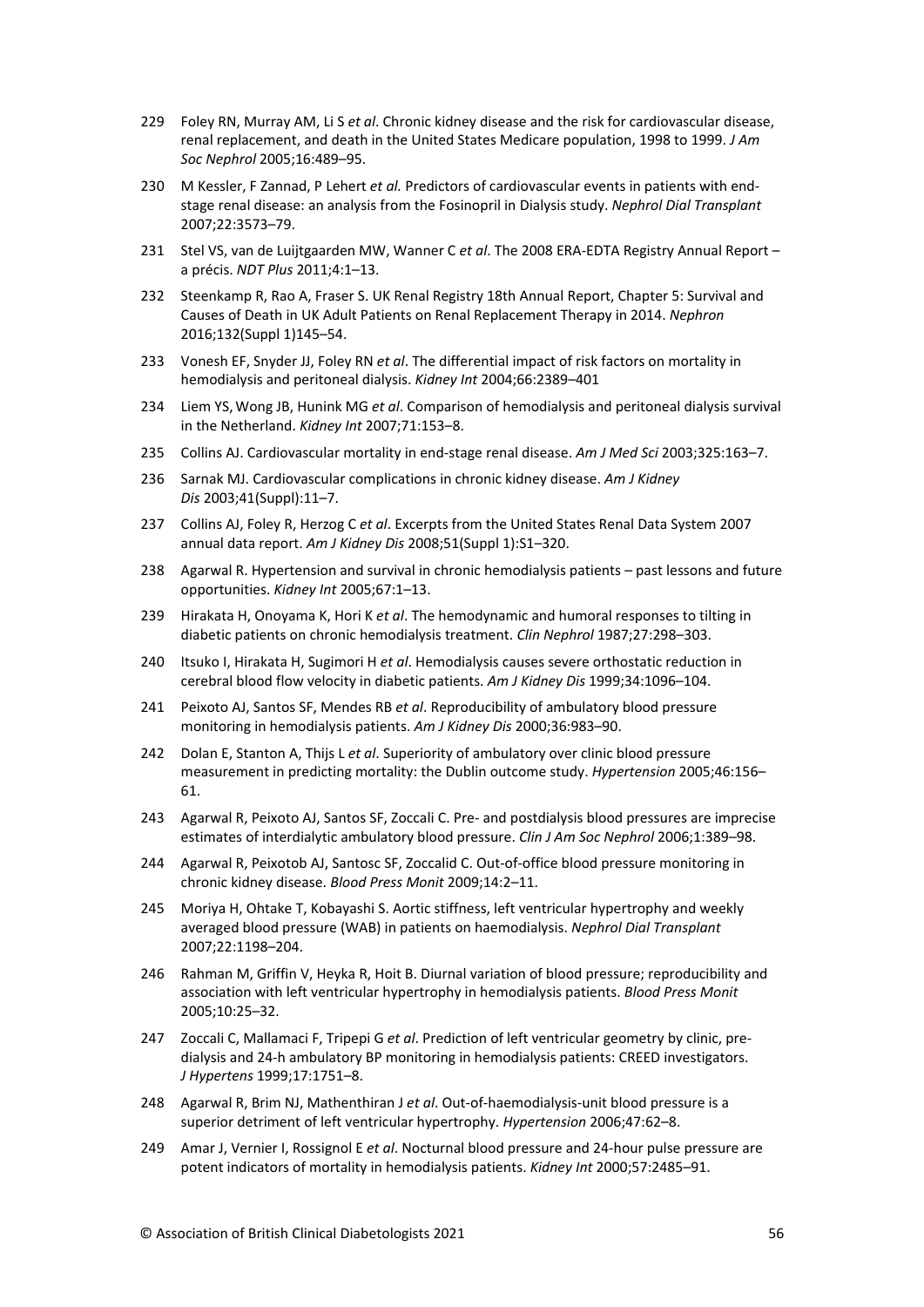229 Foley RN, Murray AM, Li S *et al*. Chronic kidney disease and the risk for cardiovascular disease, renal replacement, and death in the United States Medicare population, 1998 to 1999. *J Am Soc Nephrol* 2005;16:489–95.

230 M Kessler, F Zannad, P Lehert *et al.* Predictors of cardiovascular events in patients with end-stage renal disease: an analysis from the Fosinopril in Dialysis study. *Nephrol Dial Transplant* 2007;22:3573–79.

231 Stel VS, van de Luijtgaarden MW, Wanner C *et al*. The 2008 ERA-EDTA Registry Annual Report – a précis. *NDT Plus* 2011;4:1–13.

232 Steenkamp R, Rao A, Fraser S. UK Renal Registry 18th Annual Report, Chapter 5: Survival and Causes of Death in UK Adult Patients on Renal Replacement Therapy in 2014. *Nephron* 2016;132(Suppl 1)145–54.

233 Vonesh EF, Snyder JJ, Foley RN *et al*. The differential impact of risk factors on mortality in hemodialysis and peritoneal dialysis. *Kidney Int* 2004;66:2389–401

234 Liem YS, Wong JB, Hunink MG *et al*. Comparison of hemodialysis and peritoneal dialysis survival in the Netherland. *Kidney Int* 2007;71:153–8.

235 Collins AJ. Cardiovascular mortality in end-stage renal disease. *Am J Med Sci* 2003;325:163–7.

236 Sarnak MJ. Cardiovascular complications in chronic kidney disease. *Am J Kidney Dis* 2003;41(Suppl):11–7.

237 Collins AJ, Foley R, Herzog C *et al*. Excerpts from the United States Renal Data System 2007 annual data report. *Am J Kidney Dis* 2008;51(Suppl 1):S1–320.

238 Agarwal R. Hypertension and survival in chronic hemodialysis patients – past lessons and future opportunities. *Kidney Int* 2005;67:1–13.

239 Hirakata H, Onoyama K, Hori K *et al*. The hemodynamic and humoral responses to tilting in diabetic patients on chronic hemodialysis treatment. *Clin Nephrol* 1987;27:298–303.

240 Itsuko I, Hirakata H, Sugimori H *et al*. Hemodialysis causes severe orthostatic reduction in cerebral blood flow velocity in diabetic patients. *Am J Kidney Dis* 1999;34:1096–104.

241 Peixoto AJ, Santos SF, Mendes RB *et al*. Reproducibility of ambulatory blood pressure monitoring in hemodialysis patients. *Am J Kidney Dis* 2000;36:983–90.

242 Dolan E, Stanton A, Thijs L *et al*. Superiority of ambulatory over clinic blood pressure measurement in predicting mortality: the Dublin outcome study. *Hypertension* 2005;46:156–61.

243 Agarwal R, Peixoto AJ, Santos SF, Zoccali C. Pre- and postdialysis blood pressures are imprecise estimates of interdialytic ambulatory blood pressure. *Clin J Am Soc Nephrol* 2006;1:389–98.

244 Agarwal R, Peixotob AJ, Santosc SF, Zoccalid C. Out-of-office blood pressure monitoring in chronic kidney disease. *Blood Press Monit* 2009;14:2–11.

245 Moriya H, Ohtake T, Kobayashi S. Aortic stiffness, left ventricular hypertrophy and weekly averaged blood pressure (WAB) in patients on haemodialysis. *Nephrol Dial Transplant* 2007;22:1198–204.

246 Rahman M, Griffin V, Heyka R, Hoit B. Diurnal variation of blood pressure; reproducibility and association with left ventricular hypertrophy in hemodialysis patients. *Blood Press Monit* 2005;10:25–32.

247 Zoccali C, Mallamaci F, Tripepi G *et al*. Prediction of left ventricular geometry by clinic, pre-dialysis and 24-h ambulatory BP monitoring in hemodialysis patients: CREED investigators. *J Hypertens* 1999;17:1751–8.

248 Agarwal R, Brim NJ, Mathenthiran J *et al*. Out-of-haemodialysis-unit blood pressure is a superior detriment of left ventricular hypertrophy. *Hypertension* 2006;47:62–8.

249 Amar J, Vernier I, Rossignol E *et al*. Nocturnal blood pressure and 24-hour pulse pressure are potent indicators of mortality in hemodialysis patients. *Kidney Int* 2000;57:2485–91.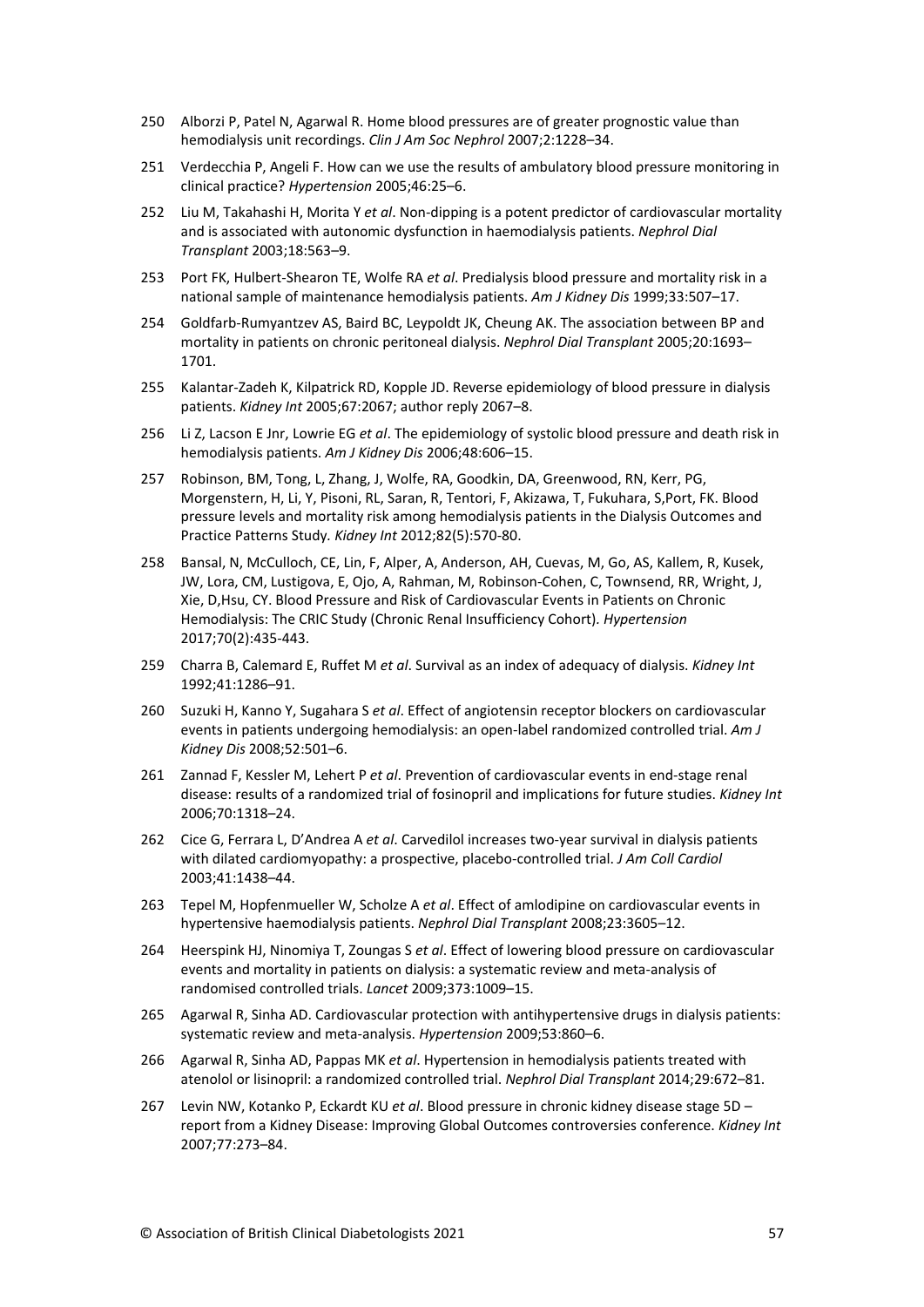250 Alborzi P, Patel N, Agarwal R. Home blood pressures are of greater prognostic value than hemodialysis unit recordings. *Clin J Am Soc Nephrol* 2007;2:1228–34.

251 Verdecchia P, Angeli F. How can we use the results of ambulatory blood pressure monitoring in clinical practice? *Hypertension* 2005;46:25–6.

252 Liu M, Takahashi H, Morita Y *et al*. Non-dipping is a potent predictor of cardiovascular mortality and is associated with autonomic dysfunction in haemodialysis patients. *Nephrol Dial Transplant* 2003;18:563–9.

253 Port FK, Hulbert-Shearon TE, Wolfe RA *et al*. Predialysis blood pressure and mortality risk in a national sample of maintenance hemodialysis patients. *Am J Kidney Dis* 1999;33:507–17.

254 Goldfarb-Rumyantzev AS, Baird BC, Leypoldt JK, Cheung AK. The association between BP and mortality in patients on chronic peritoneal dialysis. *Nephrol Dial Transplant* 2005;20:1693–1701.

255 Kalantar-Zadeh K, Kilpatrick RD, Kopple JD. Reverse epidemiology of blood pressure in dialysis patients. *Kidney Int* 2005;67:2067; author reply 2067–8.

256 Li Z, Lacson E Jnr, Lowrie EG *et al*. The epidemiology of systolic blood pressure and death risk in hemodialysis patients. *Am J Kidney Dis* 2006;48:606–15.

257 Robinson, BM, Tong, L, Zhang, J, Wolfe, RA, Goodkin, DA, Greenwood, RN, Kerr, PG, Morgenstern, H, Li, Y, Pisoni, RL, Saran, R, Tentori, F, Akizawa, T, Fukuhara, S,Port, FK. Blood pressure levels and mortality risk among hemodialysis patients in the Dialysis Outcomes and Practice Patterns Study. *Kidney Int* 2012;82(5):570-80.

258 Bansal, N, McCulloch, CE, Lin, F, Alper, A, Anderson, AH, Cuevas, M, Go, AS, Kallem, R, Kusek, JW, Lora, CM, Lustigova, E, Ojo, A, Rahman, M, Robinson-Cohen, C, Townsend, RR, Wright, J, Xie, D,Hsu, CY. Blood Pressure and Risk of Cardiovascular Events in Patients on Chronic Hemodialysis: The CRIC Study (Chronic Renal Insufficiency Cohort). *Hypertension* 2017;70(2):435-443.

259 Charra B, Calemard E, Ruffet M *et al*. Survival as an index of adequacy of dialysis. *Kidney Int* 1992;41:1286–91.

260 Suzuki H, Kanno Y, Sugahara S *et al*. Effect of angiotensin receptor blockers on cardiovascular events in patients undergoing hemodialysis: an open-label randomized controlled trial. *Am J Kidney Dis* 2008;52:501–6.

261 Zannad F, Kessler M, Lehert P *et al*. Prevention of cardiovascular events in end-stage renal disease: results of a randomized trial of fosinopril and implications for future studies. *Kidney Int* 2006;70:1318–24.

262 Cice G, Ferrara L, D'Andrea A *et al*. Carvedilol increases two-year survival in dialysis patients with dilated cardiomyopathy: a prospective, placebo-controlled trial. *J Am Coll Cardiol* 2003;41:1438–44.

263 Tepel M, Hopfenmueller W, Scholze A *et al*. Effect of amlodipine on cardiovascular events in hypertensive haemodialysis patients. *Nephrol Dial Transplant* 2008;23:3605–12.

264 Heerspink HJ, Ninomiya T, Zoungas S *et al*. Effect of lowering blood pressure on cardiovascular events and mortality in patients on dialysis: a systematic review and meta-analysis of randomised controlled trials. *Lancet* 2009;373:1009–15.

265 Agarwal R, Sinha AD. Cardiovascular protection with antihypertensive drugs in dialysis patients: systematic review and meta-analysis. *Hypertension* 2009;53:860–6.

266 Agarwal R, Sinha AD, Pappas MK *et al*. Hypertension in hemodialysis patients treated with atenolol or lisinopril: a randomized controlled trial. *Nephrol Dial Transplant* 2014;29:672–81.

267 Levin NW, Kotanko P, Eckardt KU *et al*. Blood pressure in chronic kidney disease stage 5D – report from a Kidney Disease: Improving Global Outcomes controversies conference. *Kidney Int* 2007;77:273–84.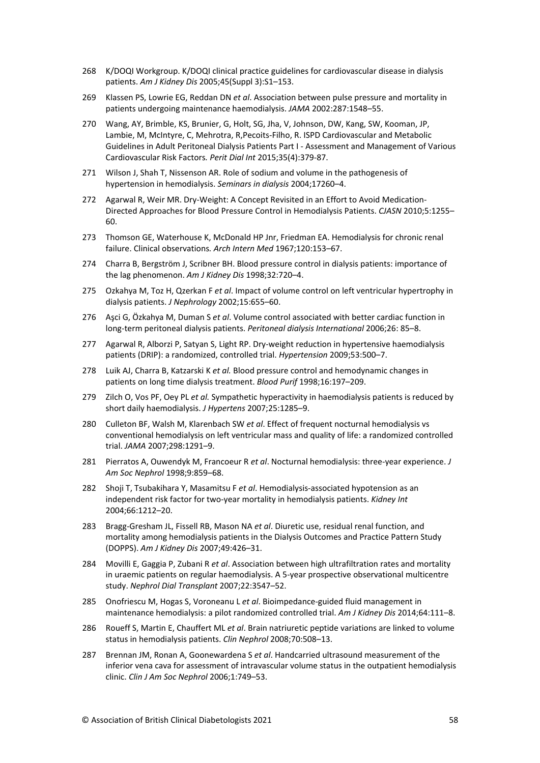268 K/DOQI Workgroup. K/DOQI clinical practice guidelines for cardiovascular disease in dialysis patients. *Am J Kidney Dis* 2005;45(Suppl 3):S1–153.

269 Klassen PS, Lowrie EG, Reddan DN *et al*. Association between pulse pressure and mortality in patients undergoing maintenance haemodialysis. *JAMA* 2002:287:1548–55.

270 Wang, AY, Brimble, KS, Brunier, G, Holt, SG, Jha, V, Johnson, DW, Kang, SW, Kooman, JP, Lambie, M, McIntyre, C, Mehrotra, R,Pecoits-Filho, R. ISPD Cardiovascular and Metabolic Guidelines in Adult Peritoneal Dialysis Patients Part I - Assessment and Management of Various Cardiovascular Risk Factors*. Perit Dial Int* 2015;35(4):379-87.

271 Wilson J, Shah T, Nissenson AR. Role of sodium and volume in the pathogenesis of hypertension in hemodialysis. *Seminars in dialysis* 2004;17260–4.

272 Agarwal R, Weir MR. Dry-Weight: A Concept Revisited in an Effort to Avoid Medication-Directed Approaches for Blood Pressure Control in Hemodialysis Patients. *CJASN* 2010;5:1255–60.

273 Thomson GE, Waterhouse K, McDonald HP Jnr, Friedman EA. Hemodialysis for chronic renal failure. Clinical observations*. Arch Intern Med* 1967;120:153–67.

274 Charra B, Bergström J, Scribner BH. Blood pressure control in dialysis patients: importance of the lag phenomenon. *Am J Kidney Dis* 1998;32:720–4.

275 Ozkahya M, Toz H, Qzerkan F *et al*. Impact of volume control on left ventricular hypertrophy in dialysis patients. *J Nephrology* 2002;15:655–60.

276 Aşci G, Özkahya M, Duman S *et al*. Volume control associated with better cardiac function in long-term peritoneal dialysis patients. *Peritoneal dialysis International* 2006;26: 85–8.

277 Agarwal R, Alborzi P, Satyan S, Light RP. Dry-weight reduction in hypertensive haemodialysis patients (DRIP): a randomized, controlled trial. *Hypertension* 2009;53:500–7.

278 Luik AJ, Charra B, Katzarski K *et al.* Blood pressure control and hemodynamic changes in patients on long time dialysis treatment. *Blood Purif* 1998;16:197–209.

279 Zilch O, Vos PF, Oey PL *et al.* Sympathetic hyperactivity in haemodialysis patients is reduced by short daily haemodialysis. *J Hypertens* 2007;25:1285–9.

280 Culleton BF, Walsh M, Klarenbach SW *et al*. Effect of frequent nocturnal hemodialysis vs conventional hemodialysis on left ventricular mass and quality of life: a randomized controlled trial. *JAMA* 2007;298:1291–9.

281 Pierratos A, Ouwendyk M, Francoeur R *et al*. Nocturnal hemodialysis: three-year experience. *J Am Soc Nephrol* 1998;9:859–68.

282 Shoji T, Tsubakihara Y, Masamitsu F *et al*. Hemodialysis-associated hypotension as an independent risk factor for two-year mortality in hemodialysis patients. *Kidney Int* 2004;66:1212–20.

283 Bragg-Gresham JL, Fissell RB, Mason NA *et al*. Diuretic use, residual renal function, and mortality among hemodialysis patients in the Dialysis Outcomes and Practice Pattern Study (DOPPS). *Am J Kidney Dis* 2007;49:426–31.

284 Movilli E, Gaggia P, Zubani R *et al*. Association between high ultrafiltration rates and mortality in uraemic patients on regular haemodialysis. A 5-year prospective observational multicentre study. *Nephrol Dial Transplant* 2007;22:3547–52.

285 Onofriescu M, Hogas S, Voroneanu L *et al*. Bioimpedance-guided fluid management in maintenance hemodialysis: a pilot randomized controlled trial. *Am J Kidney Dis* 2014;64:111–8.

286 Roueff S, Martin E, Chauffert ML *et al*. Brain natriuretic peptide variations are linked to volume status in hemodialysis patients. *Clin Nephrol* 2008;70:508–13.

287 Brennan JM, Ronan A, Goonewardena S *et al*. Handcarried ultrasound measurement of the inferior vena cava for assessment of intravascular volume status in the outpatient hemodialysis clinic. *Clin J Am Soc Nephrol* 2006;1:749–53.

© Association of British Clinical Diabetologists 2021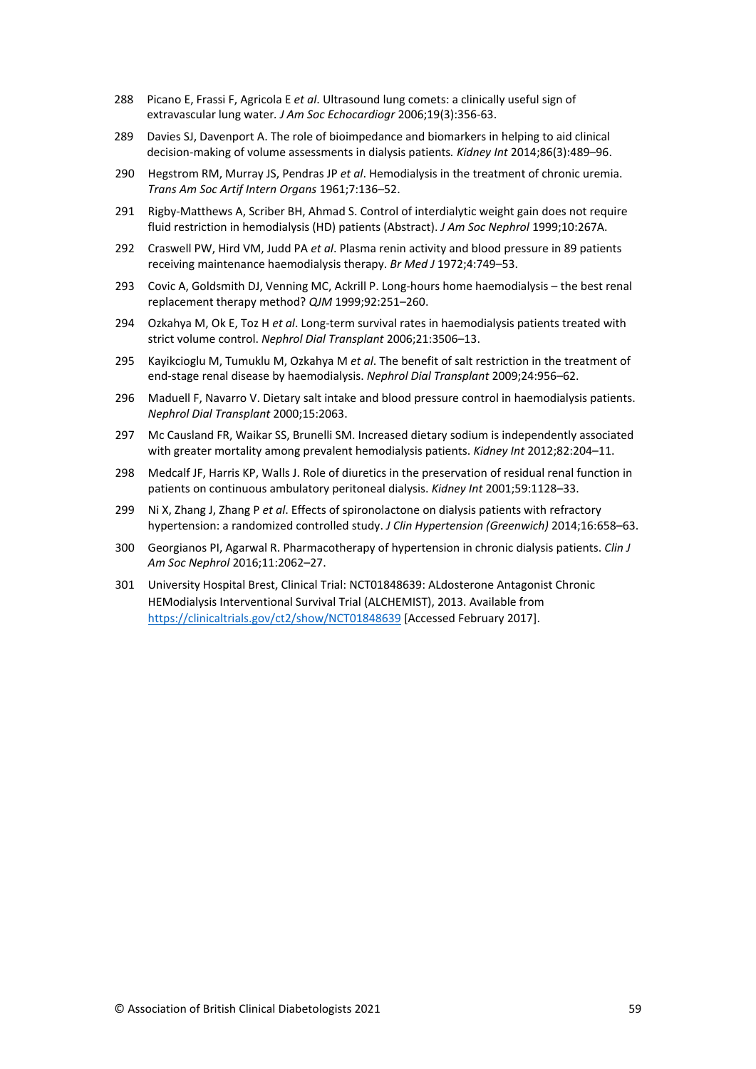288 Picano E, Frassi F, Agricola E *et al*. Ultrasound lung comets: a clinically useful sign of extravascular lung water. *J Am Soc Echocardiogr* 2006;19(3):356-63.

289 Davies SJ, Davenport A. The role of bioimpedance and biomarkers in helping to aid clinical decision-making of volume assessments in dialysis patients*. Kidney Int* 2014;86(3):489–96.

290 Hegstrom RM, Murray JS, Pendras JP *et al*. Hemodialysis in the treatment of chronic uremia. *Trans Am Soc Artif Intern Organs* 1961;7:136–52.

291 Rigby-Matthews A, Scriber BH, Ahmad S. Control of interdialytic weight gain does not require fluid restriction in hemodialysis (HD) patients (Abstract). *J Am Soc Nephrol* 1999;10:267A.

292 Craswell PW, Hird VM, Judd PA *et al*. Plasma renin activity and blood pressure in 89 patients receiving maintenance haemodialysis therapy. *Br Med J* 1972;4:749–53.

293 Covic A, Goldsmith DJ, Venning MC, Ackrill P. Long-hours home haemodialysis – the best renal replacement therapy method? *QJM* 1999;92:251–260.

294 Ozkahya M, Ok E, Toz H *et al*. Long-term survival rates in haemodialysis patients treated with strict volume control. *Nephrol Dial Transplant* 2006;21:3506–13.

295 Kayikcioglu M, Tumuklu M, Ozkahya M *et al*. The benefit of salt restriction in the treatment of end-stage renal disease by haemodialysis. *Nephrol Dial Transplant* 2009;24:956–62.

296 Maduell F, Navarro V. Dietary salt intake and blood pressure control in haemodialysis patients. *Nephrol Dial Transplant* 2000;15:2063.

297 Mc Causland FR, Waikar SS, Brunelli SM. Increased dietary sodium is independently associated with greater mortality among prevalent hemodialysis patients. *Kidney Int* 2012;82:204–11.

298 Medcalf JF, Harris KP, Walls J. Role of diuretics in the preservation of residual renal function in patients on continuous ambulatory peritoneal dialysis. *Kidney Int* 2001;59:1128–33.

299 Ni X, Zhang J, Zhang P *et al*. Effects of spironolactone on dialysis patients with refractory hypertension: a randomized controlled study. *J Clin Hypertension (Greenwich)* 2014;16:658–63.

300 Georgianos PI, Agarwal R. Pharmacotherapy of hypertension in chronic dialysis patients. *Clin J Am Soc Nephrol* 2016;11:2062–27.

301 University Hospital Brest, Clinical Trial: NCT01848639: ALdosterone Antagonist Chronic HEModialysis Interventional Survival Trial (ALCHEMIST), 2013. Available from https://clinicaltrials.gov/ct2/show/NCT01848639 [Accessed February 2017].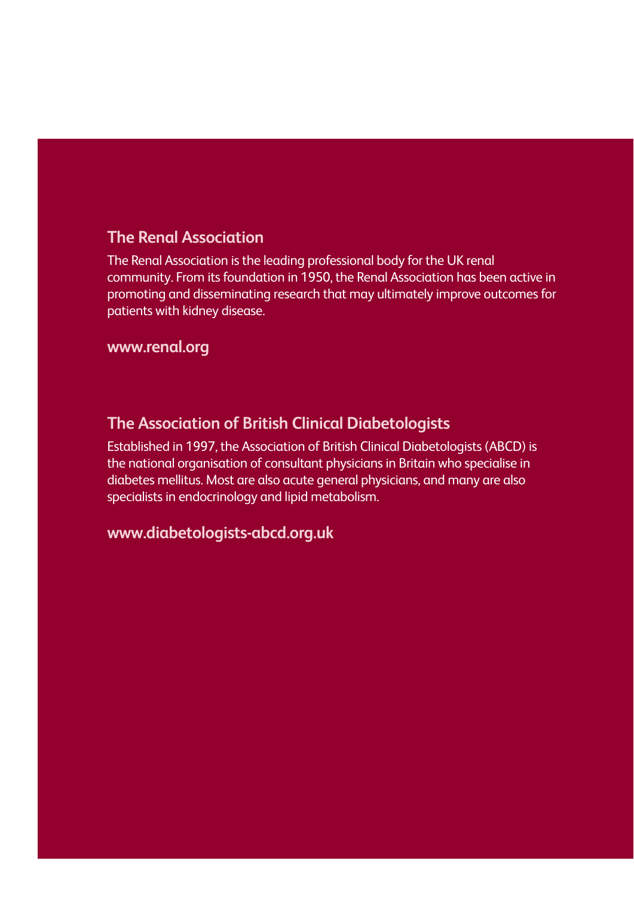## The Renal Association

The Renal Association is the leading professional body for the UK renal community. From its foundation in 1950, the Renal Association has been active in promoting and disseminating research that may ultimately improve outcomes for patients with kidney disease.

**www.renal.org**

## The Association of British Clinical Diabetologists

Established in 1997, the Association of British Clinical Diabetologists (ABCD) is the national organisation of consultant physicians in Britain who specialise in diabetes mellitus. Most are also acute general physicians, and many are also specialists in endocrinology and lipid metabolism.

**www.diabetologists-abcd.org.uk**